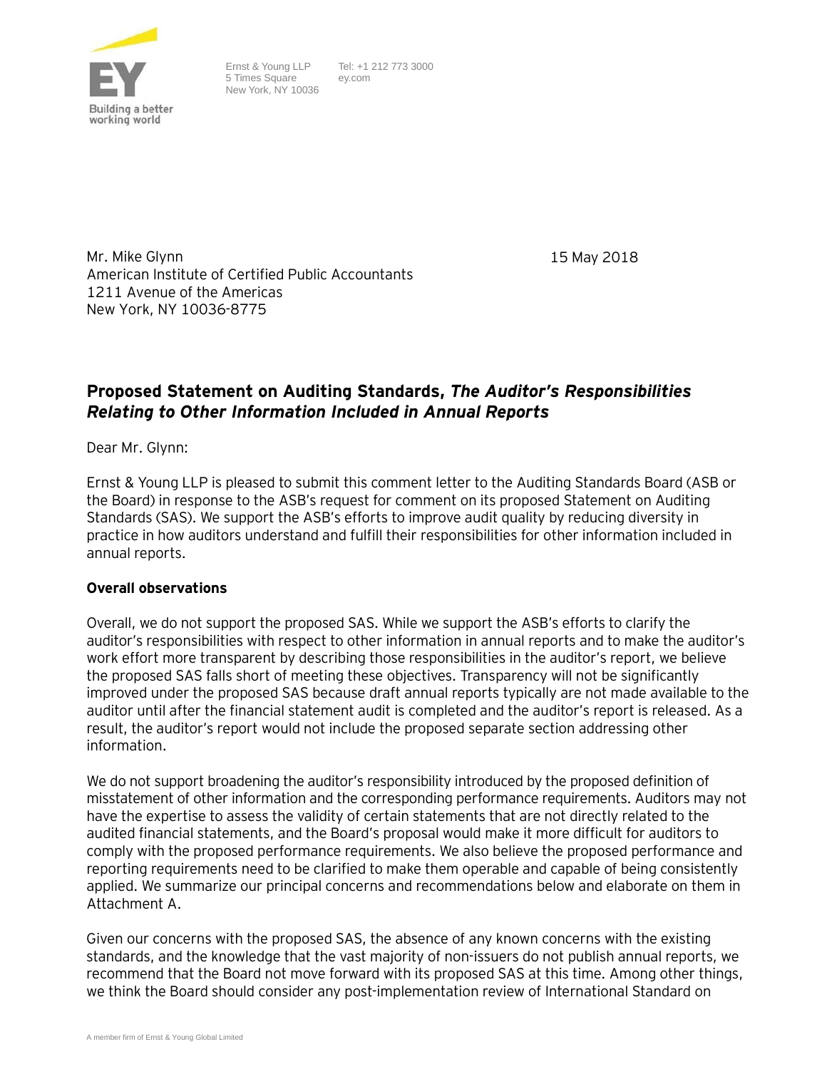Ernst & Young LLP
5 Times Square
New York, NY 10036

Tel: +1 212 773 3000
ey.com

Mr. Mike Glynn
American Institute of Certified Public Accountants
1211 Avenue of the Americas
New York, NY 10036-8775

15 May 2018

## Proposed Statement on Auditing Standards, *The Auditor's Responsibilities Relating to Other Information Included in Annual Reports*

Dear Mr. Glynn:

Ernst & Young LLP is pleased to submit this comment letter to the Auditing Standards Board (ASB or the Board) in response to the ASB's request for comment on its proposed Statement on Auditing Standards (SAS). We support the ASB's efforts to improve audit quality by reducing diversity in practice in how auditors understand and fulfill their responsibilities for other information included in annual reports.

**Overall observations**

Overall, we do not support the proposed SAS. While we support the ASB's efforts to clarify the auditor's responsibilities with respect to other information in annual reports and to make the auditor's work effort more transparent by describing those responsibilities in the auditor's report, we believe the proposed SAS falls short of meeting these objectives. Transparency will not be significantly improved under the proposed SAS because draft annual reports typically are not made available to the auditor until after the financial statement audit is completed and the auditor's report is released. As a result, the auditor's report would not include the proposed separate section addressing other information.

We do not support broadening the auditor's responsibility introduced by the proposed definition of misstatement of other information and the corresponding performance requirements. Auditors may not have the expertise to assess the validity of certain statements that are not directly related to the audited financial statements, and the Board's proposal would make it more difficult for auditors to comply with the proposed performance requirements. We also believe the proposed performance and reporting requirements need to be clarified to make them operable and capable of being consistently applied. We summarize our principal concerns and recommendations below and elaborate on them in Attachment A.

Given our concerns with the proposed SAS, the absence of any known concerns with the existing standards, and the knowledge that the vast majority of non-issuers do not publish annual reports, we recommend that the Board not move forward with its proposed SAS at this time. Among other things, we think the Board should consider any post-implementation review of International Standard on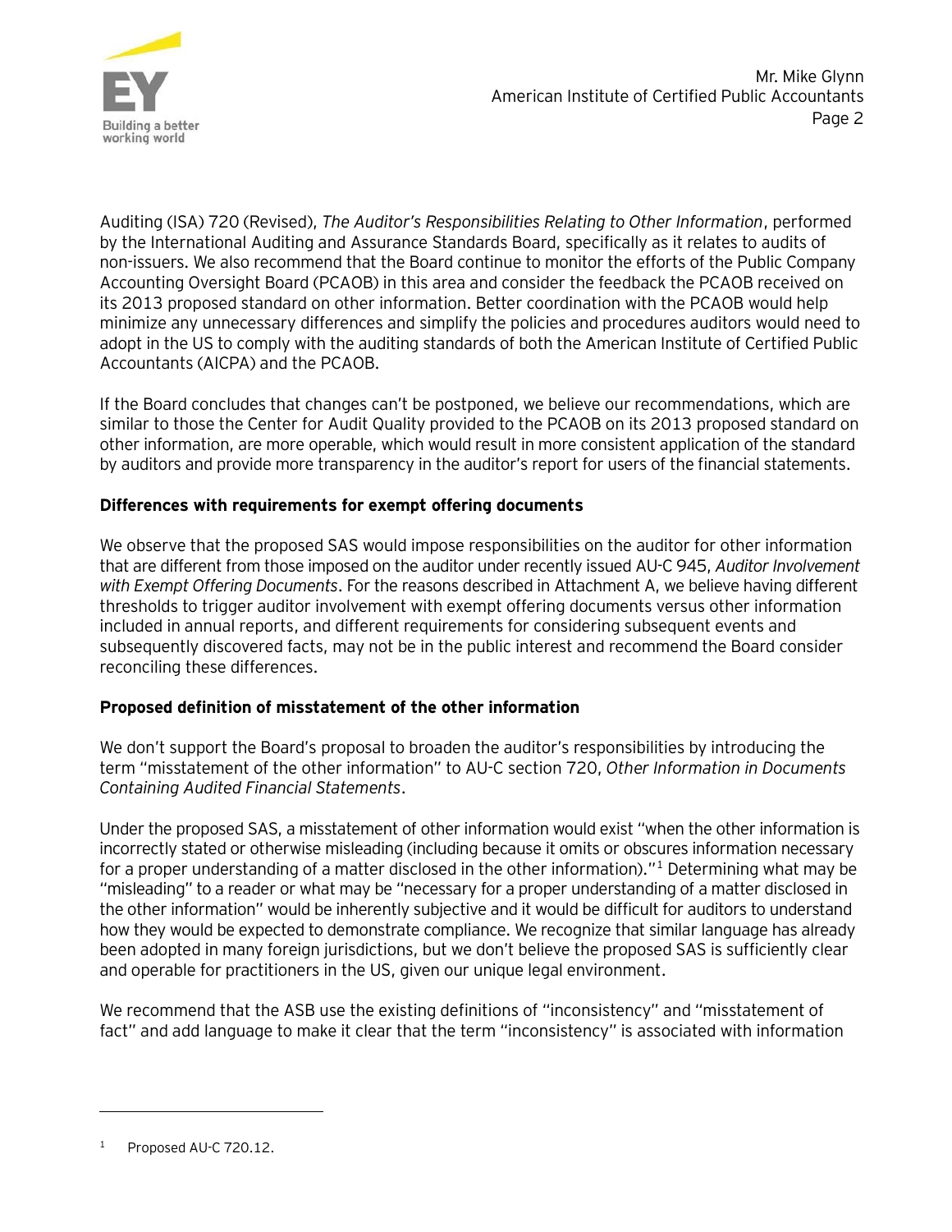Auditing (ISA) 720 (Revised), *The Auditor's Responsibilities Relating to Other Information*, performed by the International Auditing and Assurance Standards Board, specifically as it relates to audits of non-issuers. We also recommend that the Board continue to monitor the efforts of the Public Company Accounting Oversight Board (PCAOB) in this area and consider the feedback the PCAOB received on its 2013 proposed standard on other information. Better coordination with the PCAOB would help minimize any unnecessary differences and simplify the policies and procedures auditors would need to adopt in the US to comply with the auditing standards of both the American Institute of Certified Public Accountants (AICPA) and the PCAOB.

If the Board concludes that changes can't be postponed, we believe our recommendations, which are similar to those the Center for Audit Quality provided to the PCAOB on its 2013 proposed standard on other information, are more operable, which would result in more consistent application of the standard by auditors and provide more transparency in the auditor's report for users of the financial statements.

**Differences with requirements for exempt offering documents**

We observe that the proposed SAS would impose responsibilities on the auditor for other information that are different from those imposed on the auditor under recently issued AU-C 945, *Auditor Involvement with Exempt Offering Documents*. For the reasons described in Attachment A, we believe having different thresholds to trigger auditor involvement with exempt offering documents versus other information included in annual reports, and different requirements for considering subsequent events and subsequently discovered facts, may not be in the public interest and recommend the Board consider reconciling these differences.

**Proposed definition of misstatement of the other information**

We don't support the Board's proposal to broaden the auditor's responsibilities by introducing the term "misstatement of the other information" to AU-C section 720, *Other Information in Documents Containing Audited Financial Statements*.

Under the proposed SAS, a misstatement of other information would exist "when the other information is incorrectly stated or otherwise misleading (including because it omits or obscures information necessary for a proper understanding of a matter disclosed in the other information)."[1] Determining what may be "misleading" to a reader or what may be "necessary for a proper understanding of a matter disclosed in the other information" would be inherently subjective and it would be difficult for auditors to understand how they would be expected to demonstrate compliance. We recognize that similar language has already been adopted in many foreign jurisdictions, but we don't believe the proposed SAS is sufficiently clear and operable for practitioners in the US, given our unique legal environment.

We recommend that the ASB use the existing definitions of "inconsistency" and "misstatement of fact" and add language to make it clear that the term "inconsistency" is associated with information

[1] Proposed AU-C 720.12.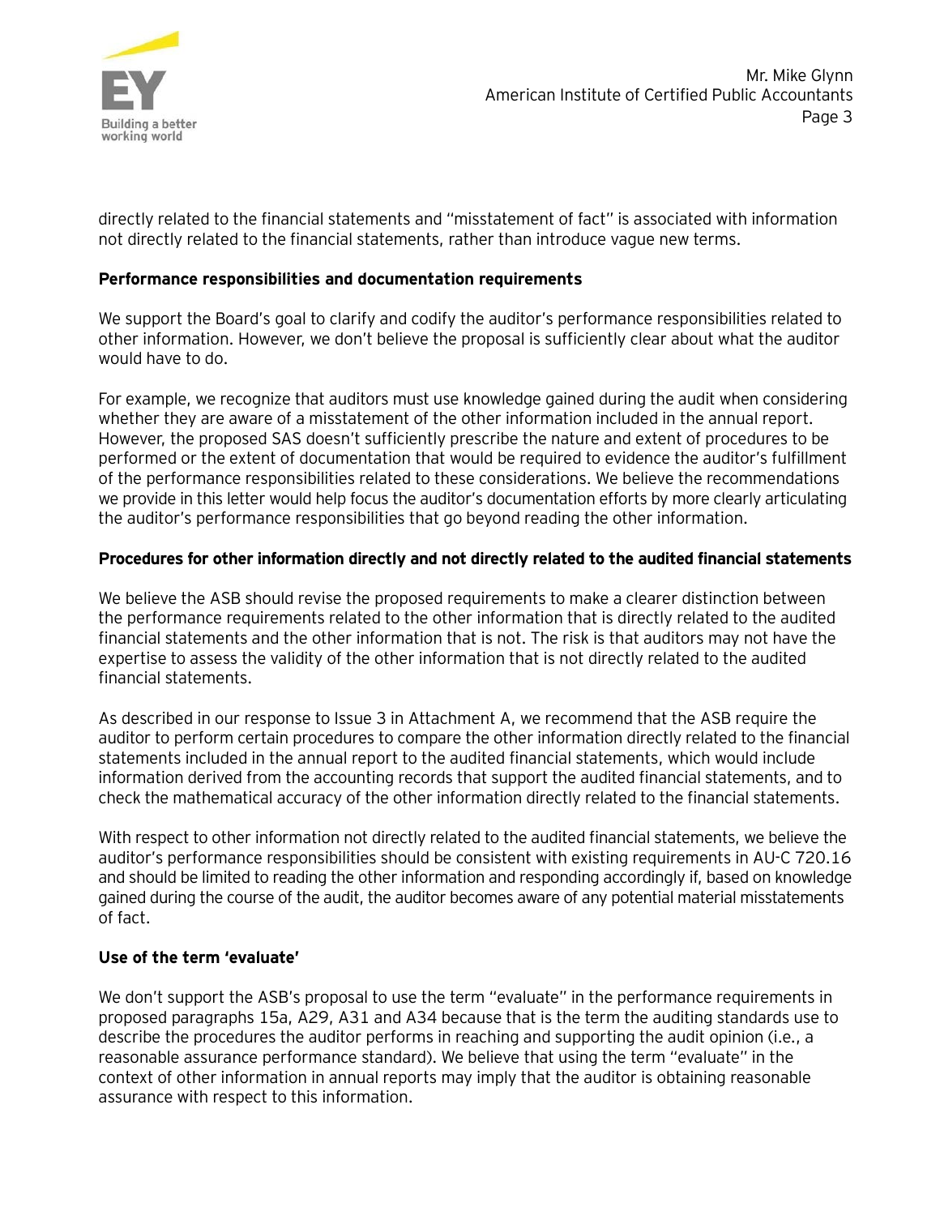directly related to the financial statements and "misstatement of fact" is associated with information not directly related to the financial statements, rather than introduce vague new terms.

**Performance responsibilities and documentation requirements**

We support the Board's goal to clarify and codify the auditor's performance responsibilities related to other information. However, we don't believe the proposal is sufficiently clear about what the auditor would have to do.

For example, we recognize that auditors must use knowledge gained during the audit when considering whether they are aware of a misstatement of the other information included in the annual report. However, the proposed SAS doesn't sufficiently prescribe the nature and extent of procedures to be performed or the extent of documentation that would be required to evidence the auditor's fulfillment of the performance responsibilities related to these considerations. We believe the recommendations we provide in this letter would help focus the auditor's documentation efforts by more clearly articulating the auditor's performance responsibilities that go beyond reading the other information.

**Procedures for other information directly and not directly related to the audited financial statements**

We believe the ASB should revise the proposed requirements to make a clearer distinction between the performance requirements related to the other information that is directly related to the audited financial statements and the other information that is not. The risk is that auditors may not have the expertise to assess the validity of the other information that is not directly related to the audited financial statements.

As described in our response to Issue 3 in Attachment A, we recommend that the ASB require the auditor to perform certain procedures to compare the other information directly related to the financial statements included in the annual report to the audited financial statements, which would include information derived from the accounting records that support the audited financial statements, and to check the mathematical accuracy of the other information directly related to the financial statements.

With respect to other information not directly related to the audited financial statements, we believe the auditor's performance responsibilities should be consistent with existing requirements in AU-C 720.16 and should be limited to reading the other information and responding accordingly if, based on knowledge gained during the course of the audit, the auditor becomes aware of any potential material misstatements of fact.

**Use of the term 'evaluate'**

We don't support the ASB's proposal to use the term "evaluate" in the performance requirements in proposed paragraphs 15a, A29, A31 and A34 because that is the term the auditing standards use to describe the procedures the auditor performs in reaching and supporting the audit opinion (i.e., a reasonable assurance performance standard). We believe that using the term "evaluate" in the context of other information in annual reports may imply that the auditor is obtaining reasonable assurance with respect to this information.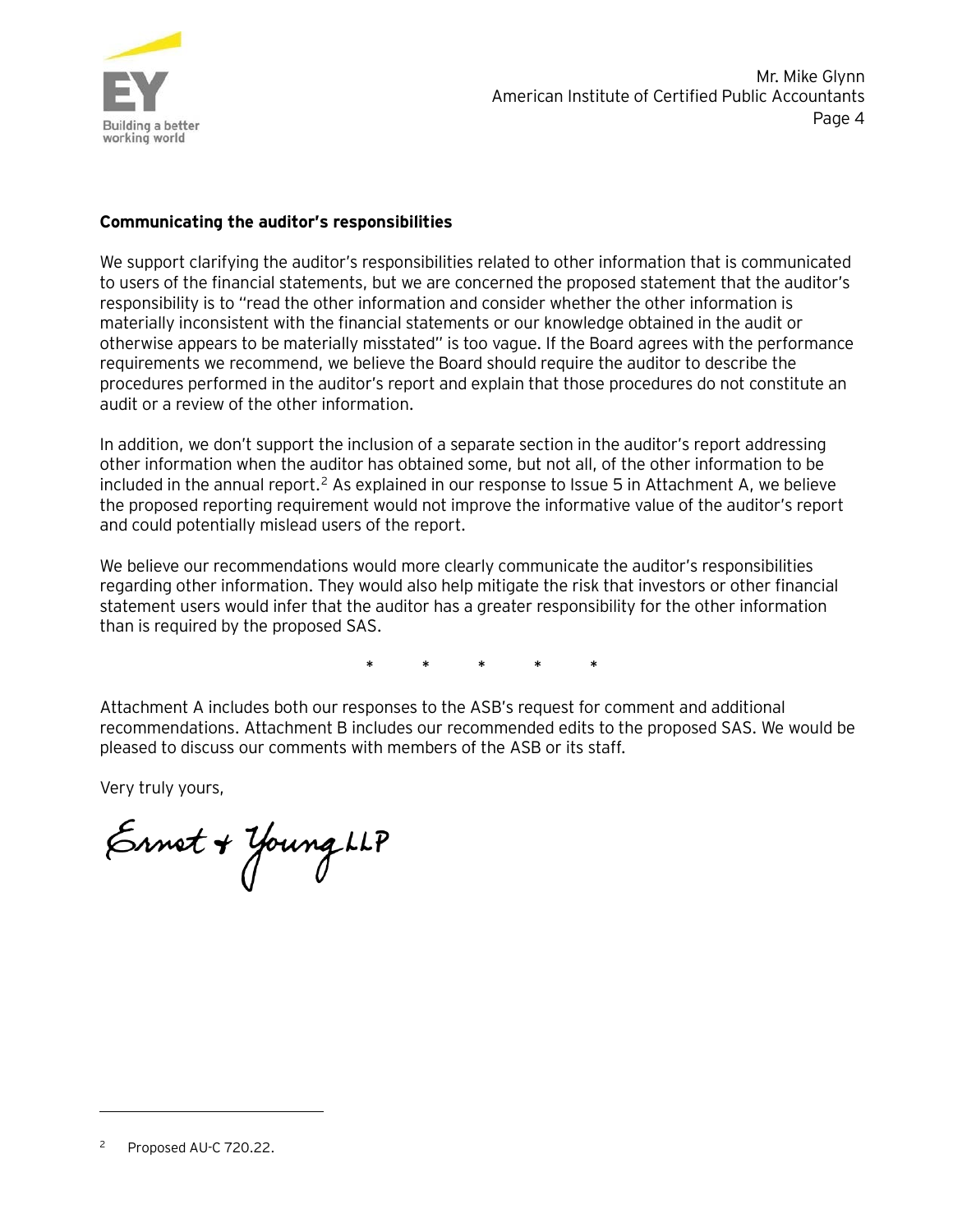**Communicating the auditor's responsibilities**

We support clarifying the auditor's responsibilities related to other information that is communicated to users of the financial statements, but we are concerned the proposed statement that the auditor's responsibility is to "read the other information and consider whether the other information is materially inconsistent with the financial statements or our knowledge obtained in the audit or otherwise appears to be materially misstated" is too vague. If the Board agrees with the performance requirements we recommend, we believe the Board should require the auditor to describe the procedures performed in the auditor's report and explain that those procedures do not constitute an audit or a review of the other information.

In addition, we don't support the inclusion of a separate section in the auditor's report addressing other information when the auditor has obtained some, but not all, of the other information to be included in the annual report.[2] As explained in our response to Issue 5 in Attachment A, we believe the proposed reporting requirement would not improve the informative value of the auditor's report and could potentially mislead users of the report.

We believe our recommendations would more clearly communicate the auditor's responsibilities regarding other information. They would also help mitigate the risk that investors or other financial statement users would infer that the auditor has a greater responsibility for the other information than is required by the proposed SAS.

\* \* \* \* \*

Attachment A includes both our responses to the ASB's request for comment and additional recommendations. Attachment B includes our recommended edits to the proposed SAS. We would be pleased to discuss our comments with members of the ASB or its staff.

Very truly yours,

Ernst & Young LLP

---

[2] Proposed AU-C 720.22.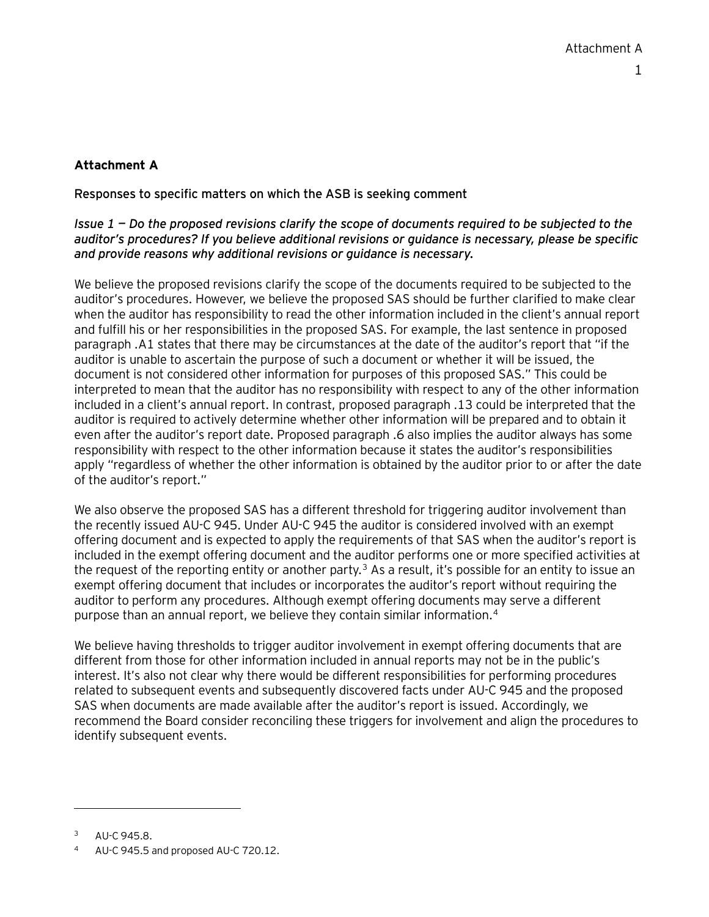**Attachment A**

Responses to specific matters on which the ASB is seeking comment

*Issue 1 — Do the proposed revisions clarify the scope of documents required to be subjected to the auditor's procedures? If you believe additional revisions or guidance is necessary, please be specific and provide reasons why additional revisions or guidance is necessary.*

We believe the proposed revisions clarify the scope of the documents required to be subjected to the auditor's procedures. However, we believe the proposed SAS should be further clarified to make clear when the auditor has responsibility to read the other information included in the client's annual report and fulfill his or her responsibilities in the proposed SAS. For example, the last sentence in proposed paragraph .A1 states that there may be circumstances at the date of the auditor's report that "if the auditor is unable to ascertain the purpose of such a document or whether it will be issued, the document is not considered other information for purposes of this proposed SAS." This could be interpreted to mean that the auditor has no responsibility with respect to any of the other information included in a client's annual report. In contrast, proposed paragraph .13 could be interpreted that the auditor is required to actively determine whether other information will be prepared and to obtain it even after the auditor's report date. Proposed paragraph .6 also implies the auditor always has some responsibility with respect to the other information because it states the auditor's responsibilities apply "regardless of whether the other information is obtained by the auditor prior to or after the date of the auditor's report."

We also observe the proposed SAS has a different threshold for triggering auditor involvement than the recently issued AU-C 945. Under AU-C 945 the auditor is considered involved with an exempt offering document and is expected to apply the requirements of that SAS when the auditor's report is included in the exempt offering document and the auditor performs one or more specified activities at the request of the reporting entity or another party.[3] As a result, it's possible for an entity to issue an exempt offering document that includes or incorporates the auditor's report without requiring the auditor to perform any procedures. Although exempt offering documents may serve a different purpose than an annual report, we believe they contain similar information.[4]

We believe having thresholds to trigger auditor involvement in exempt offering documents that are different from those for other information included in annual reports may not be in the public's interest. It's also not clear why there would be different responsibilities for performing procedures related to subsequent events and subsequently discovered facts under AU-C 945 and the proposed SAS when documents are made available after the auditor's report is issued. Accordingly, we recommend the Board consider reconciling these triggers for involvement and align the procedures to identify subsequent events.

---

[3] AU-C 945.8.

[4] AU-C 945.5 and proposed AU-C 720.12.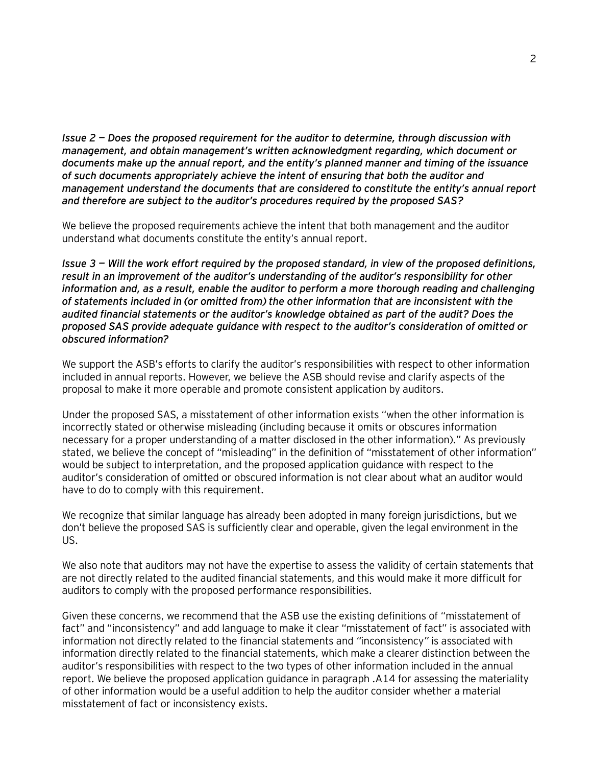*Issue 2 — Does the proposed requirement for the auditor to determine, through discussion with management, and obtain management's written acknowledgment regarding, which document or documents make up the annual report, and the entity's planned manner and timing of the issuance of such documents appropriately achieve the intent of ensuring that both the auditor and management understand the documents that are considered to constitute the entity's annual report and therefore are subject to the auditor's procedures required by the proposed SAS?*

We believe the proposed requirements achieve the intent that both management and the auditor understand what documents constitute the entity's annual report.

*Issue 3 — Will the work effort required by the proposed standard, in view of the proposed definitions, result in an improvement of the auditor's understanding of the auditor's responsibility for other information and, as a result, enable the auditor to perform a more thorough reading and challenging of statements included in (or omitted from) the other information that are inconsistent with the audited financial statements or the auditor's knowledge obtained as part of the audit? Does the proposed SAS provide adequate guidance with respect to the auditor's consideration of omitted or obscured information?*

We support the ASB's efforts to clarify the auditor's responsibilities with respect to other information included in annual reports. However, we believe the ASB should revise and clarify aspects of the proposal to make it more operable and promote consistent application by auditors.

Under the proposed SAS, a misstatement of other information exists "when the other information is incorrectly stated or otherwise misleading (including because it omits or obscures information necessary for a proper understanding of a matter disclosed in the other information)." As previously stated, we believe the concept of "misleading" in the definition of "misstatement of other information" would be subject to interpretation, and the proposed application guidance with respect to the auditor's consideration of omitted or obscured information is not clear about what an auditor would have to do to comply with this requirement.

We recognize that similar language has already been adopted in many foreign jurisdictions, but we don't believe the proposed SAS is sufficiently clear and operable, given the legal environment in the US.

We also note that auditors may not have the expertise to assess the validity of certain statements that are not directly related to the audited financial statements, and this would make it more difficult for auditors to comply with the proposed performance responsibilities.

Given these concerns, we recommend that the ASB use the existing definitions of "misstatement of fact" and "inconsistency" and add language to make it clear "misstatement of fact" is associated with information not directly related to the financial statements and "inconsistency" is associated with information directly related to the financial statements, which make a clearer distinction between the auditor's responsibilities with respect to the two types of other information included in the annual report. We believe the proposed application guidance in paragraph .A14 for assessing the materiality of other information would be a useful addition to help the auditor consider whether a material misstatement of fact or inconsistency exists.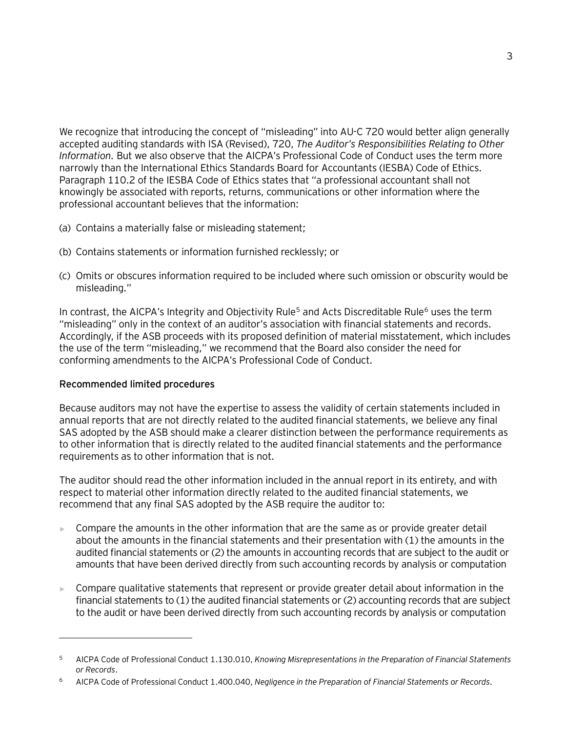We recognize that introducing the concept of "misleading" into AU-C 720 would better align generally accepted auditing standards with ISA (Revised), 720, *The Auditor's Responsibilities Relating to Other Information*. But we also observe that the AICPA's Professional Code of Conduct uses the term more narrowly than the International Ethics Standards Board for Accountants (IESBA) Code of Ethics. Paragraph 110.2 of the IESBA Code of Ethics states that "a professional accountant shall not knowingly be associated with reports, returns, communications or other information where the professional accountant believes that the information:

(a) Contains a materially false or misleading statement;

(b) Contains statements or information furnished recklessly; or

(c) Omits or obscures information required to be included where such omission or obscurity would be misleading."

In contrast, the AICPA's Integrity and Objectivity Rule[5] and Acts Discreditable Rule[6] uses the term "misleading" only in the context of an auditor's association with financial statements and records. Accordingly, if the ASB proceeds with its proposed definition of material misstatement, which includes the use of the term "misleading," we recommend that the Board also consider the need for conforming amendments to the AICPA's Professional Code of Conduct.

**Recommended limited procedures**

Because auditors may not have the expertise to assess the validity of certain statements included in annual reports that are not directly related to the audited financial statements, we believe any final SAS adopted by the ASB should make a clearer distinction between the performance requirements as to other information that is directly related to the audited financial statements and the performance requirements as to other information that is not.

The auditor should read the other information included in the annual report in its entirety, and with respect to material other information directly related to the audited financial statements, we recommend that any final SAS adopted by the ASB require the auditor to:

- Compare the amounts in the other information that are the same as or provide greater detail about the amounts in the financial statements and their presentation with (1) the amounts in the audited financial statements or (2) the amounts in accounting records that are subject to the audit or amounts that have been derived directly from such accounting records by analysis or computation
- Compare qualitative statements that represent or provide greater detail about information in the financial statements to (1) the audited financial statements or (2) accounting records that are subject to the audit or have been derived directly from such accounting records by analysis or computation

---

[5] AICPA Code of Professional Conduct 1.130.010, *Knowing Misrepresentations in the Preparation of Financial Statements or Records*.

[6] AICPA Code of Professional Conduct 1.400.040, *Negligence in the Preparation of Financial Statements or Records*.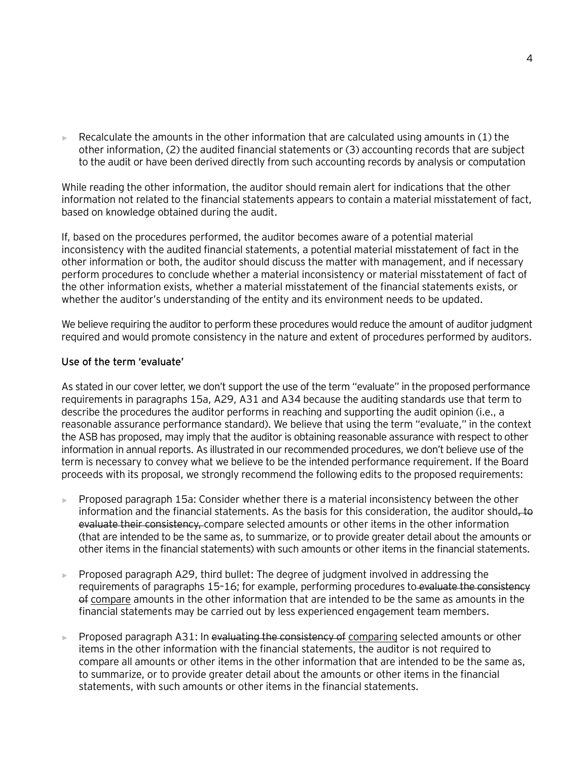- Recalculate the amounts in the other information that are calculated using amounts in (1) the other information, (2) the audited financial statements or (3) accounting records that are subject to the audit or have been derived directly from such accounting records by analysis or computation

While reading the other information, the auditor should remain alert for indications that the other information not related to the financial statements appears to contain a material misstatement of fact, based on knowledge obtained during the audit.

If, based on the procedures performed, the auditor becomes aware of a potential material inconsistency with the audited financial statements, a potential material misstatement of fact in the other information or both, the auditor should discuss the matter with management, and if necessary perform procedures to conclude whether a material inconsistency or material misstatement of fact of the other information exists, whether a material misstatement of the financial statements exists, or whether the auditor's understanding of the entity and its environment needs to be updated.

We believe requiring the auditor to perform these procedures would reduce the amount of auditor judgment required and would promote consistency in the nature and extent of procedures performed by auditors.

**Use of the term 'evaluate'**

As stated in our cover letter, we don't support the use of the term "evaluate" in the proposed performance requirements in paragraphs 15a, A29, A31 and A34 because the auditing standards use that term to describe the procedures the auditor performs in reaching and supporting the audit opinion (i.e., a reasonable assurance performance standard). We believe that using the term "evaluate," in the context the ASB has proposed, may imply that the auditor is obtaining reasonable assurance with respect to other information in annual reports. As illustrated in our recommended procedures, we don't believe use of the term is necessary to convey what we believe to be the intended performance requirement. If the Board proceeds with its proposal, we strongly recommend the following edits to the proposed requirements:

- Proposed paragraph 15a: Consider whether there is a material inconsistency between the other information and the financial statements. As the basis for this consideration, the auditor should~~, to evaluate their consistency,~~ compare selected amounts or other items in the other information (that are intended to be the same as, to summarize, or to provide greater detail about the amounts or other items in the financial statements) with such amounts or other items in the financial statements.

- Proposed paragraph A29, third bullet: The degree of judgment involved in addressing the requirements of paragraphs 15–16; for example, performing procedures to~~ evaluate the consistency of~~ <u>compare</u> amounts in the other information that are intended to be the same as amounts in the financial statements may be carried out by less experienced engagement team members.

- Proposed paragraph A31: In ~~evaluating the consistency of~~ <u>comparing</u> selected amounts or other items in the other information with the financial statements, the auditor is not required to compare all amounts or other items in the other information that are intended to be the same as, to summarize, or to provide greater detail about the amounts or other items in the financial statements, with such amounts or other items in the financial statements.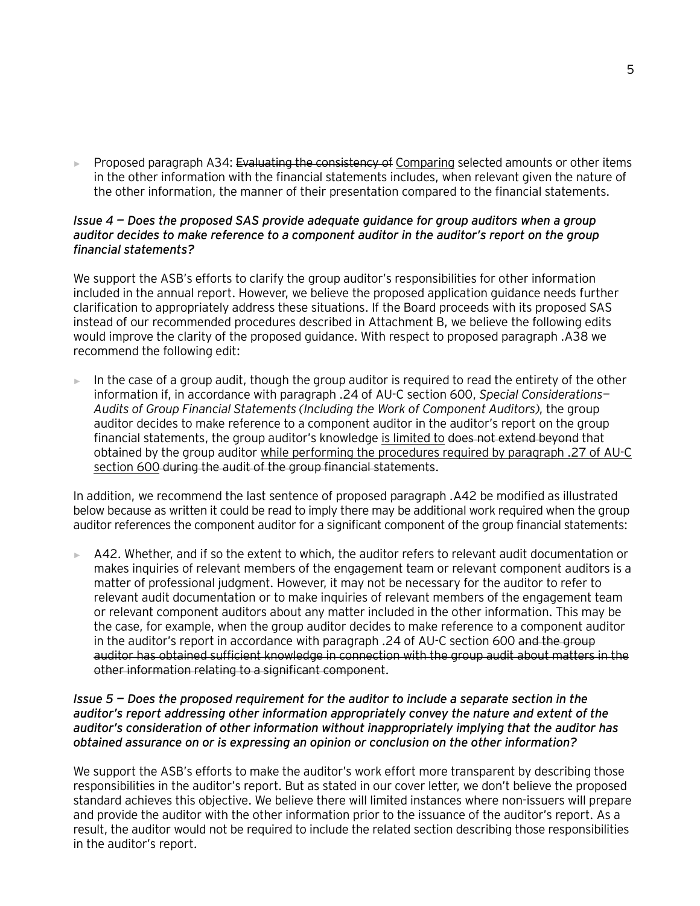- Proposed paragraph A34: ~~Evaluating the consistency of~~ <u>Comparing</u> selected amounts or other items in the other information with the financial statements includes, when relevant given the nature of the other information, the manner of their presentation compared to the financial statements.

*Issue 4 — Does the proposed SAS provide adequate guidance for group auditors when a group auditor decides to make reference to a component auditor in the auditor's report on the group financial statements?*

We support the ASB's efforts to clarify the group auditor's responsibilities for other information included in the annual report. However, we believe the proposed application guidance needs further clarification to appropriately address these situations. If the Board proceeds with its proposed SAS instead of our recommended procedures described in Attachment B, we believe the following edits would improve the clarity of the proposed guidance. With respect to proposed paragraph .A38 we recommend the following edit:

- In the case of a group audit, though the group auditor is required to read the entirety of the other information if, in accordance with paragraph .24 of AU-C section 600, *Special Considerations—Audits of Group Financial Statements (Including the Work of Component Auditors)*, the group auditor decides to make reference to a component auditor in the auditor's report on the group financial statements, the group auditor's knowledge <u>is limited to</u> ~~does not extend beyond~~ that obtained by the group auditor <u>while performing the procedures required by paragraph .27 of AU-C section 600</u> ~~during the audit of the group financial statements~~.

In addition, we recommend the last sentence of proposed paragraph .A42 be modified as illustrated below because as written it could be read to imply there may be additional work required when the group auditor references the component auditor for a significant component of the group financial statements:

- A42. Whether, and if so the extent to which, the auditor refers to relevant audit documentation or makes inquiries of relevant members of the engagement team or relevant component auditors is a matter of professional judgment. However, it may not be necessary for the auditor to refer to relevant audit documentation or to make inquiries of relevant members of the engagement team or relevant component auditors about any matter included in the other information. This may be the case, for example, when the group auditor decides to make reference to a component auditor in the auditor's report in accordance with paragraph .24 of AU-C section 600 ~~and the group auditor has obtained sufficient knowledge in connection with the group audit about matters in the other information relating to a significant component~~.

*Issue 5 — Does the proposed requirement for the auditor to include a separate section in the auditor's report addressing other information appropriately convey the nature and extent of the auditor's consideration of other information without inappropriately implying that the auditor has obtained assurance on or is expressing an opinion or conclusion on the other information?*

We support the ASB's efforts to make the auditor's work effort more transparent by describing those responsibilities in the auditor's report. But as stated in our cover letter, we don't believe the proposed standard achieves this objective. We believe there will limited instances where non-issuers will prepare and provide the auditor with the other information prior to the issuance of the auditor's report. As a result, the auditor would not be required to include the related section describing those responsibilities in the auditor's report.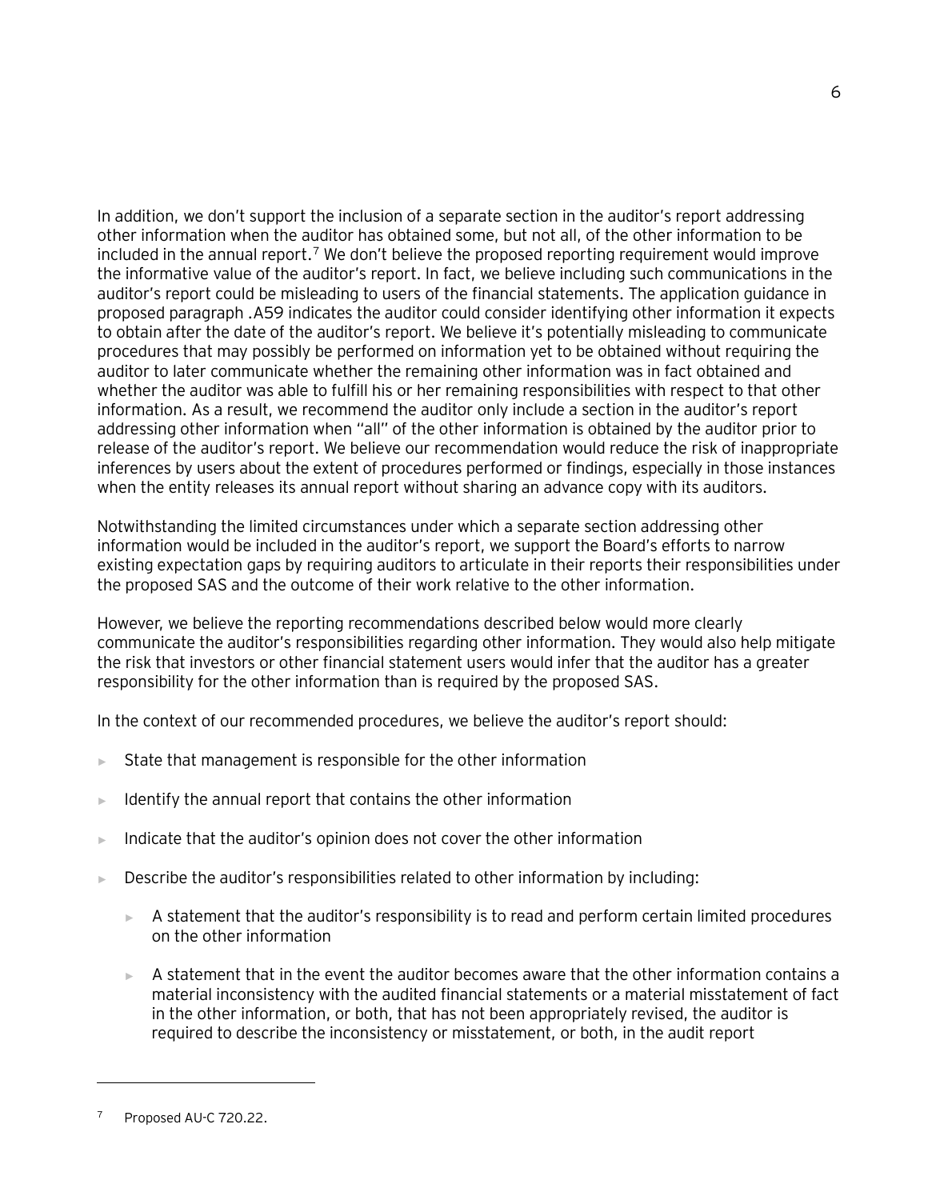In addition, we don't support the inclusion of a separate section in the auditor's report addressing other information when the auditor has obtained some, but not all, of the other information to be included in the annual report.[7] We don't believe the proposed reporting requirement would improve the informative value of the auditor's report. In fact, we believe including such communications in the auditor's report could be misleading to users of the financial statements. The application guidance in proposed paragraph .A59 indicates the auditor could consider identifying other information it expects to obtain after the date of the auditor's report. We believe it's potentially misleading to communicate procedures that may possibly be performed on information yet to be obtained without requiring the auditor to later communicate whether the remaining other information was in fact obtained and whether the auditor was able to fulfill his or her remaining responsibilities with respect to that other information. As a result, we recommend the auditor only include a section in the auditor's report addressing other information when "all" of the other information is obtained by the auditor prior to release of the auditor's report. We believe our recommendation would reduce the risk of inappropriate inferences by users about the extent of procedures performed or findings, especially in those instances when the entity releases its annual report without sharing an advance copy with its auditors.

Notwithstanding the limited circumstances under which a separate section addressing other information would be included in the auditor's report, we support the Board's efforts to narrow existing expectation gaps by requiring auditors to articulate in their reports their responsibilities under the proposed SAS and the outcome of their work relative to the other information.

However, we believe the reporting recommendations described below would more clearly communicate the auditor's responsibilities regarding other information. They would also help mitigate the risk that investors or other financial statement users would infer that the auditor has a greater responsibility for the other information than is required by the proposed SAS.

In the context of our recommended procedures, we believe the auditor's report should:

- State that management is responsible for the other information
- Identify the annual report that contains the other information
- Indicate that the auditor's opinion does not cover the other information
- Describe the auditor's responsibilities related to other information by including:
  - A statement that the auditor's responsibility is to read and perform certain limited procedures on the other information
  - A statement that in the event the auditor becomes aware that the other information contains a material inconsistency with the audited financial statements or a material misstatement of fact in the other information, or both, that has not been appropriately revised, the auditor is required to describe the inconsistency or misstatement, or both, in the audit report

[7] Proposed AU-C 720.22.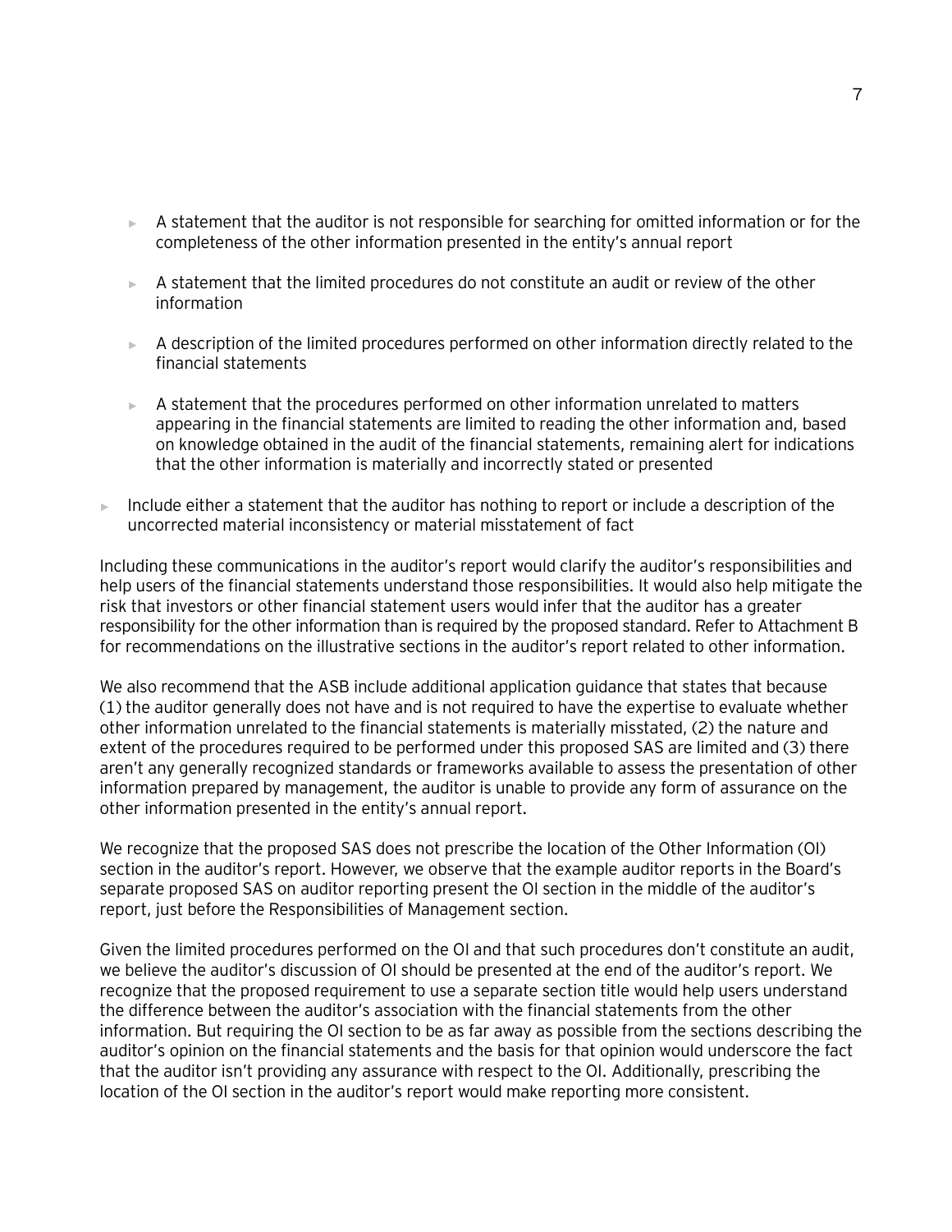- A statement that the auditor is not responsible for searching for omitted information or for the completeness of the other information presented in the entity's annual report
- A statement that the limited procedures do not constitute an audit or review of the other information
- A description of the limited procedures performed on other information directly related to the financial statements
- A statement that the procedures performed on other information unrelated to matters appearing in the financial statements are limited to reading the other information and, based on knowledge obtained in the audit of the financial statements, remaining alert for indications that the other information is materially and incorrectly stated or presented

- Include either a statement that the auditor has nothing to report or include a description of the uncorrected material inconsistency or material misstatement of fact

Including these communications in the auditor's report would clarify the auditor's responsibilities and help users of the financial statements understand those responsibilities. It would also help mitigate the risk that investors or other financial statement users would infer that the auditor has a greater responsibility for the other information than is required by the proposed standard. Refer to Attachment B for recommendations on the illustrative sections in the auditor's report related to other information.

We also recommend that the ASB include additional application guidance that states that because (1) the auditor generally does not have and is not required to have the expertise to evaluate whether other information unrelated to the financial statements is materially misstated, (2) the nature and extent of the procedures required to be performed under this proposed SAS are limited and (3) there aren't any generally recognized standards or frameworks available to assess the presentation of other information prepared by management, the auditor is unable to provide any form of assurance on the other information presented in the entity's annual report.

We recognize that the proposed SAS does not prescribe the location of the Other Information (OI) section in the auditor's report. However, we observe that the example auditor reports in the Board's separate proposed SAS on auditor reporting present the OI section in the middle of the auditor's report, just before the Responsibilities of Management section.

Given the limited procedures performed on the OI and that such procedures don't constitute an audit, we believe the auditor's discussion of OI should be presented at the end of the auditor's report. We recognize that the proposed requirement to use a separate section title would help users understand the difference between the auditor's association with the financial statements from the other information. But requiring the OI section to be as far away as possible from the sections describing the auditor's opinion on the financial statements and the basis for that opinion would underscore the fact that the auditor isn't providing any assurance with respect to the OI. Additionally, prescribing the location of the OI section in the auditor's report would make reporting more consistent.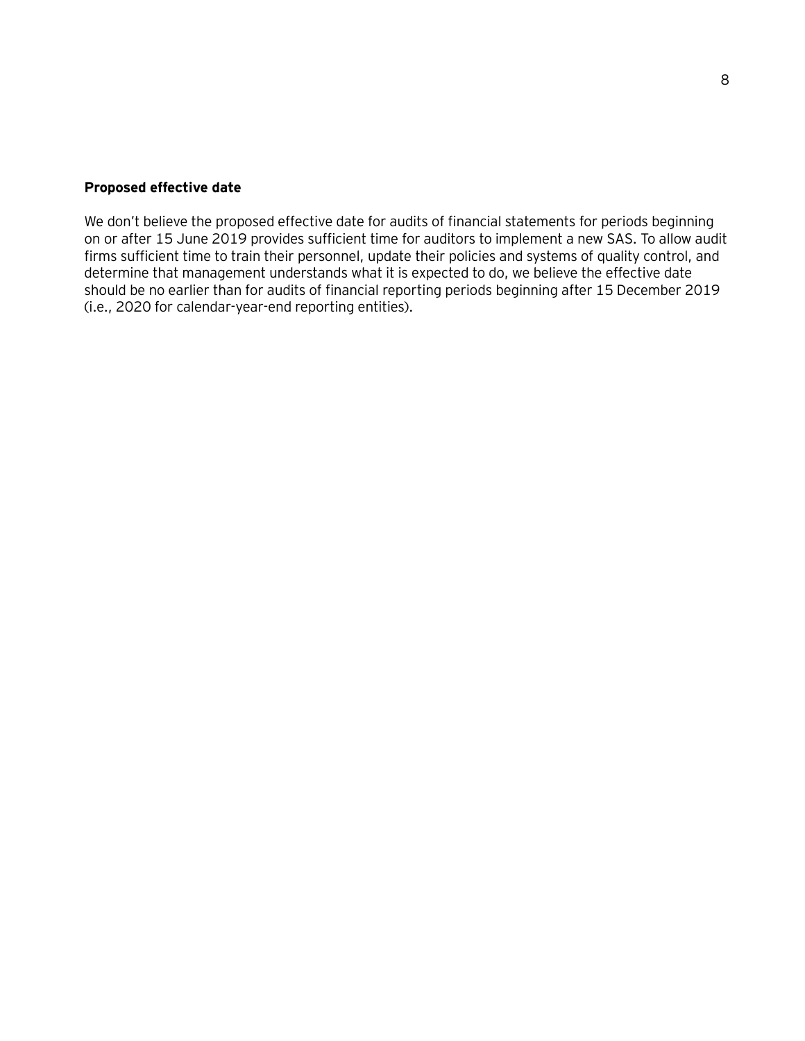**Proposed effective date**

We don't believe the proposed effective date for audits of financial statements for periods beginning on or after 15 June 2019 provides sufficient time for auditors to implement a new SAS. To allow audit firms sufficient time to train their personnel, update their policies and systems of quality control, and determine that management understands what it is expected to do, we believe the effective date should be no earlier than for audits of financial reporting periods beginning after 15 December 2019 (i.e., 2020 for calendar-year-end reporting entities).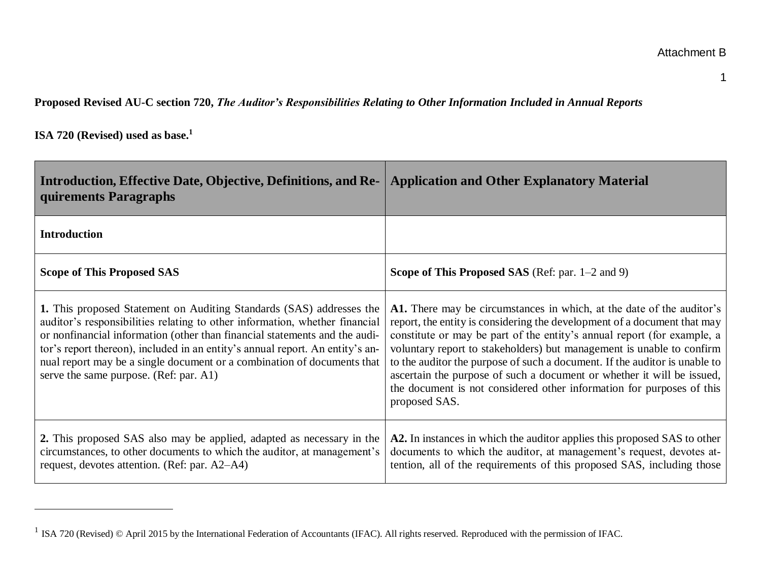Attachment B

**Proposed Revised AU-C section 720, *The Auditor's Responsibilities Relating to Other Information Included in Annual Reports***

**ISA 720 (Revised) used as base.**[1]

| Introduction, Effective Date, Objective, Definitions, and Requirements Paragraphs | Application and Other Explanatory Material |
|---|---|
| **Introduction** | |
| **Scope of This Proposed SAS** | **Scope of This Proposed SAS** (Ref: par. 1–2 and 9) |
| **1.** This proposed Statement on Auditing Standards (SAS) addresses the auditor's responsibilities relating to other information, whether financial or nonfinancial information (other than financial statements and the auditor's report thereon), included in an entity's annual report. An entity's annual report may be a single document or a combination of documents that serve the same purpose. (Ref: par. A1) | **A1.** There may be circumstances in which, at the date of the auditor's report, the entity is considering the development of a document that may constitute or may be part of the entity's annual report (for example, a voluntary report to stakeholders) but management is unable to confirm to the auditor the purpose of such a document. If the auditor is unable to ascertain the purpose of such a document or whether it will be issued, the document is not considered other information for purposes of this proposed SAS. |
| **2.** This proposed SAS also may be applied, adapted as necessary in the circumstances, to other documents to which the auditor, at management's request, devotes attention. (Ref: par. A2–A4) | **A2.** In instances in which the auditor applies this proposed SAS to other documents to which the auditor, at management's request, devotes attention, all of the requirements of this proposed SAS, including those |

[1] ISA 720 (Revised) © April 2015 by the International Federation of Accountants (IFAC). All rights reserved. Reproduced with the permission of IFAC.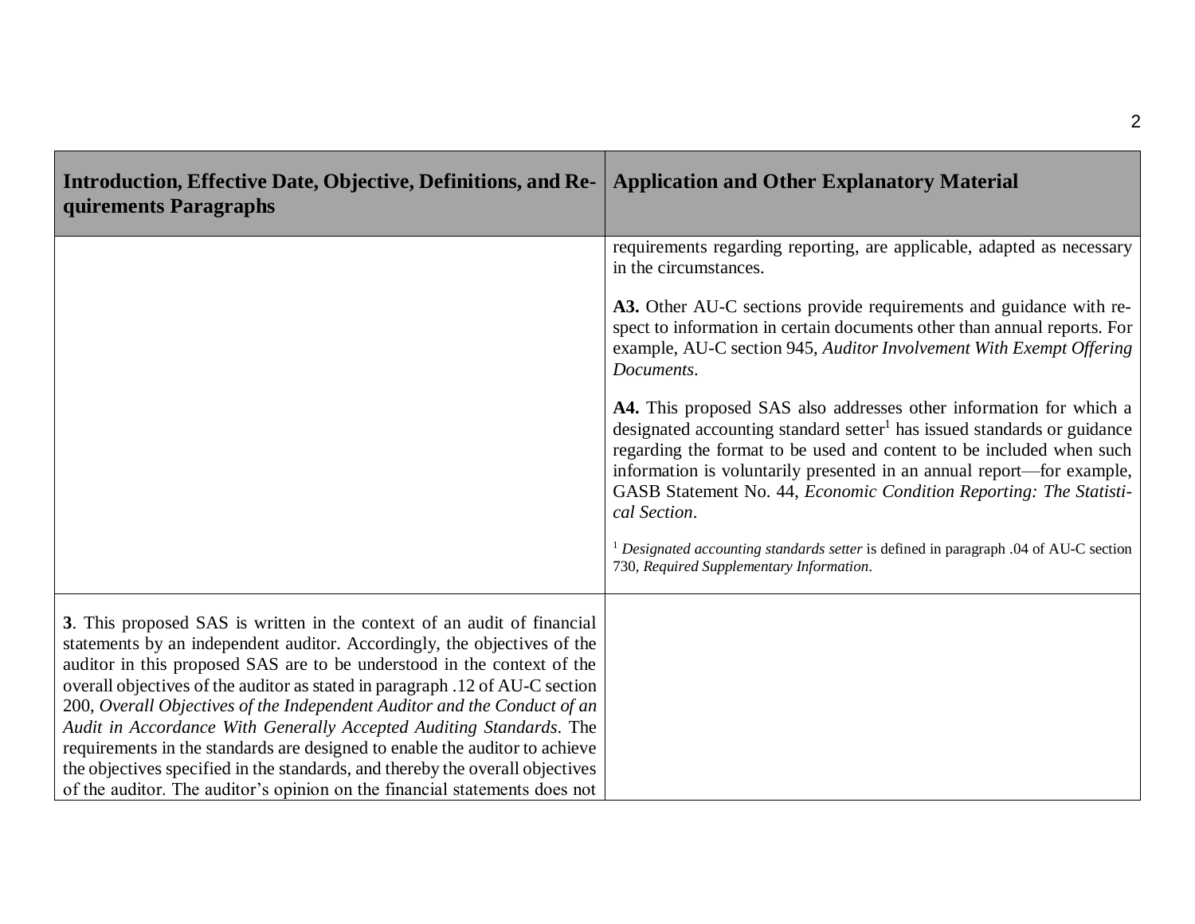| Introduction, Effective Date, Objective, Definitions, and Requirements Paragraphs | Application and Other Explanatory Material |
|---|---|
| | requirements regarding reporting, are applicable, adapted as necessary in the circumstances.<br><br>**A3.** Other AU-C sections provide requirements and guidance with respect to information in certain documents other than annual reports. For example, AU-C section 945, *Auditor Involvement With Exempt Offering Documents*.<br><br>**A4.** This proposed SAS also addresses other information for which a designated accounting standard setter[1] has issued standards or guidance regarding the format to be used and content to be included when such information is voluntarily presented in an annual report—for example, GASB Statement No. 44, *Economic Condition Reporting: The Statistical Section*.<br><br>[1] *Designated accounting standards setter* is defined in paragraph .04 of AU-C section 730, *Required Supplementary Information*. |
| **3**. This proposed SAS is written in the context of an audit of financial statements by an independent auditor. Accordingly, the objectives of the auditor in this proposed SAS are to be understood in the context of the overall objectives of the auditor as stated in paragraph .12 of AU-C section 200, *Overall Objectives of the Independent Auditor and the Conduct of an Audit in Accordance With Generally Accepted Auditing Standards*. The requirements in the standards are designed to enable the auditor to achieve the objectives specified in the standards, and thereby the overall objectives of the auditor. The auditor's opinion on the financial statements does not | |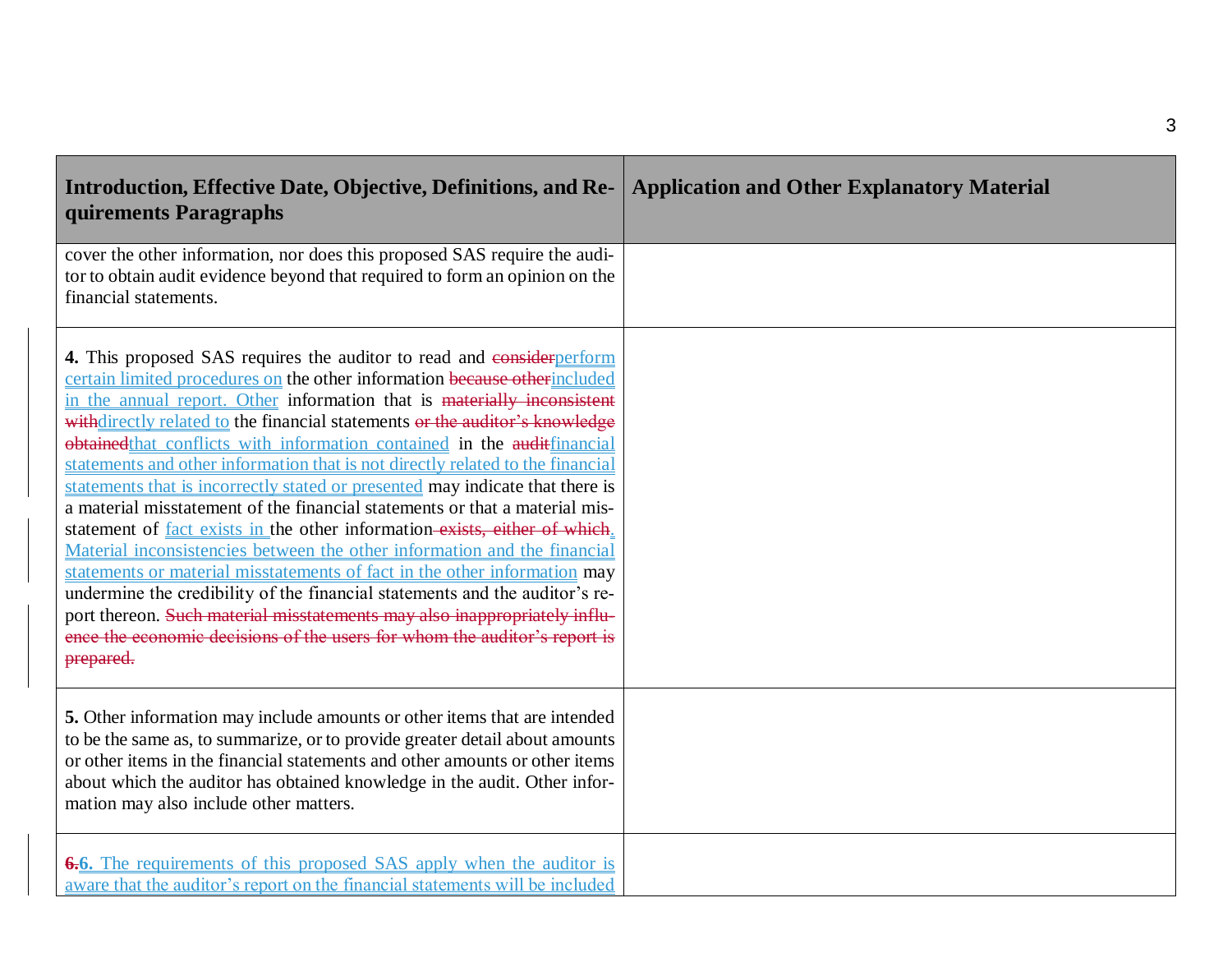| Introduction, Effective Date, Objective, Definitions, and Requirements Paragraphs | Application and Other Explanatory Material |
|---|---|
| cover the other information, nor does this proposed SAS require the auditor to obtain audit evidence beyond that required to form an opinion on the financial statements. | |
| **4.** This proposed SAS requires the auditor to read and ~~consider~~perform certain limited procedures on the other information ~~because other~~included in the annual report. Other information that is ~~materially inconsistent with~~directly related to the financial statements ~~or the auditor's knowledge obtained~~that conflicts with information contained in the ~~audit~~financial statements and other information that is not directly related to the financial statements that is incorrectly stated or presented may indicate that there is a material misstatement of the financial statements or that a material misstatement of fact exists in the other information ~~exists, either of which~~. Material inconsistencies between the other information and the financial statements or material misstatements of fact in the other information may undermine the credibility of the financial statements and the auditor's report thereon. ~~Such material misstatements may also inappropriately influence the economic decisions of the users for whom the auditor's report is prepared.~~ | |
| **5.** Other information may include amounts or other items that are intended to be the same as, to summarize, or to provide greater detail about amounts or other items in the financial statements and other amounts or other items about which the auditor has obtained knowledge in the audit. Other information may also include other matters. | |
| ~~**6.**~~**6.** The requirements of this proposed SAS apply when the auditor is aware that the auditor's report on the financial statements will be included | |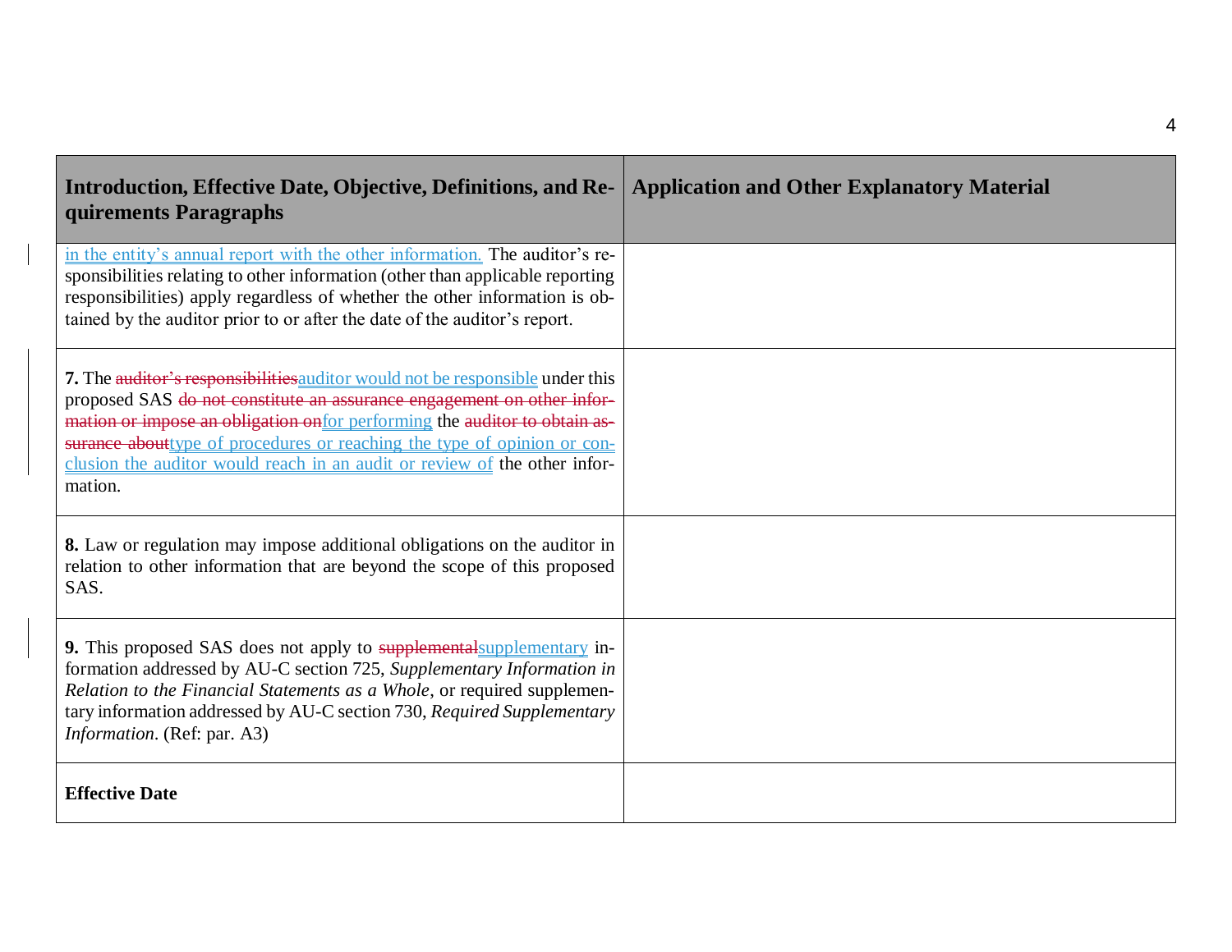| Introduction, Effective Date, Objective, Definitions, and Requirements Paragraphs | Application and Other Explanatory Material |
|---|---|
| in the entity's annual report with the other information. The auditor's responsibilities relating to other information (other than applicable reporting responsibilities) apply regardless of whether the other information is obtained by the auditor prior to or after the date of the auditor's report. | |
| **7.** The ~~auditor's responsibilities~~auditor would not be responsible under this proposed SAS ~~do not constitute an assurance engagement on other information or impose an obligation on~~for performing the ~~auditor to obtain assurance about~~type of procedures or reaching the type of opinion or conclusion the auditor would reach in an audit or review of the other information. | |
| **8.** Law or regulation may impose additional obligations on the auditor in relation to other information that are beyond the scope of this proposed SAS. | |
| **9.** This proposed SAS does not apply to ~~supplemental~~supplementary information addressed by AU-C section 725, *Supplementary Information in Relation to the Financial Statements as a Whole*, or required supplementary information addressed by AU-C section 730, *Required Supplementary Information*. (Ref: par. A3) | |
| **Effective Date** | |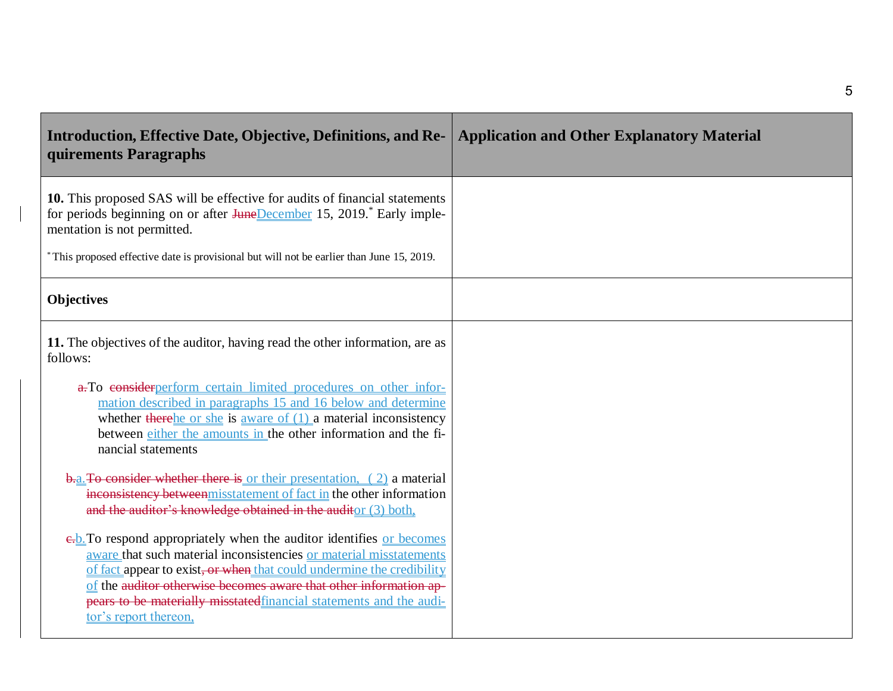| Introduction, Effective Date, Objective, Definitions, and Requirements Paragraphs | Application and Other Explanatory Material |
|---|---|
| **10.** This proposed SAS will be effective for audits of financial statements for periods beginning on or after ~~June~~December 15, 2019.* Early implementation is not permitted.<br><br>* This proposed effective date is provisional but will not be earlier than June 15, 2019. | |
| **Objectives** | |
| **11.** The objectives of the auditor, having read the other information, are as follows:<br><br>~~a.~~To ~~consider~~perform certain limited procedures on other information described in paragraphs 15 and 16 below and determine whether ~~there~~he or she is aware of (1) a material inconsistency between either the amounts in the other information and the financial statements<br><br>~~b.~~a. ~~To consider whether there is~~ or their presentation, (2) a material ~~inconsistency between~~misstatement of fact in the other information ~~and the auditor's knowledge obtained in the audit~~or (3) both,<br><br>~~c.~~b. To respond appropriately when the auditor identifies or becomes aware that such material inconsistencies or material misstatements of fact appear to exist~~, or when~~ that could undermine the credibility of the ~~auditor otherwise becomes aware that other information appears to be materially misstated~~financial statements and the auditor's report thereon, | |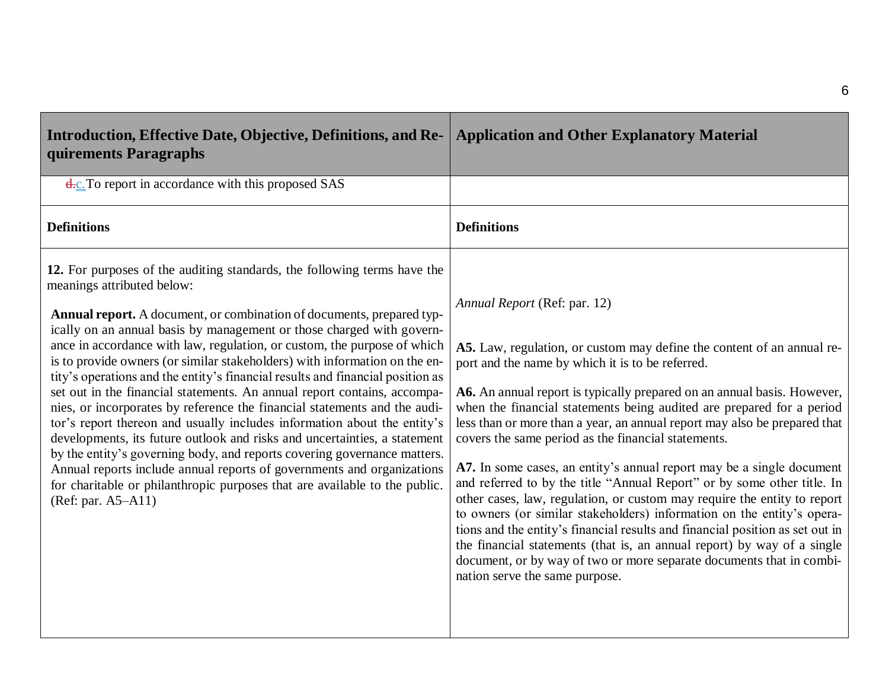| Introduction, Effective Date, Objective, Definitions, and Requirements Paragraphs | Application and Other Explanatory Material |
|---|---|
| ~~d.~~c. To report in accordance with this proposed SAS | |
| **Definitions** | **Definitions** |
| **12.** For purposes of the auditing standards, the following terms have the meanings attributed below:<br><br>**Annual report.** A document, or combination of documents, prepared typically on an annual basis by management or those charged with governance in accordance with law, regulation, or custom, the purpose of which is to provide owners (or similar stakeholders) with information on the entity's operations and the entity's financial results and financial position as set out in the financial statements. An annual report contains, accompanies, or incorporates by reference the financial statements and the auditor's report thereon and usually includes information about the entity's developments, its future outlook and risks and uncertainties, a statement by the entity's governing body, and reports covering governance matters. Annual reports include annual reports of governments and organizations for charitable or philanthropic purposes that are available to the public. (Ref: par. A5–A11) | *Annual Report* (Ref: par. 12)<br><br>**A5.** Law, regulation, or custom may define the content of an annual report and the name by which it is to be referred.<br><br>**A6.** An annual report is typically prepared on an annual basis. However, when the financial statements being audited are prepared for a period less than or more than a year, an annual report may also be prepared that covers the same period as the financial statements.<br><br>**A7.** In some cases, an entity's annual report may be a single document and referred to by the title "Annual Report" or by some other title. In other cases, law, regulation, or custom may require the entity to report to owners (or similar stakeholders) information on the entity's operations and the entity's financial results and financial position as set out in the financial statements (that is, an annual report) by way of a single document, or by way of two or more separate documents that in combination serve the same purpose. |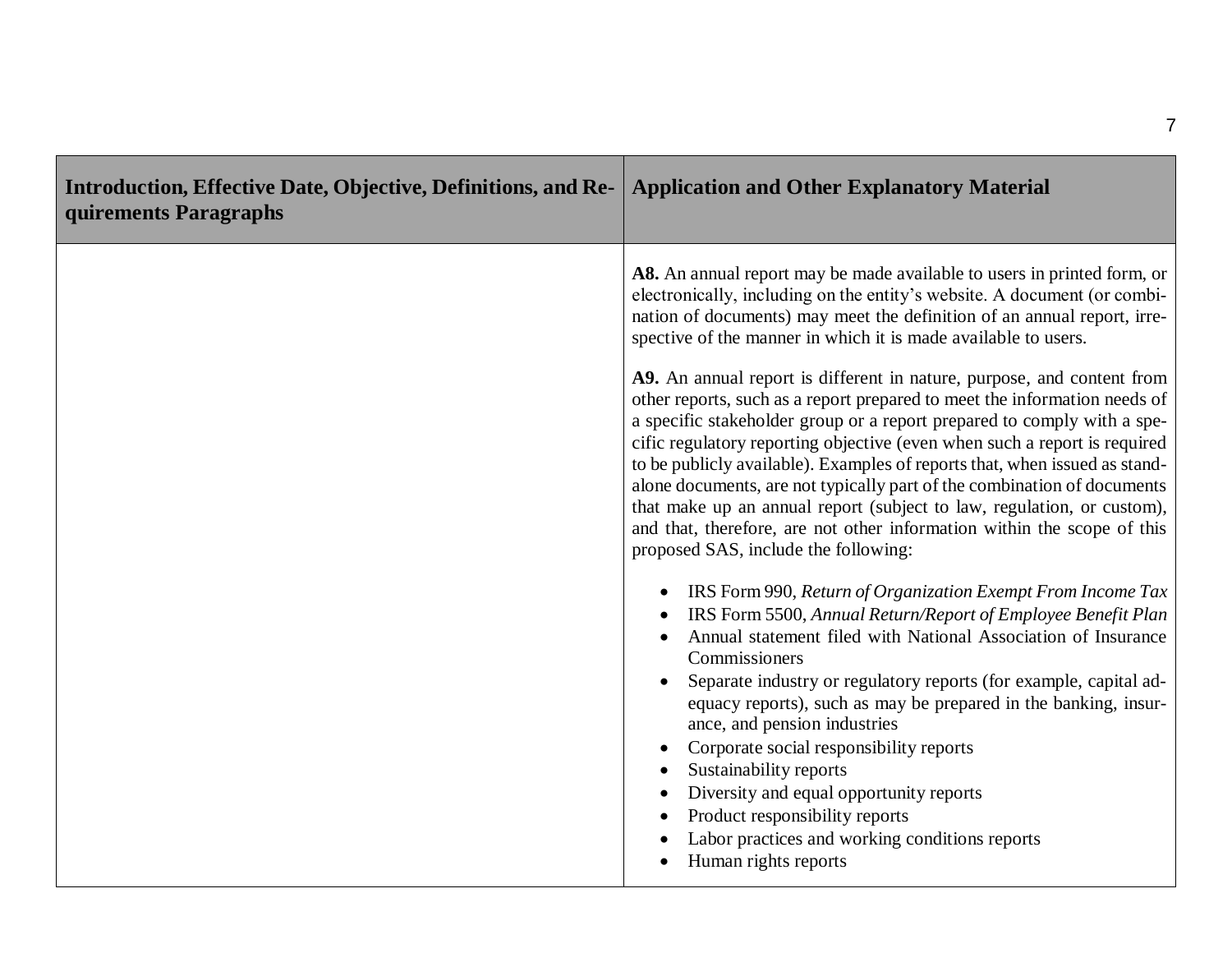| Introduction, Effective Date, Objective, Definitions, and Requirements Paragraphs | Application and Other Explanatory Material |
|---|---|
| | **A8.** An annual report may be made available to users in printed form, or electronically, including on the entity's website. A document (or combination of documents) may meet the definition of an annual report, irrespective of the manner in which it is made available to users.<br><br>**A9.** An annual report is different in nature, purpose, and content from other reports, such as a report prepared to meet the information needs of a specific stakeholder group or a report prepared to comply with a specific regulatory reporting objective (even when such a report is required to be publicly available). Examples of reports that, when issued as standalone documents, are not typically part of the combination of documents that make up an annual report (subject to law, regulation, or custom), and that, therefore, are not other information within the scope of this proposed SAS, include the following:<br><br>• IRS Form 990, *Return of Organization Exempt From Income Tax*<br>• IRS Form 5500, *Annual Return/Report of Employee Benefit Plan*<br>• Annual statement filed with National Association of Insurance Commissioners<br>• Separate industry or regulatory reports (for example, capital adequacy reports), such as may be prepared in the banking, insurance, and pension industries<br>• Corporate social responsibility reports<br>• Sustainability reports<br>• Diversity and equal opportunity reports<br>• Product responsibility reports<br>• Labor practices and working conditions reports<br>• Human rights reports |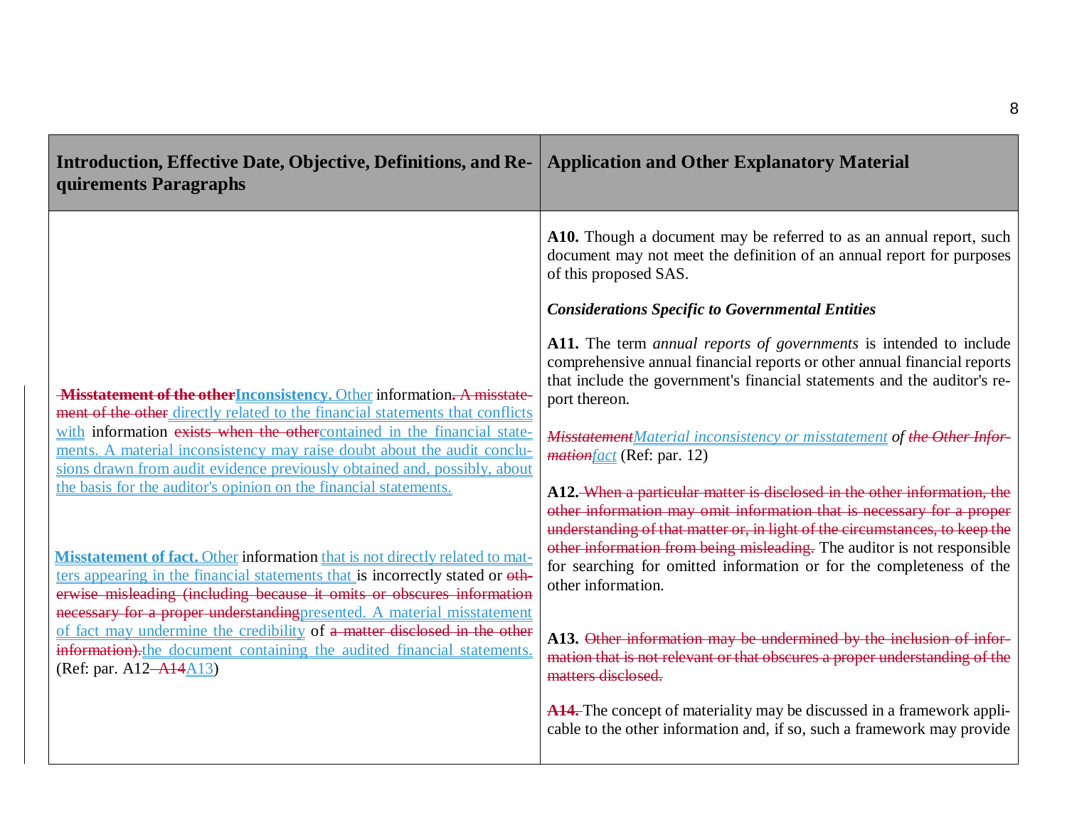| Introduction, Effective Date, Objective, Definitions, and Requirements Paragraphs | Application and Other Explanatory Material |
|---|---|
| ~~**Misstatement of the other**~~**Inconsistency.** Other information~~. A misstatement of the other~~ directly related to the financial statements that conflicts with information ~~exists when the other~~contained in the financial statements. A material inconsistency may raise doubt about the audit conclusions drawn from audit evidence previously obtained and, possibly, about the basis for the auditor's opinion on the financial statements.<br><br>**Misstatement of fact.** Other information that is not directly related to matters appearing in the financial statements that is incorrectly stated or ~~otherwise misleading (including because it omits or obscures information necessary for a proper understanding~~presented. A material misstatement of fact may undermine the credibility of ~~a matter disclosed in the other information).~~the document containing the audited financial statements. (Ref: par. A12 ~~A14~~A13) | **A10.** Though a document may be referred to as an annual report, such document may not meet the definition of an annual report for purposes of this proposed SAS.<br><br>***Considerations Specific to Governmental Entities***<br><br>**A11.** The term *annual reports of governments* is intended to include comprehensive annual financial reports or other annual financial reports that include the government's financial statements and the auditor's report thereon.<br><br>***~~Misstatement~~Material inconsistency or misstatement of ~~the Other Information~~fact*** (Ref: par. 12)<br><br>**A12.** ~~When a particular matter is disclosed in the other information, the other information may omit information that is necessary for a proper understanding of that matter or, in light of the circumstances, to keep the other information from being misleading.~~ The auditor is not responsible for searching for omitted information or for the completeness of the other information.<br><br>**A13.** ~~Other information may be undermined by the inclusion of information that is not relevant or that obscures a proper understanding of the matters disclosed.~~<br><br>~~**A14.**~~ The concept of materiality may be discussed in a framework applicable to the other information and, if so, such a framework may provide |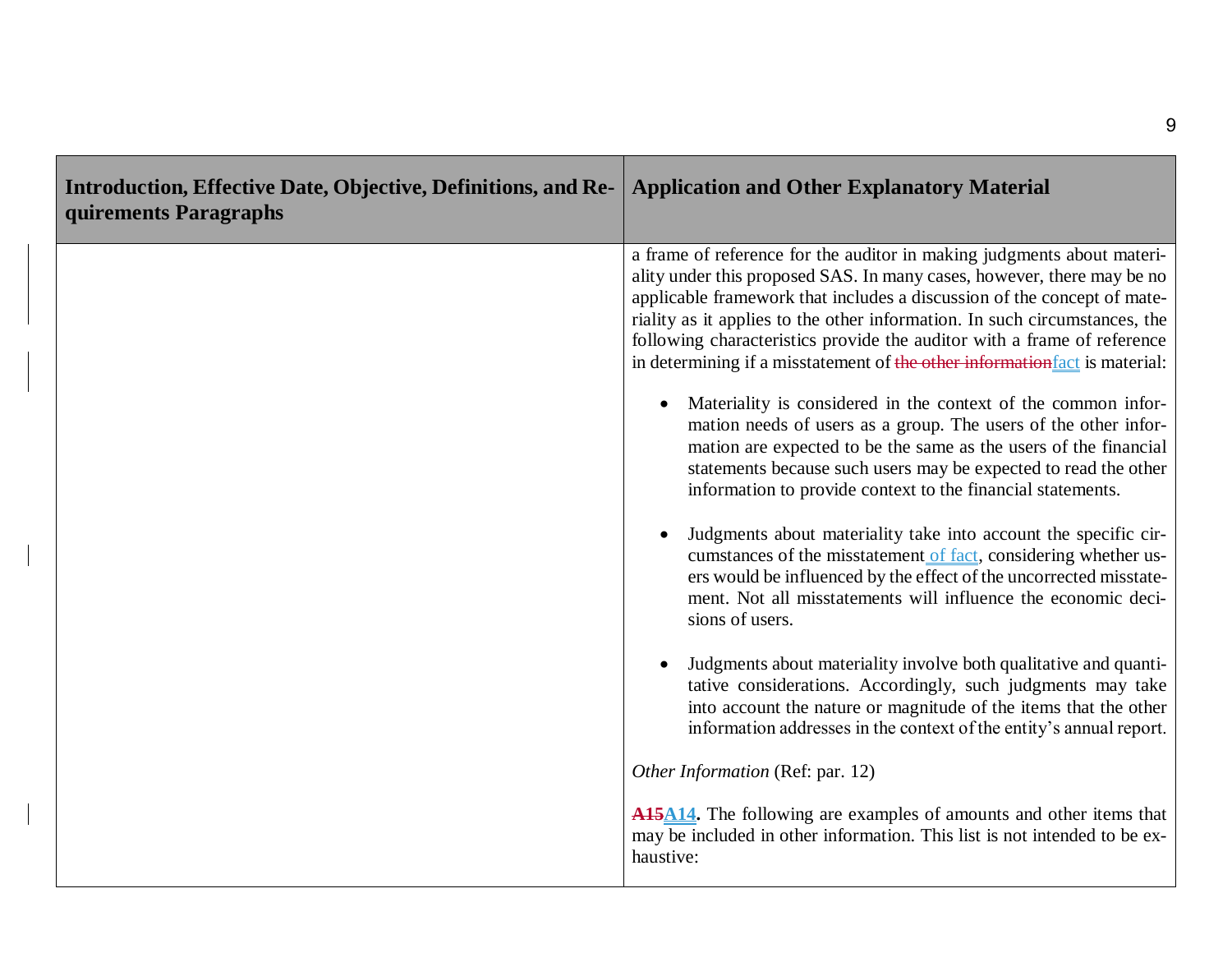| Introduction, Effective Date, Objective, Definitions, and Requirements Paragraphs | Application and Other Explanatory Material |
|---|---|
| | a frame of reference for the auditor in making judgments about materiality under this proposed SAS. In many cases, however, there may be no applicable framework that includes a discussion of the concept of materiality as it applies to the other information. In such circumstances, the following characteristics provide the auditor with a frame of reference in determining if a misstatement of ~~the other information~~fact is material:<br><br>• Materiality is considered in the context of the common information needs of users as a group. The users of the other information are expected to be the same as the users of the financial statements because such users may be expected to read the other information to provide context to the financial statements.<br><br>• Judgments about materiality take into account the specific circumstances of the misstatement of fact, considering whether users would be influenced by the effect of the uncorrected misstatement. Not all misstatements will influence the economic decisions of users.<br><br>• Judgments about materiality involve both qualitative and quantitative considerations. Accordingly, such judgments may take into account the nature or magnitude of the items that the other information addresses in the context of the entity's annual report.<br><br>*Other Information* (Ref: par. 12)<br><br>**~~A15~~A14.** The following are examples of amounts and other items that may be included in other information. This list is not intended to be exhaustive: |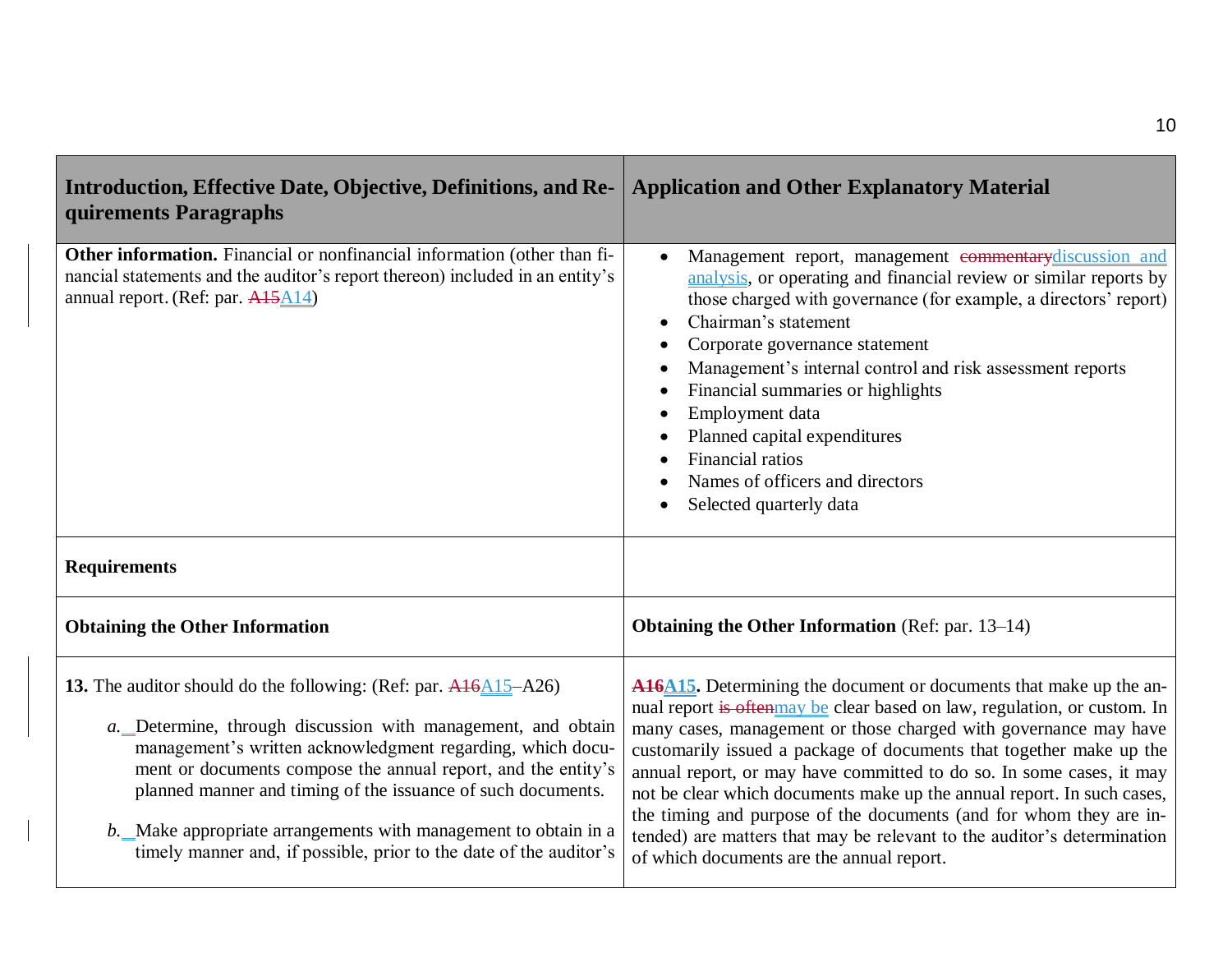| Introduction, Effective Date, Objective, Definitions, and Requirements Paragraphs | Application and Other Explanatory Material |
|---|---|
| **Other information.** Financial or nonfinancial information (other than financial statements and the auditor's report thereon) included in an entity's annual report. (Ref: par. ~~A15~~A14) | • Management report, management ~~commentary~~discussion and analysis, or operating and financial review or similar reports by those charged with governance (for example, a directors' report)<br>• Chairman's statement<br>• Corporate governance statement<br>• Management's internal control and risk assessment reports<br>• Financial summaries or highlights<br>• Employment data<br>• Planned capital expenditures<br>• Financial ratios<br>• Names of officers and directors<br>• Selected quarterly data |
| **Requirements** | |
| **Obtaining the Other Information** | **Obtaining the Other Information** (Ref: par. 13–14) |
| **13.** The auditor should do the following: (Ref: par. ~~A16~~A15–A26)<br><br>*a.* Determine, through discussion with management, and obtain management's written acknowledgment regarding, which document or documents compose the annual report, and the entity's planned manner and timing of the issuance of such documents.<br><br>*b.* Make appropriate arrangements with management to obtain in a timely manner and, if possible, prior to the date of the auditor's | **~~A16~~A15.** Determining the document or documents that make up the annual report ~~is often~~may be clear based on law, regulation, or custom. In many cases, management or those charged with governance may have customarily issued a package of documents that together make up the annual report, or may have committed to do so. In some cases, it may not be clear which documents make up the annual report. In such cases, the timing and purpose of the documents (and for whom they are intended) are matters that may be relevant to the auditor's determination of which documents are the annual report. |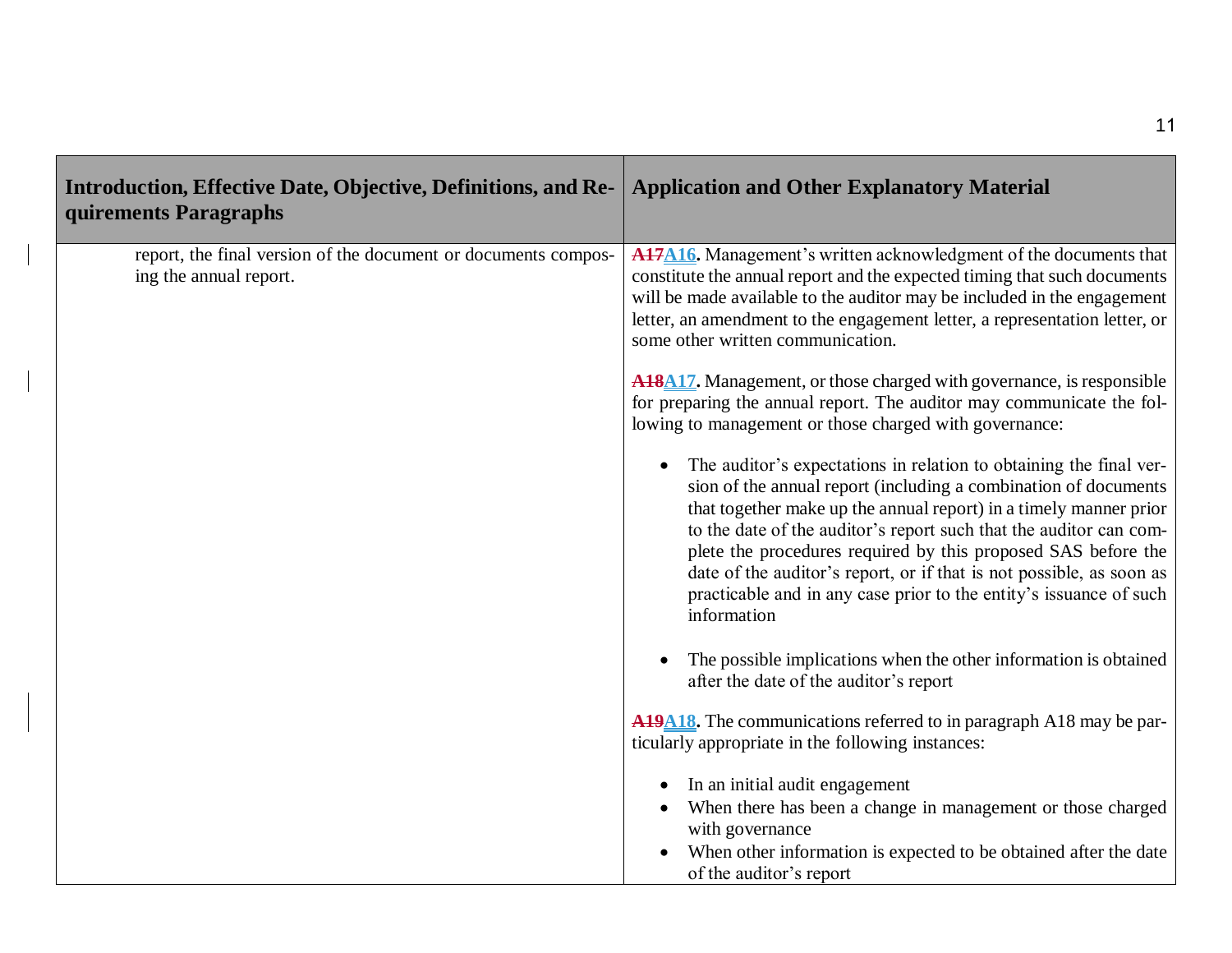| Introduction, Effective Date, Objective, Definitions, and Requirements Paragraphs | Application and Other Explanatory Material |
|---|---|
| report, the final version of the document or documents composing the annual report. | ~~A17~~A16. Management's written acknowledgment of the documents that constitute the annual report and the expected timing that such documents will be made available to the auditor may be included in the engagement letter, an amendment to the engagement letter, a representation letter, or some other written communication.<br><br>~~A18~~A17. Management, or those charged with governance, is responsible for preparing the annual report. The auditor may communicate the following to management or those charged with governance:<br><br>• The auditor's expectations in relation to obtaining the final version of the annual report (including a combination of documents that together make up the annual report) in a timely manner prior to the date of the auditor's report such that the auditor can complete the procedures required by this proposed SAS before the date of the auditor's report, or if that is not possible, as soon as practicable and in any case prior to the entity's issuance of such information<br><br>• The possible implications when the other information is obtained after the date of the auditor's report<br><br>~~A19~~A18. The communications referred to in paragraph A18 may be particularly appropriate in the following instances:<br><br>• In an initial audit engagement<br>• When there has been a change in management or those charged with governance<br>• When other information is expected to be obtained after the date of the auditor's report |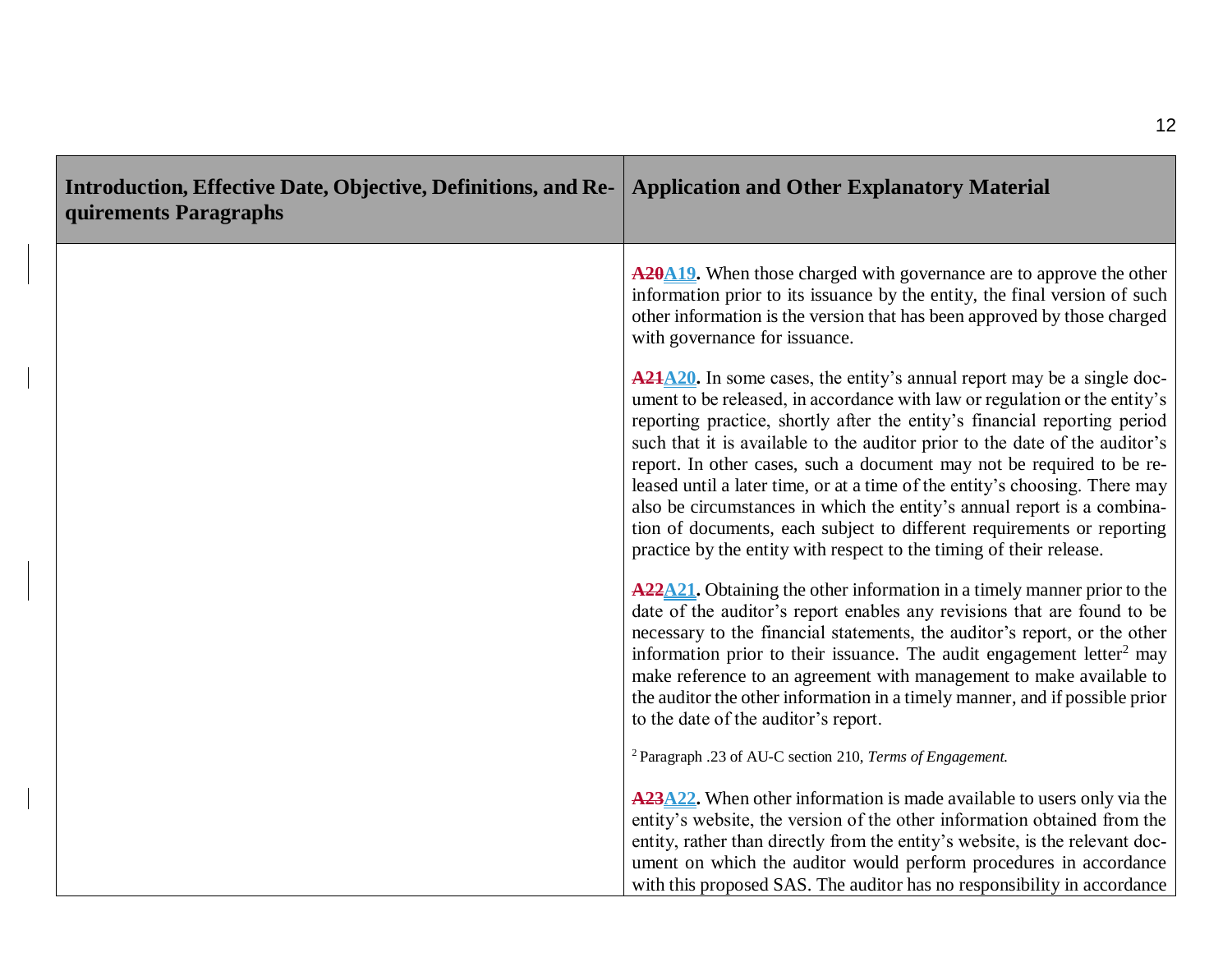| Introduction, Effective Date, Objective, Definitions, and Requirements Paragraphs | Application and Other Explanatory Material |
| --- | --- |
| | ~~A20~~A19. When those charged with governance are to approve the other information prior to its issuance by the entity, the final version of such other information is the version that has been approved by those charged with governance for issuance.<br><br>~~A21~~A20. In some cases, the entity's annual report may be a single document to be released, in accordance with law or regulation or the entity's reporting practice, shortly after the entity's financial reporting period such that it is available to the auditor prior to the date of the auditor's report. In other cases, such a document may not be required to be released until a later time, or at a time of the entity's choosing. There may also be circumstances in which the entity's annual report is a combination of documents, each subject to different requirements or reporting practice by the entity with respect to the timing of their release.<br><br>~~A22~~A21. Obtaining the other information in a timely manner prior to the date of the auditor's report enables any revisions that are found to be necessary to the financial statements, the auditor's report, or the other information prior to their issuance. The audit engagement letter[2] may make reference to an agreement with management to make available to the auditor the other information in a timely manner, and if possible prior to the date of the auditor's report.<br><br>[2] Paragraph .23 of AU-C section 210, *Terms of Engagement.*<br><br>~~A23~~A22. When other information is made available to users only via the entity's website, the version of the other information obtained from the entity, rather than directly from the entity's website, is the relevant document on which the auditor would perform procedures in accordance with this proposed SAS. The auditor has no responsibility in accordance |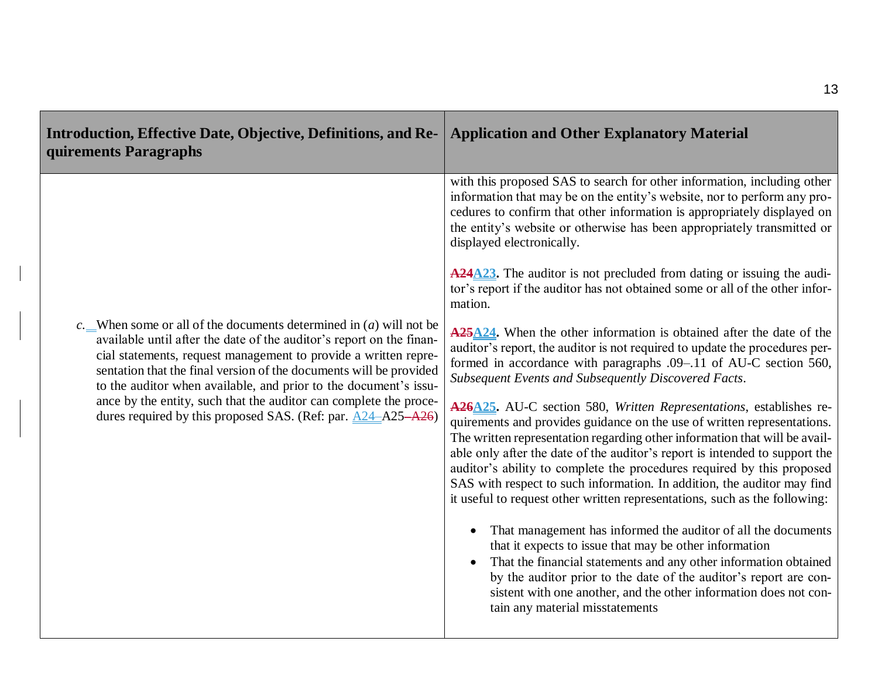| Introduction, Effective Date, Objective, Definitions, and Requirements Paragraphs | Application and Other Explanatory Material |
|---|---|
| | with this proposed SAS to search for other information, including other information that may be on the entity's website, nor to perform any procedures to confirm that other information is appropriately displayed on the entity's website or otherwise has been appropriately transmitted or displayed electronically. |
| | ~~A24~~A23. The auditor is not precluded from dating or issuing the auditor's report if the auditor has not obtained some or all of the other information. |
| *c.* When some or all of the documents determined in (*a*) will not be available until after the date of the auditor's report on the financial statements, request management to provide a written representation that the final version of the documents will be provided to the auditor when available, and prior to the document's issuance by the entity, such that the auditor can complete the procedures required by this proposed SAS. (Ref: par. A24–A25~~–A26~~) | ~~A25~~A24. When the other information is obtained after the date of the auditor's report, the auditor is not required to update the procedures performed in accordance with paragraphs .09–.11 of AU-C section 560, *Subsequent Events and Subsequently Discovered Facts*. |
| | ~~A26~~A25. AU-C section 580, *Written Representations*, establishes requirements and provides guidance on the use of written representations. The written representation regarding other information that will be available only after the date of the auditor's report is intended to support the auditor's ability to complete the procedures required by this proposed SAS with respect to such information. In addition, the auditor may find it useful to request other written representations, such as the following:<br><br>• That management has informed the auditor of all the documents that it expects to issue that may be other information<br>• That the financial statements and any other information obtained by the auditor prior to the date of the auditor's report are consistent with one another, and the other information does not contain any material misstatements |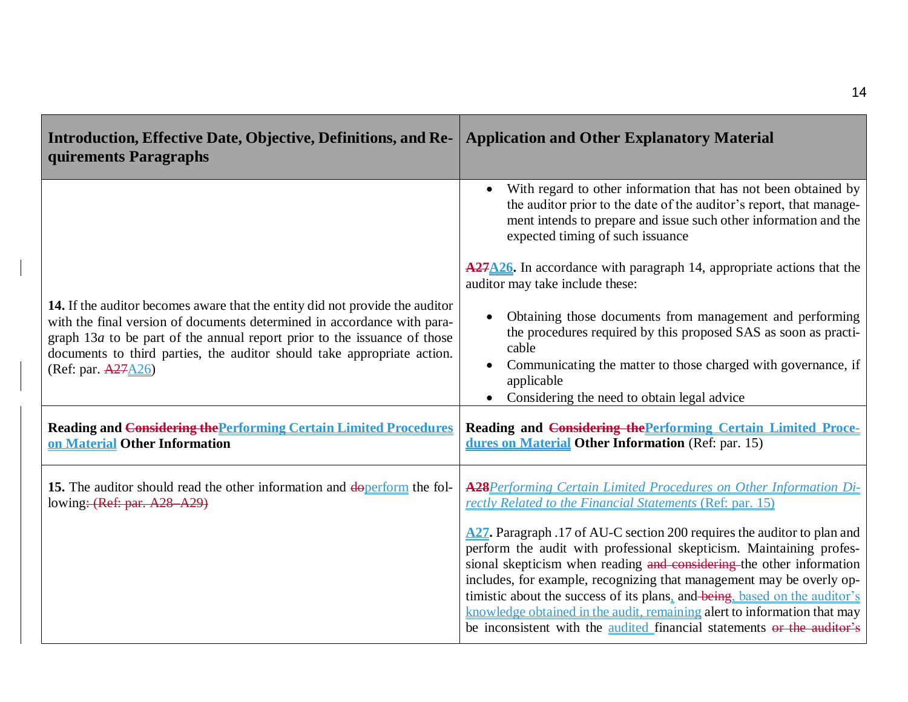| Introduction, Effective Date, Objective, Definitions, and Requirements Paragraphs | Application and Other Explanatory Material |
|---|---|
| | • With regard to other information that has not been obtained by the auditor prior to the date of the auditor's report, that management intends to prepare and issue such other information and the expected timing of such issuance |
| **14.** If the auditor becomes aware that the entity did not provide the auditor with the final version of documents determined in accordance with paragraph 13*a* to be part of the annual report prior to the issuance of those documents to third parties, the auditor should take appropriate action. (Ref: par. ~~A27~~A26) | **~~A27~~A26.** In accordance with paragraph 14, appropriate actions that the auditor may take include these:<br>• Obtaining those documents from management and performing the procedures required by this proposed SAS as soon as practicable<br>• Communicating the matter to those charged with governance, if applicable<br>• Considering the need to obtain legal advice |
| **Reading and ~~Considering the~~Performing Certain Limited Procedures on Material Other Information** | **Reading and ~~Considering the~~Performing Certain Limited Procedures on Material Other Information** (Ref: par. 15) |
| **15.** The auditor should read the other information and ~~do~~perform the following~~: (Ref: par. A28–A29)~~ | **~~A28~~***Performing Certain Limited Procedures on Other Information Directly Related to the Financial Statements* (Ref: par. 15)<br><br>**A27.** Paragraph .17 of AU-C section 200 requires the auditor to plan and perform the audit with professional skepticism. Maintaining professional skepticism when reading ~~and considering~~ the other information includes, for example, recognizing that management may be overly optimistic about the success of its plans, and ~~being~~, based on the auditor's knowledge obtained in the audit, remaining alert to information that may be inconsistent with the audited financial statements ~~or the auditor's~~ |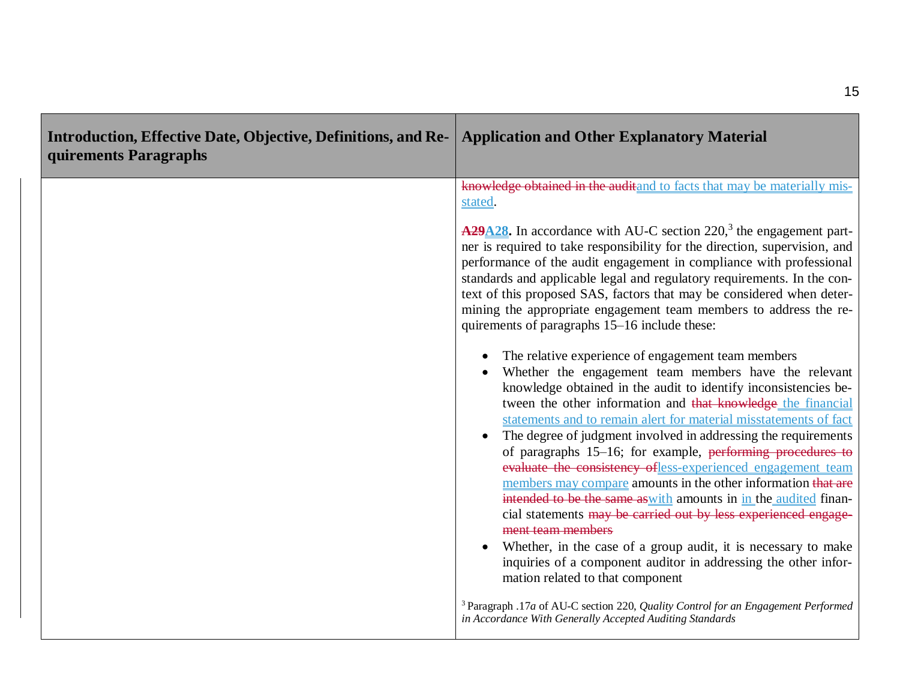| Introduction, Effective Date, Objective, Definitions, and Requirements Paragraphs | Application and Other Explanatory Material |
|---|---|
| | ~~knowledge obtained in the audit~~and to facts that may be materially misstated. <br><br> **~~A29~~A28.** In accordance with AU-C section 220,[3] the engagement partner is required to take responsibility for the direction, supervision, and performance of the audit engagement in compliance with professional standards and applicable legal and regulatory requirements. In the context of this proposed SAS, factors that may be considered when determining the appropriate engagement team members to address the requirements of paragraphs 15–16 include these: <br><br> • The relative experience of engagement team members <br> • Whether the engagement team members have the relevant knowledge obtained in the audit to identify inconsistencies between the other information and ~~that knowledge~~ the financial statements and to remain alert for material misstatements of fact <br> • The degree of judgment involved in addressing the requirements of paragraphs 15–16; for example, ~~performing procedures to evaluate the consistency of~~less-experienced engagement team members may compare amounts in the other information ~~that are intended to be the same as~~with amounts in in the audited financial statements ~~may be carried out by less experienced engagement team members~~ <br> • Whether, in the case of a group audit, it is necessary to make inquiries of a component auditor in addressing the other information related to that component <br><br> [3] Paragraph .17*a* of AU-C section 220, *Quality Control for an Engagement Performed in Accordance With Generally Accepted Auditing Standards* |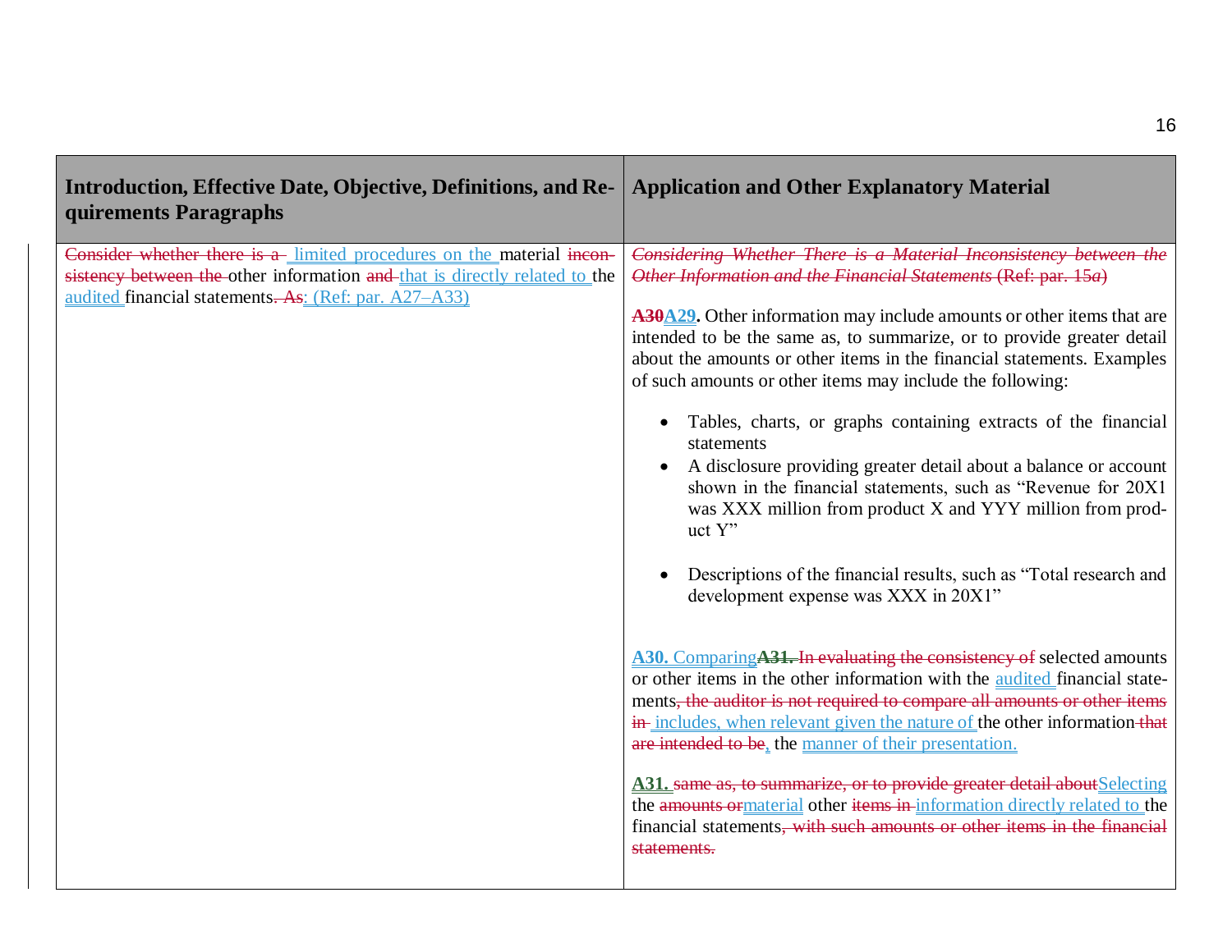| Introduction, Effective Date, Objective, Definitions, and Requirements Paragraphs | Application and Other Explanatory Material |
|---|---|
| ~~Consider whether there is a~~ limited procedures on the material ~~inconsistency between the~~ other information ~~and~~ that is directly related to the audited financial statements~~. As~~: (Ref: par. A27–A33) | ~~*Considering Whether There is a Material Inconsistency between the Other Information and the Financial Statements* (Ref: par. 15*a*)~~<br><br>**~~A30~~A29.** Other information may include amounts or other items that are intended to be the same as, to summarize, or to provide greater detail about the amounts or other items in the financial statements. Examples of such amounts or other items may include the following:<br><br>• Tables, charts, or graphs containing extracts of the financial statements<br>• A disclosure providing greater detail about a balance or account shown in the financial statements, such as "Revenue for 20X1 was XXX million from product X and YYY million from product Y"<br>• Descriptions of the financial results, such as "Total research and development expense was XXX in 20X1"<br><br>**A30.** Comparing**~~A31.~~** ~~In evaluating the consistency of~~ selected amounts or other items in the other information with the audited financial statements~~, the auditor is not required to compare all amounts or other items in~~ includes, when relevant given the nature of the other information ~~that are intended to be~~, the manner of their presentation.<br><br>**A31.** ~~same as, to summarize, or to provide greater detail about~~Selecting the ~~amounts or~~material other ~~items in~~ information directly related to the financial statements~~, with such amounts or other items in the financial statements.~~ |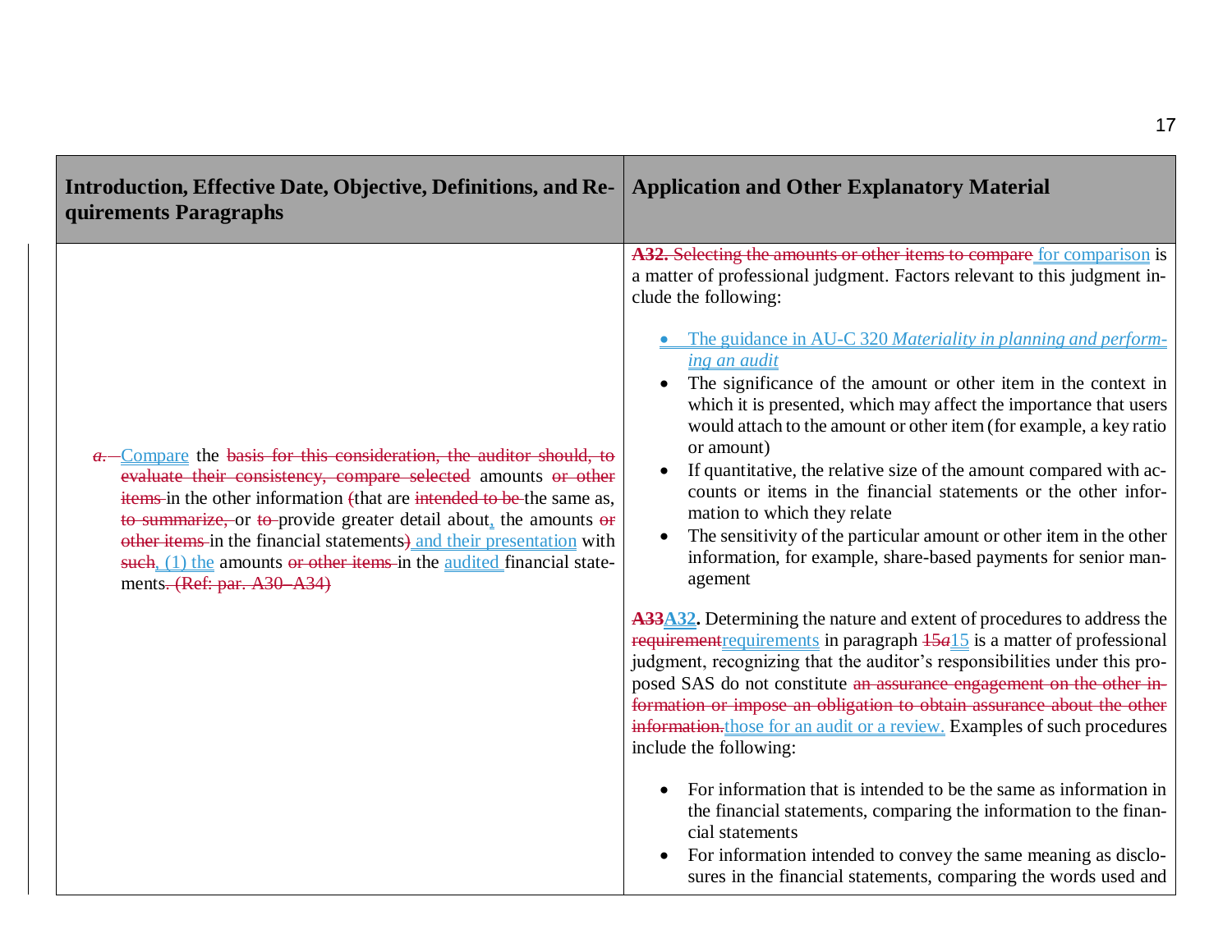| Introduction, Effective Date, Objective, Definitions, and Requirements Paragraphs | Application and Other Explanatory Material |
|---|---|
| ~~a.~~ Compare the ~~basis for this consideration, the auditor should, to evaluate their consistency, compare selected~~ amounts ~~or other items~~ in the other information ~~(~~that are ~~intended to be~~ the same as, ~~to summarize,~~ or ~~to~~ provide greater detail about, the amounts ~~or other items~~ in the financial statements~~)~~ and their presentation with ~~such~~, (1) the amounts ~~or other items~~ in the audited financial statements~~. (Ref: par. A30–A34)~~ | ~~**A32.** Selecting the amounts or other items to compare~~ for comparison is a matter of professional judgment. Factors relevant to this judgment include the following:<br><br>• The guidance in AU-C 320 *Materiality in planning and performing an audit*<br>• The significance of the amount or other item in the context in which it is presented, which may affect the importance that users would attach to the amount or other item (for example, a key ratio or amount)<br>• If quantitative, the relative size of the amount compared with accounts or items in the financial statements or the other information to which they relate<br>• The sensitivity of the particular amount or other item in the other information, for example, share-based payments for senior management<br><br>~~**A33**~~**A32.** Determining the nature and extent of procedures to address the ~~requirement~~requirements in paragraph ~~15*a*~~15 is a matter of professional judgment, recognizing that the auditor's responsibilities under this proposed SAS do not constitute ~~an assurance engagement on the other information or impose an obligation to obtain assurance about the other information.~~those for an audit or a review. Examples of such procedures include the following:<br><br>• For information that is intended to be the same as information in the financial statements, comparing the information to the financial statements<br>• For information intended to convey the same meaning as disclosures in the financial statements, comparing the words used and |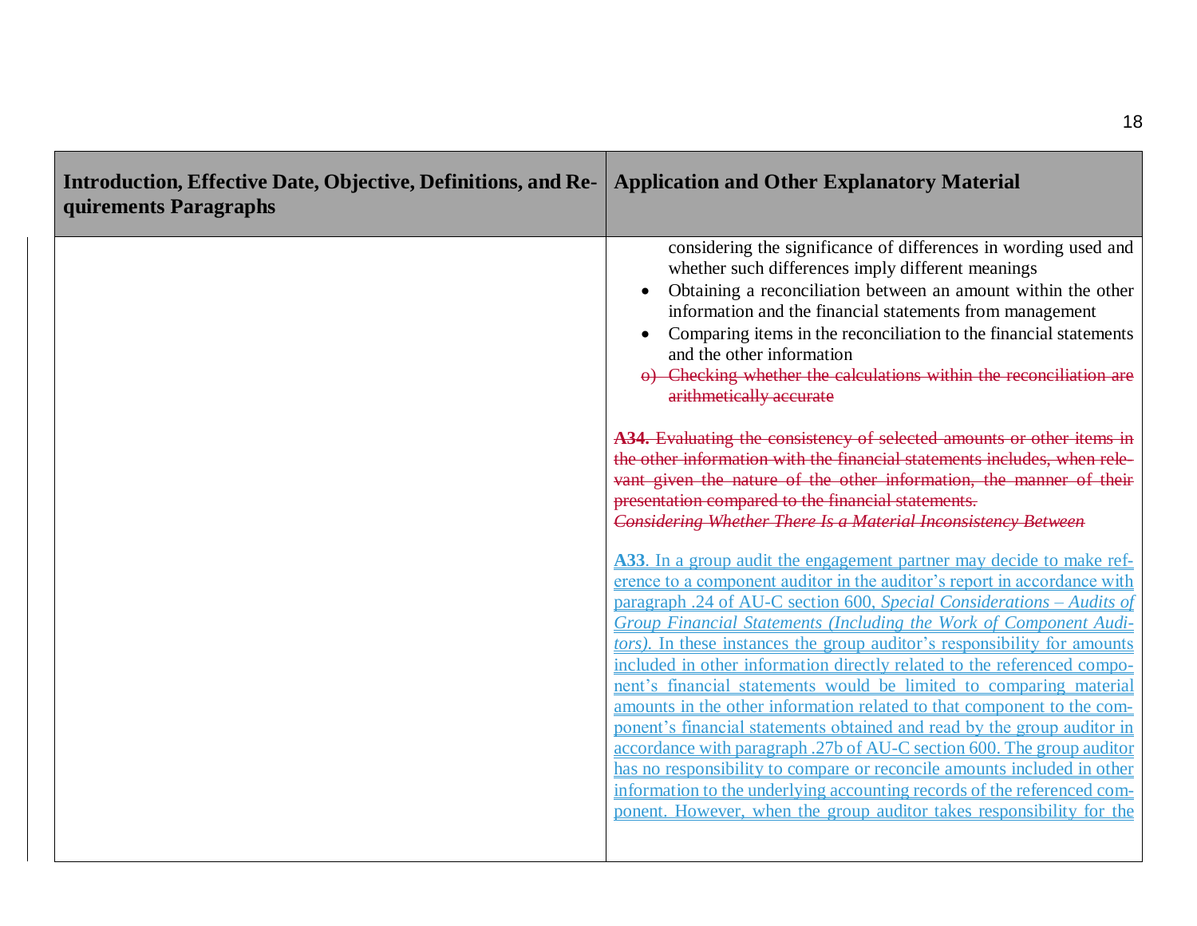| Introduction, Effective Date, Objective, Definitions, and Requirements Paragraphs | Application and Other Explanatory Material |
|---|---|
| | considering the significance of differences in wording used and whether such differences imply different meanings<br>• Obtaining a reconciliation between an amount within the other information and the financial statements from management<br>• Comparing items in the reconciliation to the financial statements and the other information<br>~~o) Checking whether the calculations within the reconciliation are arithmetically accurate~~<br><br>~~**A34.** Evaluating the consistency of selected amounts or other items in the other information with the financial statements includes, when relevant given the nature of the other information, the manner of their presentation compared to the financial statements.~~<br>~~*Considering Whether There Is a Material Inconsistency Between*~~<br><br>**A33**. In a group audit the engagement partner may decide to make reference to a component auditor in the auditor's report in accordance with paragraph .24 of AU-C section 600, *Special Considerations – Audits of Group Financial Statements (Including the Work of Component Auditors)*. In these instances the group auditor's responsibility for amounts included in other information directly related to the referenced component's financial statements would be limited to comparing material amounts in the other information related to that component to the component's financial statements obtained and read by the group auditor in accordance with paragraph .27b of AU-C section 600. The group auditor has no responsibility to compare or reconcile amounts included in other information to the underlying accounting records of the referenced component. However, when the group auditor takes responsibility for the |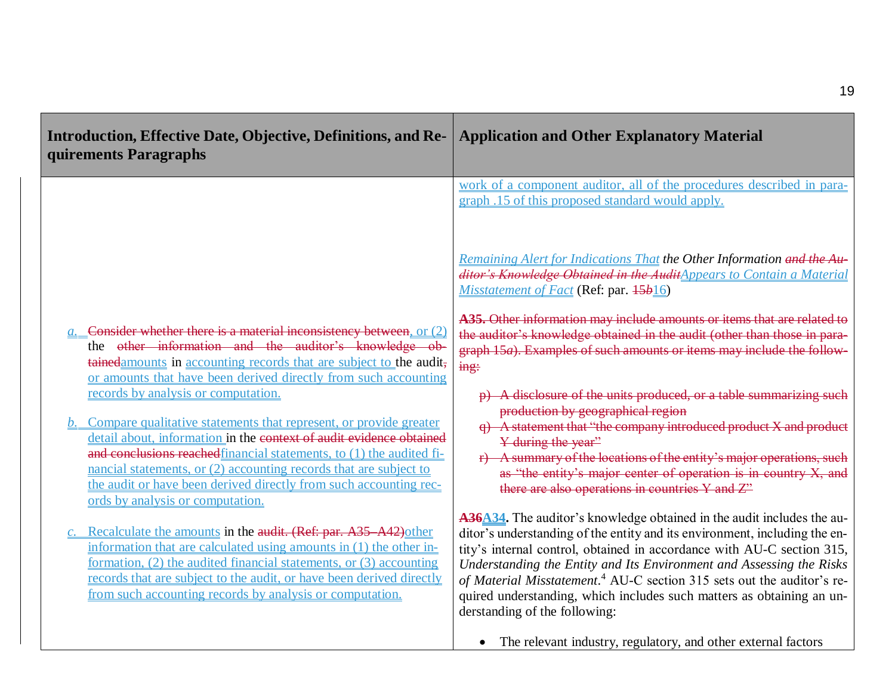| Introduction, Effective Date, Objective, Definitions, and Requirements Paragraphs | Application and Other Explanatory Material |
|---|---|
| | work of a component auditor, all of the procedures described in paragraph .15 of this proposed standard would apply. |
| | *Remaining Alert for Indications That the Other Information ~~and the Auditor's Knowledge Obtained in the Audit~~ Appears to Contain a Material Misstatement of Fact* (Ref: par. ~~15*b*~~ 16) |
| *a.* ~~Consider whether there is a material inconsistency between~~, or (2) the ~~other information and the auditor's knowledge obtained~~ amounts in accounting records that are subject to the audit~~,~~ or amounts that have been derived directly from such accounting records by analysis or computation. | ~~**A35.** Other information may include amounts or items that are related to the auditor's knowledge obtained in the audit (other than those in paragraph 15*a*). Examples of such amounts or items may include the following:~~<br><br>~~p) A disclosure of the units produced, or a table summarizing such production by geographical region~~<br>~~q) A statement that "the company introduced product X and product Y during the year"~~<br>~~r) A summary of the locations of the entity's major operations, such as "the entity's major center of operation is in country X, and there are also operations in countries Y and Z"~~ |
| *b.* Compare qualitative statements that represent, or provide greater detail about, information in the ~~context of audit evidence obtained and conclusions reached~~ financial statements, to (1) the audited financial statements, or (2) accounting records that are subject to the audit or have been derived directly from such accounting records by analysis or computation. | |
| *c.* Recalculate the amounts in the ~~audit. (Ref: par. A35–A42)~~ other information that are calculated using amounts in (1) the other information, (2) the audited financial statements, or (3) accounting records that are subject to the audit, or have been derived directly from such accounting records by analysis or computation. | **~~A36~~ A34.** The auditor's knowledge obtained in the audit includes the auditor's understanding of the entity and its environment, including the entity's internal control, obtained in accordance with AU-C section 315, *Understanding the Entity and Its Environment and Assessing the Risks of Material Misstatement*.[4] AU-C section 315 sets out the auditor's required understanding, which includes such matters as obtaining an understanding of the following:<br><br>• The relevant industry, regulatory, and other external factors |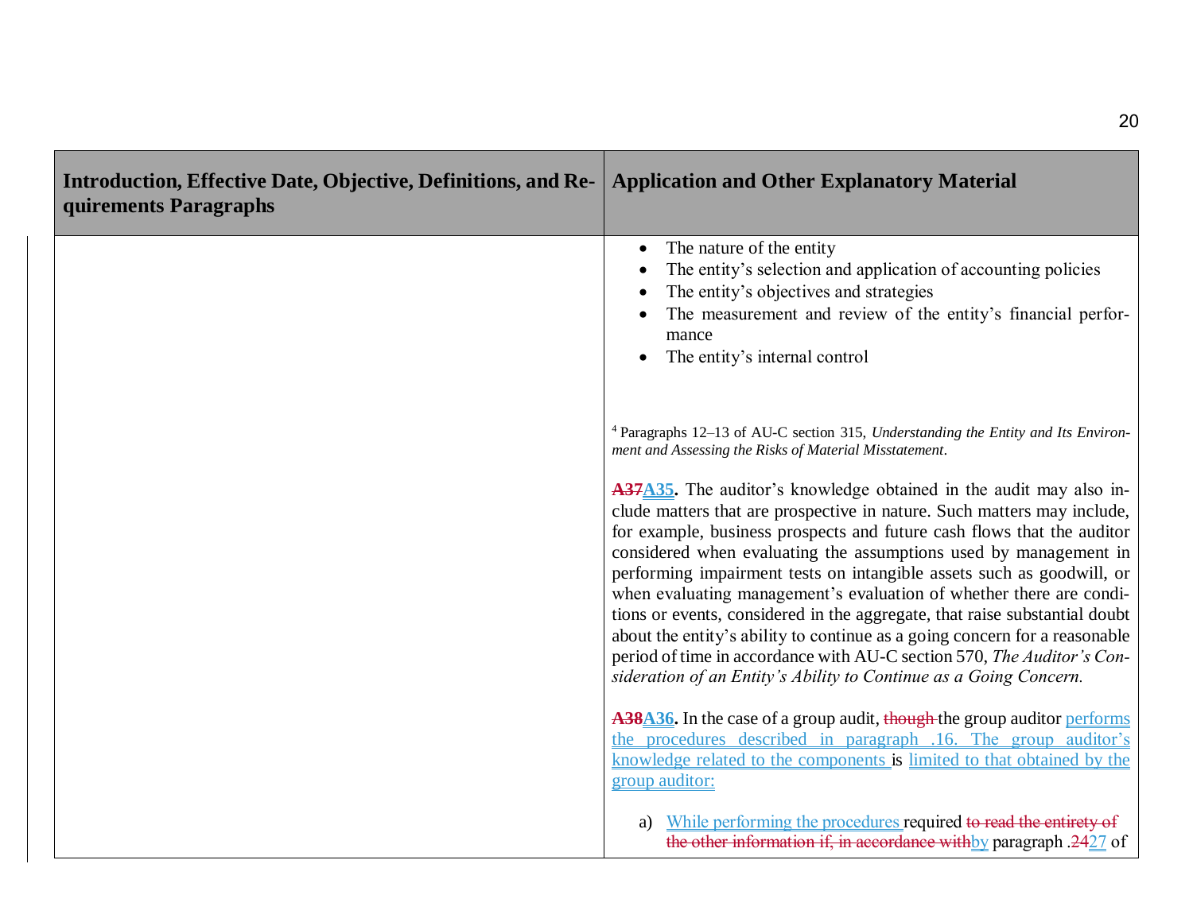| Introduction, Effective Date, Objective, Definitions, and Requirements Paragraphs | Application and Other Explanatory Material |
|---|---|
| | • The nature of the entity<br>• The entity's selection and application of accounting policies<br>• The entity's objectives and strategies<br>• The measurement and review of the entity's financial performance<br>• The entity's internal control<br><br>[4] Paragraphs 12–13 of AU-C section 315, *Understanding the Entity and Its Environment and Assessing the Risks of Material Misstatement*.<br><br>~~A37~~A35. The auditor's knowledge obtained in the audit may also include matters that are prospective in nature. Such matters may include, for example, business prospects and future cash flows that the auditor considered when evaluating the assumptions used by management in performing impairment tests on intangible assets such as goodwill, or when evaluating management's evaluation of whether there are conditions or events, considered in the aggregate, that raise substantial doubt about the entity's ability to continue as a going concern for a reasonable period of time in accordance with AU-C section 570, *The Auditor's Consideration of an Entity's Ability to Continue as a Going Concern.*<br><br>~~A38~~A36. In the case of a group audit, ~~though~~ the group auditor performs the procedures described in paragraph .16. The group auditor's knowledge related to the components is limited to that obtained by the group auditor:<br><br>a) While performing the procedures required ~~to read the entirety of the other information if, in accordance with~~by paragraph .~~24~~27 of |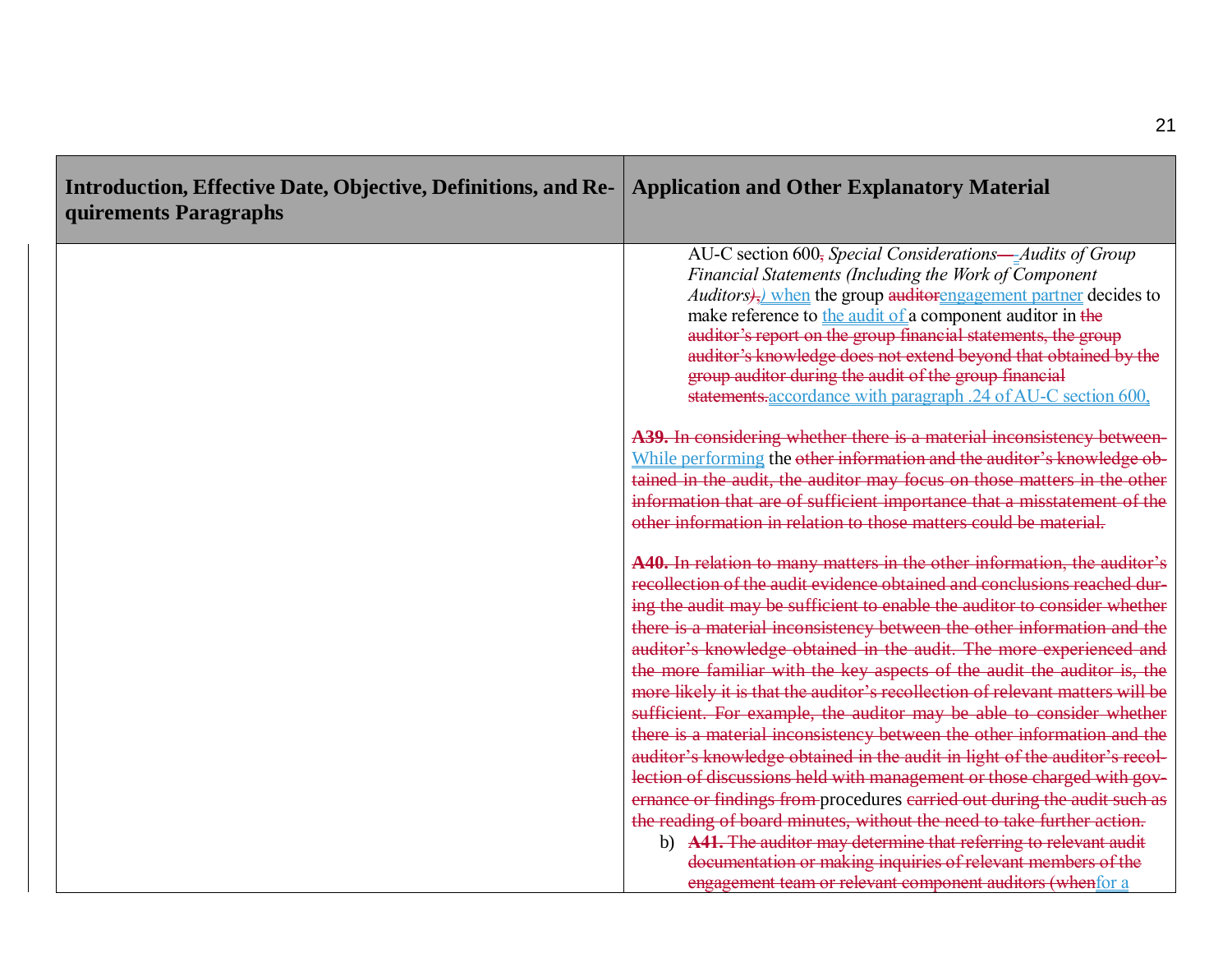| Introduction, Effective Date, Objective, Definitions, and Requirements Paragraphs | Application and Other Explanatory Material |
|---|---|
| | AU-C section 600, *Special Considerations — Audits of Group Financial Statements (Including the Work of Component Auditors)*, ) when the group auditorengagement partner decides to make reference to the audit of a component auditor in the auditor's report on the group financial statements, the group auditor's knowledge does not extend beyond that obtained by the group auditor during the audit of the group financial statements.accordance with paragraph .24 of AU-C section 600,<br><br>**A39.** In considering whether there is a material inconsistency between While performing the other information and the auditor's knowledge obtained in the audit, the auditor may focus on those matters in the other information that are of sufficient importance that a misstatement of the other information in relation to those matters could be material.<br><br>**A40.** In relation to many matters in the other information, the auditor's recollection of the audit evidence obtained and conclusions reached during the audit may be sufficient to enable the auditor to consider whether there is a material inconsistency between the other information and the auditor's knowledge obtained in the audit. The more experienced and the more familiar with the key aspects of the audit the auditor is, the more likely it is that the auditor's recollection of relevant matters will be sufficient. For example, the auditor may be able to consider whether there is a material inconsistency between the other information and the auditor's knowledge obtained in the audit in light of the auditor's recollection of discussions held with management or those charged with governance or findings from procedures carried out during the audit such as the reading of board minutes, without the need to take further action.<br><br>b) **A41.** The auditor may determine that referring to relevant audit documentation or making inquiries of relevant members of the engagement team or relevant component auditors (whenfor a |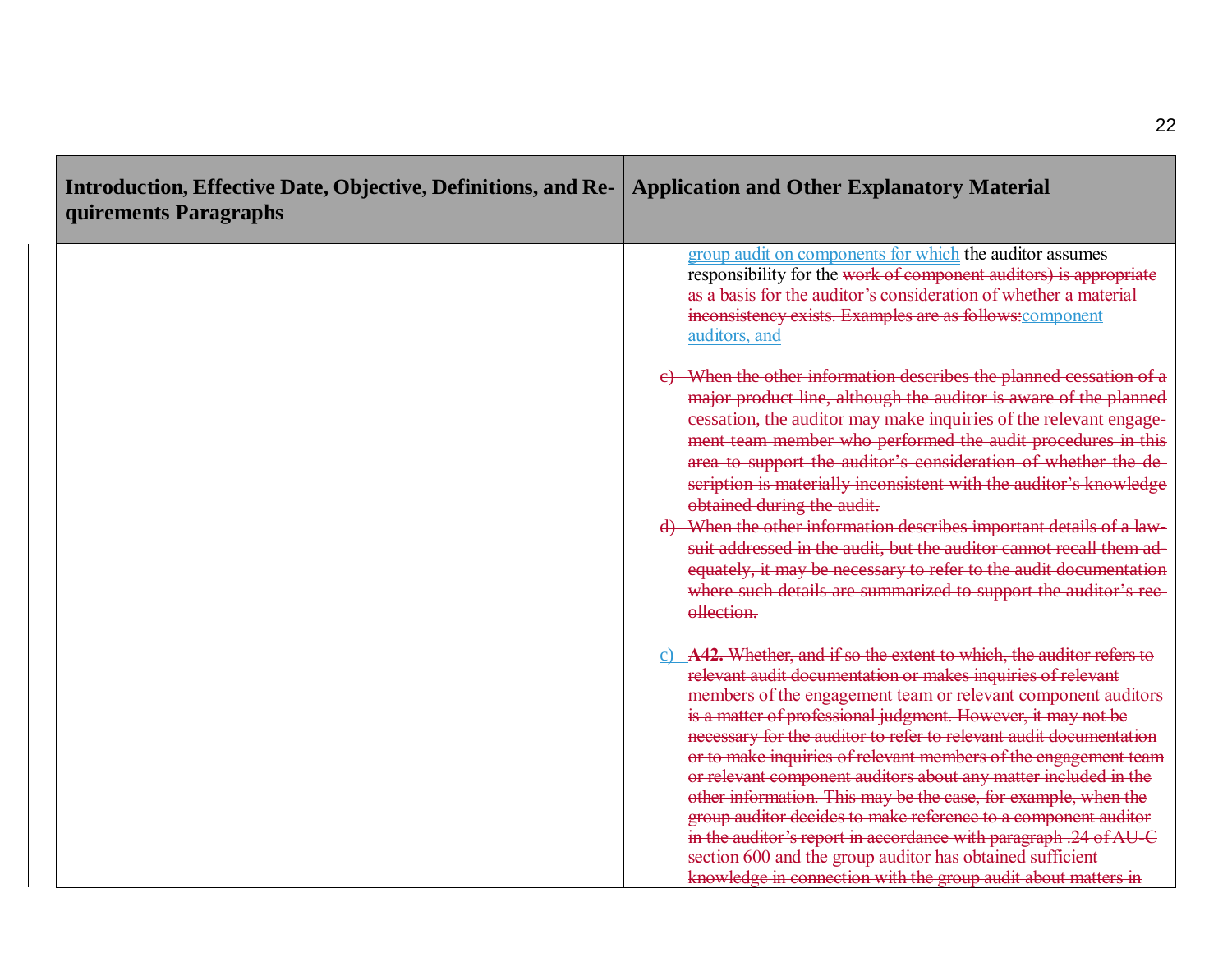| Introduction, Effective Date, Objective, Definitions, and Requirements Paragraphs | Application and Other Explanatory Material |
|---|---|
| | group audit on components for which the auditor assumes responsibility for the ~~work of component auditors) is appropriate as a basis for the auditor's consideration of whether a material inconsistency exists. Examples are as follows:~~component auditors, and<br><br>~~c) When the other information describes the planned cessation of a major product line, although the auditor is aware of the planned cessation, the auditor may make inquiries of the relevant engagement team member who performed the audit procedures in this area to support the auditor's consideration of whether the description is materially inconsistent with the auditor's knowledge obtained during the audit.~~<br>~~d) When the other information describes important details of a lawsuit addressed in the audit, but the auditor cannot recall them adequately, it may be necessary to refer to the audit documentation where such details are summarized to support the auditor's recollection.~~<br><br>c) ~~**A42.** Whether, and if so the extent to which, the auditor refers to relevant audit documentation or makes inquiries of relevant members of the engagement team or relevant component auditors is a matter of professional judgment. However, it may not be necessary for the auditor to refer to relevant audit documentation or to make inquiries of relevant members of the engagement team or relevant component auditors about any matter included in the other information. This may be the case, for example, when the group auditor decides to make reference to a component auditor in the auditor's report in accordance with paragraph .24 of AU-C section 600 and the group auditor has obtained sufficient knowledge in connection with the group audit about matters in~~ |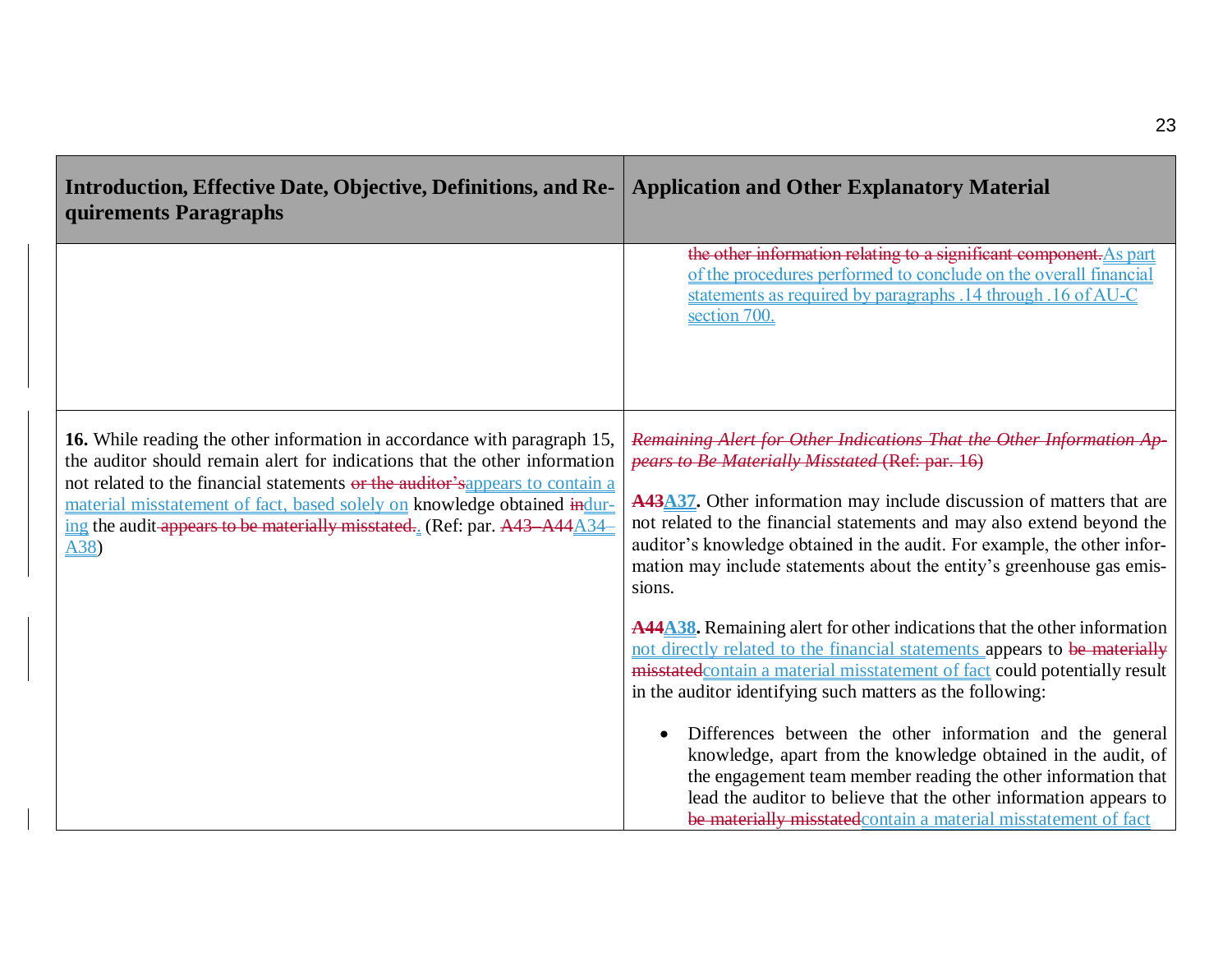| Introduction, Effective Date, Objective, Definitions, and Requirements Paragraphs | Application and Other Explanatory Material |
|---|---|
| | ~~the other information relating to a significant component.~~As part of the procedures performed to conclude on the overall financial statements as required by paragraphs .14 through .16 of AU-C section 700. |
| **16.** While reading the other information in accordance with paragraph 15, the auditor should remain alert for indications that the other information not related to the financial statements ~~or the auditor's~~appears to contain a material misstatement of fact, based solely on knowledge obtained ~~in~~during the audit ~~appears to be materially misstated.~~. (Ref: par. ~~A43–A44~~A34–A38) | ~~*Remaining Alert for Other Indications That the Other Information Appears to Be Materially Misstated* (Ref: par. 16)~~<br><br>~~**A43**~~**A37.** Other information may include discussion of matters that are not related to the financial statements and may also extend beyond the auditor's knowledge obtained in the audit. For example, the other information may include statements about the entity's greenhouse gas emissions.<br><br>~~**A44**~~**A38.** Remaining alert for other indications that the other information not directly related to the financial statements appears to ~~be materially misstated~~contain a material misstatement of fact could potentially result in the auditor identifying such matters as the following:<br><br>• Differences between the other information and the general knowledge, apart from the knowledge obtained in the audit, of the engagement team member reading the other information that lead the auditor to believe that the other information appears to ~~be materially misstated~~contain a material misstatement of fact |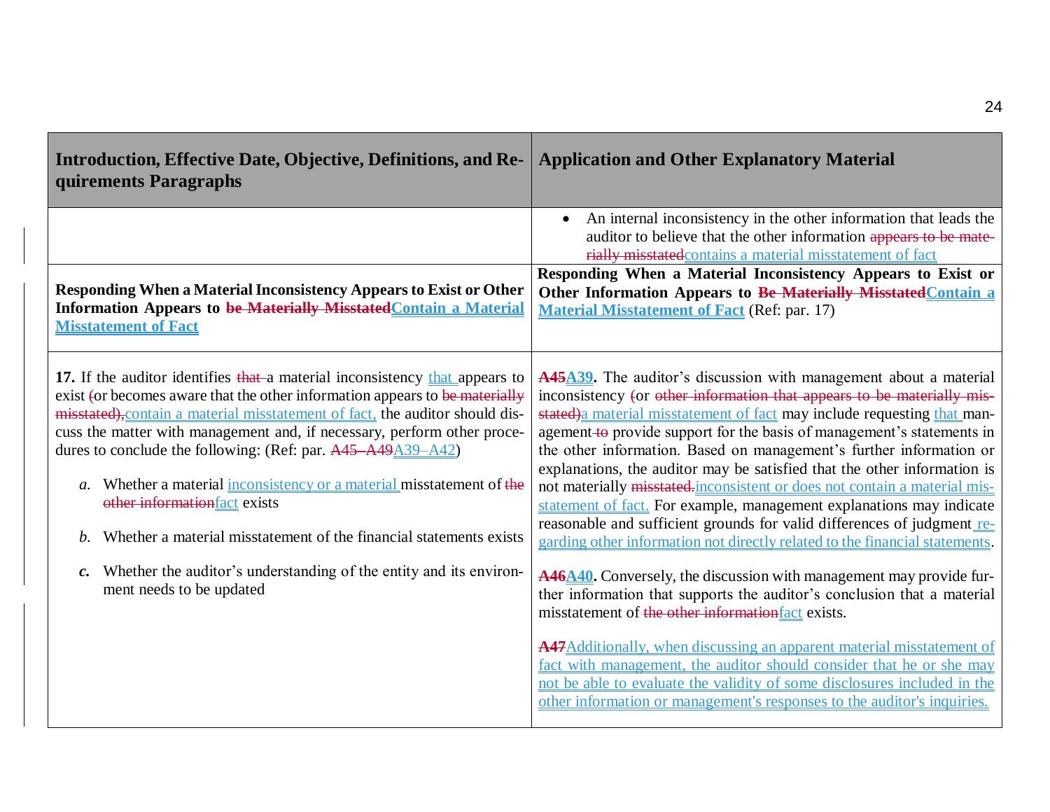| Introduction, Effective Date, Objective, Definitions, and Requirements Paragraphs | Application and Other Explanatory Material |
|---|---|
| | • An internal inconsistency in the other information that leads the auditor to believe that the other information ~~appears to be materially misstated~~contains a material misstatement of fact |
| **Responding When a Material Inconsistency Appears to Exist or Other Information Appears to ~~be Materially Misstated~~Contain a Material Misstatement of Fact** | **Responding When a Material Inconsistency Appears to Exist or Other Information Appears to ~~Be Materially Misstated~~Contain a Material Misstatement of Fact** (Ref: par. 17) |
| **17.** If the auditor identifies ~~that~~ a material inconsistency that appears to exist ~~(~~or becomes aware that the other information appears to ~~be materially misstated),~~contain a material misstatement of fact, the auditor should discuss the matter with management and, if necessary, perform other procedures to conclude the following: (Ref: par. ~~A45–A49~~A39–A42)<br><br>*a.* Whether a material inconsistency or a material misstatement of ~~the other information~~fact exists<br><br>*b.* Whether a material misstatement of the financial statements exists<br><br>*c.* Whether the auditor's understanding of the entity and its environment needs to be updated | **~~A45~~A39.** The auditor's discussion with management about a material inconsistency ~~(~~or ~~other information that appears to be materially misstated)~~a material misstatement of fact may include requesting that management ~~to~~ provide support for the basis of management's statements in the other information. Based on management's further information or explanations, the auditor may be satisfied that the other information is not materially ~~misstated.~~inconsistent or does not contain a material misstatement of fact. For example, management explanations may indicate reasonable and sufficient grounds for valid differences of judgment regarding other information not directly related to the financial statements.<br><br>**~~A46~~A40.** Conversely, the discussion with management may provide further information that supports the auditor's conclusion that a material misstatement of ~~the other information~~fact exists.<br><br>**~~A47~~**Additionally, when discussing an apparent material misstatement of fact with management, the auditor should consider that he or she may not be able to evaluate the validity of some disclosures included in the other information or management's responses to the auditor's inquiries. |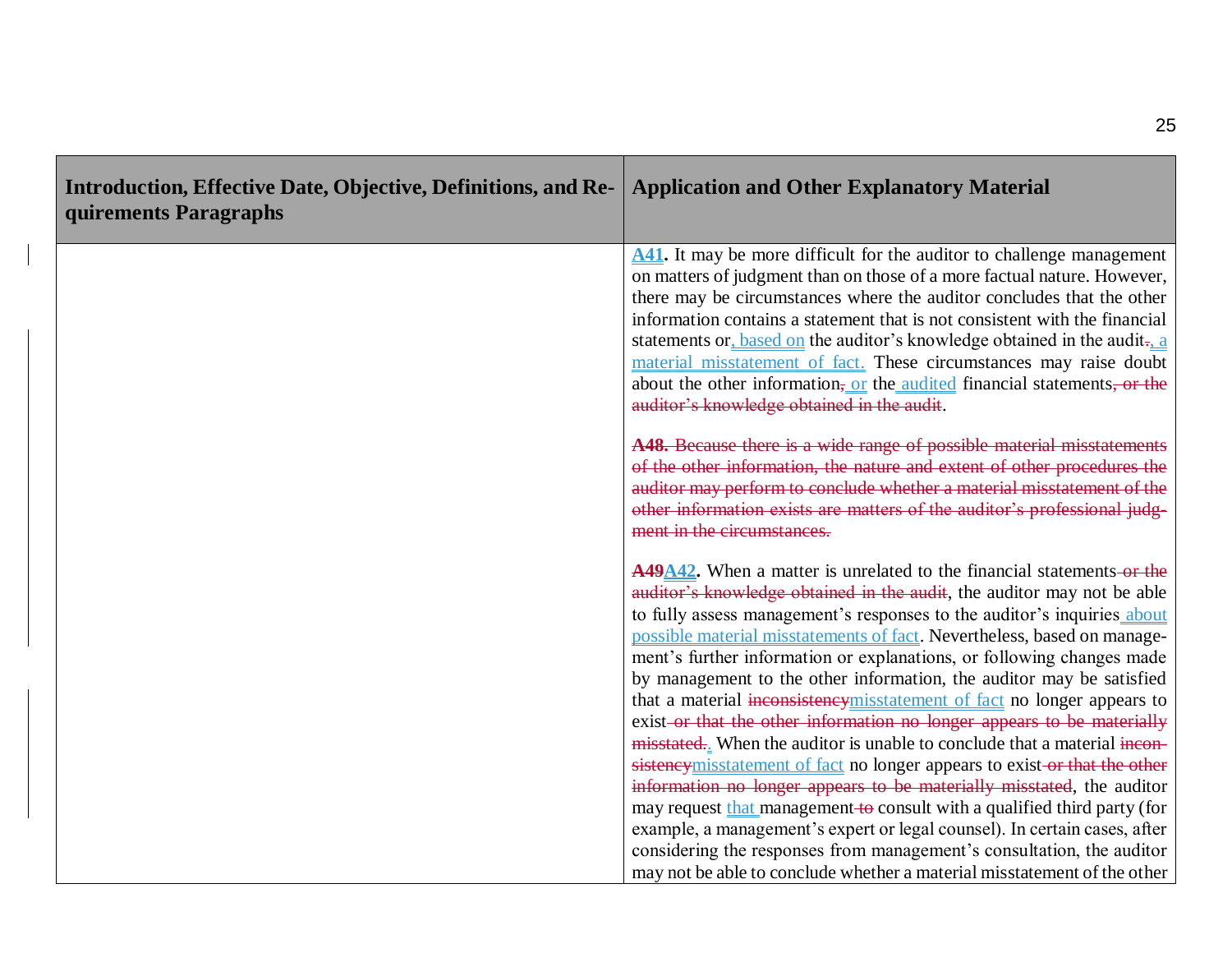| Introduction, Effective Date, Objective, Definitions, and Requirements Paragraphs | Application and Other Explanatory Material |
|---|---|
| | **A41.** It may be more difficult for the auditor to challenge management on matters of judgment than on those of a more factual nature. However, there may be circumstances where the auditor concludes that the other information contains a statement that is not consistent with the financial statements or, based on the auditor's knowledge obtained in the audit., a material misstatement of fact. These circumstances may raise doubt about the other information, or the audited financial statements, or the auditor's knowledge obtained in the audit. |
| | **A48.** Because there is a wide range of possible material misstatements of the other information, the nature and extent of other procedures the auditor may perform to conclude whether a material misstatement of the other information exists are matters of the auditor's professional judgment in the circumstances. |
| | **A49A42.** When a matter is unrelated to the financial statements or the auditor's knowledge obtained in the audit, the auditor may not be able to fully assess management's responses to the auditor's inquiries about possible material misstatements of fact. Nevertheless, based on management's further information or explanations, or following changes made by management to the other information, the auditor may be satisfied that a material inconsistencymisstatement of fact no longer appears to exist or that the other information no longer appears to be materially misstated.. When the auditor is unable to conclude that a material inconsistencymisstatement of fact no longer appears to exist or that the other information no longer appears to be materially misstated, the auditor may request that management to consult with a qualified third party (for example, a management's expert or legal counsel). In certain cases, after considering the responses from management's consultation, the auditor may not be able to conclude whether a material misstatement of the other |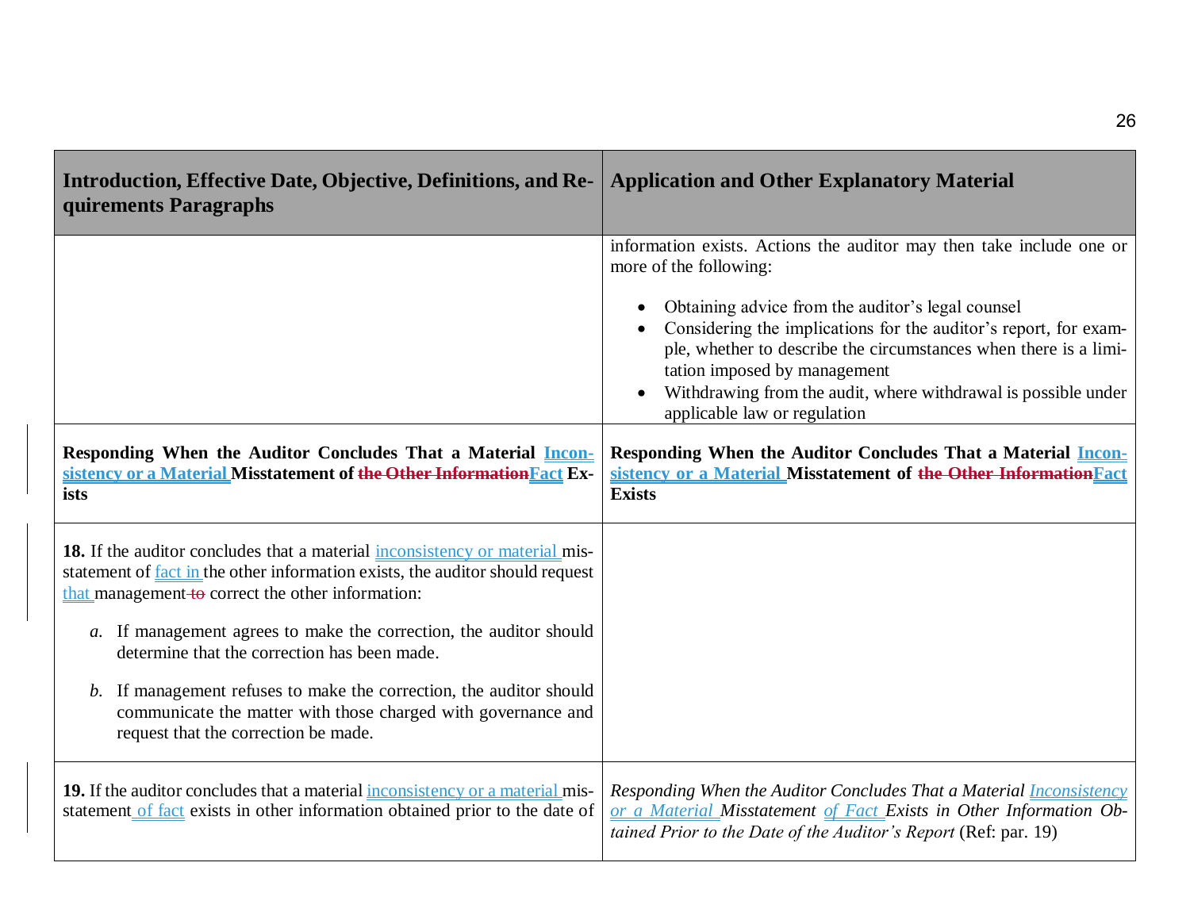| Introduction, Effective Date, Objective, Definitions, and Requirements Paragraphs | Application and Other Explanatory Material |
|---|---|
| | information exists. Actions the auditor may then take include one or more of the following:<br><br>• Obtaining advice from the auditor's legal counsel<br>• Considering the implications for the auditor's report, for example, whether to describe the circumstances when there is a limitation imposed by management<br>• Withdrawing from the audit, where withdrawal is possible under applicable law or regulation |
| **Responding When the Auditor Concludes That a Material Inconsistency or a Material Misstatement of ~~the Other Information~~Fact Exists** | **Responding When the Auditor Concludes That a Material Inconsistency or a Material Misstatement of ~~the Other Information~~Fact Exists** |
| **18.** If the auditor concludes that a material inconsistency or material misstatement of fact in the other information exists, the auditor should request that management ~~to~~ correct the other information:<br><br>*a.* If management agrees to make the correction, the auditor should determine that the correction has been made.<br><br>*b.* If management refuses to make the correction, the auditor should communicate the matter with those charged with governance and request that the correction be made. | |
| **19.** If the auditor concludes that a material inconsistency or a material misstatement of fact exists in other information obtained prior to the date of | *Responding When the Auditor Concludes That a Material Inconsistency or a Material Misstatement of Fact Exists in Other Information Obtained Prior to the Date of the Auditor's Report* (Ref: par. 19) |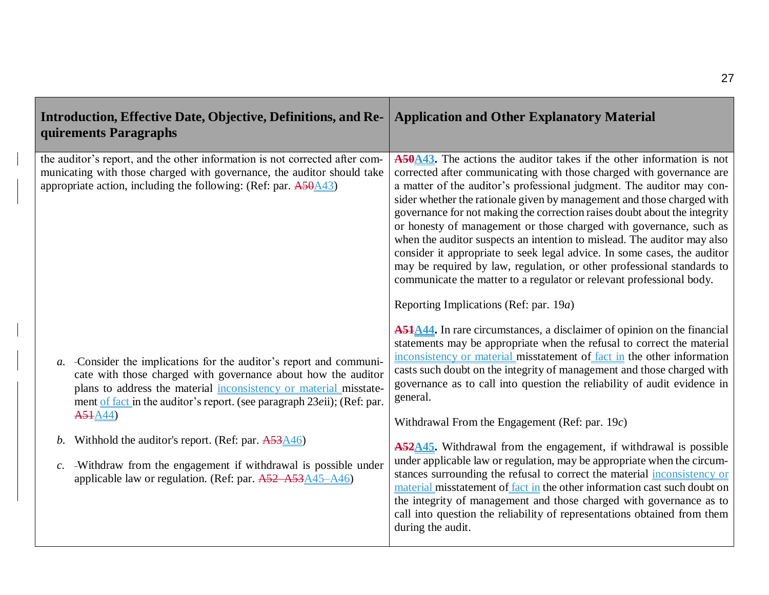| Introduction, Effective Date, Objective, Definitions, and Requirements Paragraphs | Application and Other Explanatory Material |
|---|---|
| the auditor's report, and the other information is not corrected after communicating with those charged with governance, the auditor should take appropriate action, including the following: (Ref: par. ~~A50~~A43) | **~~A50~~A43.** The actions the auditor takes if the other information is not corrected after communicating with those charged with governance are a matter of the auditor's professional judgment. The auditor may consider whether the rationale given by management and those charged with governance for not making the correction raises doubt about the integrity or honesty of management or those charged with governance, such as when the auditor suspects an intention to mislead. The auditor may also consider it appropriate to seek legal advice. In some cases, the auditor may be required by law, regulation, or other professional standards to communicate the matter to a regulator or relevant professional body. |
| | Reporting Implications (Ref: par. 19*a*) |
| *a.* Consider the implications for the auditor's report and communicate with those charged with governance about how the auditor plans to address the material inconsistency or material misstatement of fact in the auditor's report. (see paragraph 23*e*ii); (Ref: par. ~~A51~~A44) | **~~A51~~A44.** In rare circumstances, a disclaimer of opinion on the financial statements may be appropriate when the refusal to correct the material inconsistency or material misstatement of fact in the other information casts such doubt on the integrity of management and those charged with governance as to call into question the reliability of audit evidence in general. |
| *b.* Withhold the auditor's report. (Ref: par. ~~A53~~A46) | Withdrawal From the Engagement (Ref: par. 19*c*) |
| *c.* Withdraw from the engagement if withdrawal is possible under applicable law or regulation. (Ref: par. ~~A52–A53~~A45–A46) | **~~A52~~A45.** Withdrawal from the engagement, if withdrawal is possible under applicable law or regulation, may be appropriate when the circumstances surrounding the refusal to correct the material inconsistency or material misstatement of fact in the other information cast such doubt on the integrity of management and those charged with governance as to call into question the reliability of representations obtained from them during the audit. |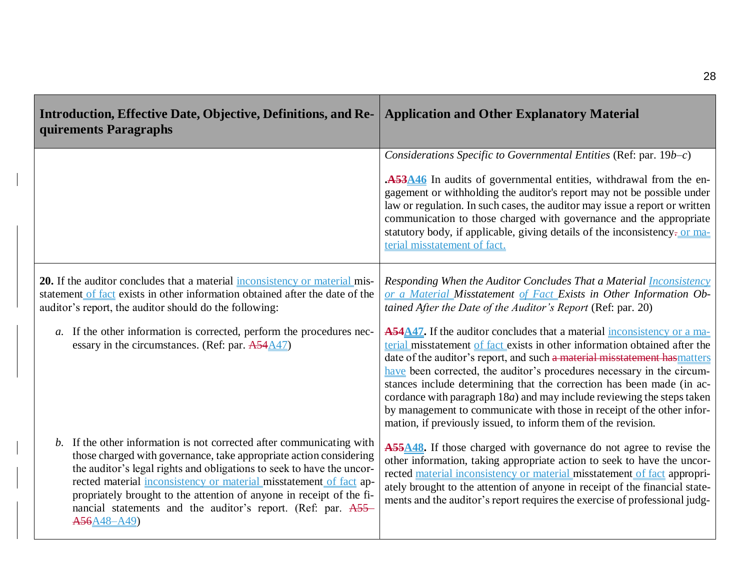| Introduction, Effective Date, Objective, Definitions, and Requirements Paragraphs | Application and Other Explanatory Material |
|---|---|
| | *Considerations Specific to Governmental Entities* (Ref: par. 19*b*–*c*)<br><br>**.~~A53~~A46** In audits of governmental entities, withdrawal from the engagement or withholding the auditor's report may not be possible under law or regulation. In such cases, the auditor may issue a report or written communication to those charged with governance and the appropriate statutory body, if applicable, giving details of the inconsistency~~.~~ or material misstatement of fact. |
| **20.** If the auditor concludes that a material inconsistency or material misstatement of fact exists in other information obtained after the date of the auditor's report, the auditor should do the following:<br><br>*a.* If the other information is corrected, perform the procedures necessary in the circumstances. (Ref: par. ~~A54~~A47) | *Responding When the Auditor Concludes That a Material Inconsistency or a Material Misstatement of Fact Exists in Other Information Obtained After the Date of the Auditor's Report* (Ref: par. 20)<br><br>**~~A54~~A47.** If the auditor concludes that a material inconsistency or a material misstatement of fact exists in other information obtained after the date of the auditor's report, and such ~~a material misstatement has~~matters have been corrected, the auditor's procedures necessary in the circumstances include determining that the correction has been made (in accordance with paragraph 18*a*) and may include reviewing the steps taken by management to communicate with those in receipt of the other information, if previously issued, to inform them of the revision. |
| *b.* If the other information is not corrected after communicating with those charged with governance, take appropriate action considering the auditor's legal rights and obligations to seek to have the uncorrected material inconsistency or material misstatement of fact appropriately brought to the attention of anyone in receipt of the financial statements and the auditor's report. (Ref: par. ~~A55–A56~~A48–A49) | **~~A55~~A48.** If those charged with governance do not agree to revise the other information, taking appropriate action to seek to have the uncorrected material inconsistency or material misstatement of fact appropriately brought to the attention of anyone in receipt of the financial statements and the auditor's report requires the exercise of professional judg- |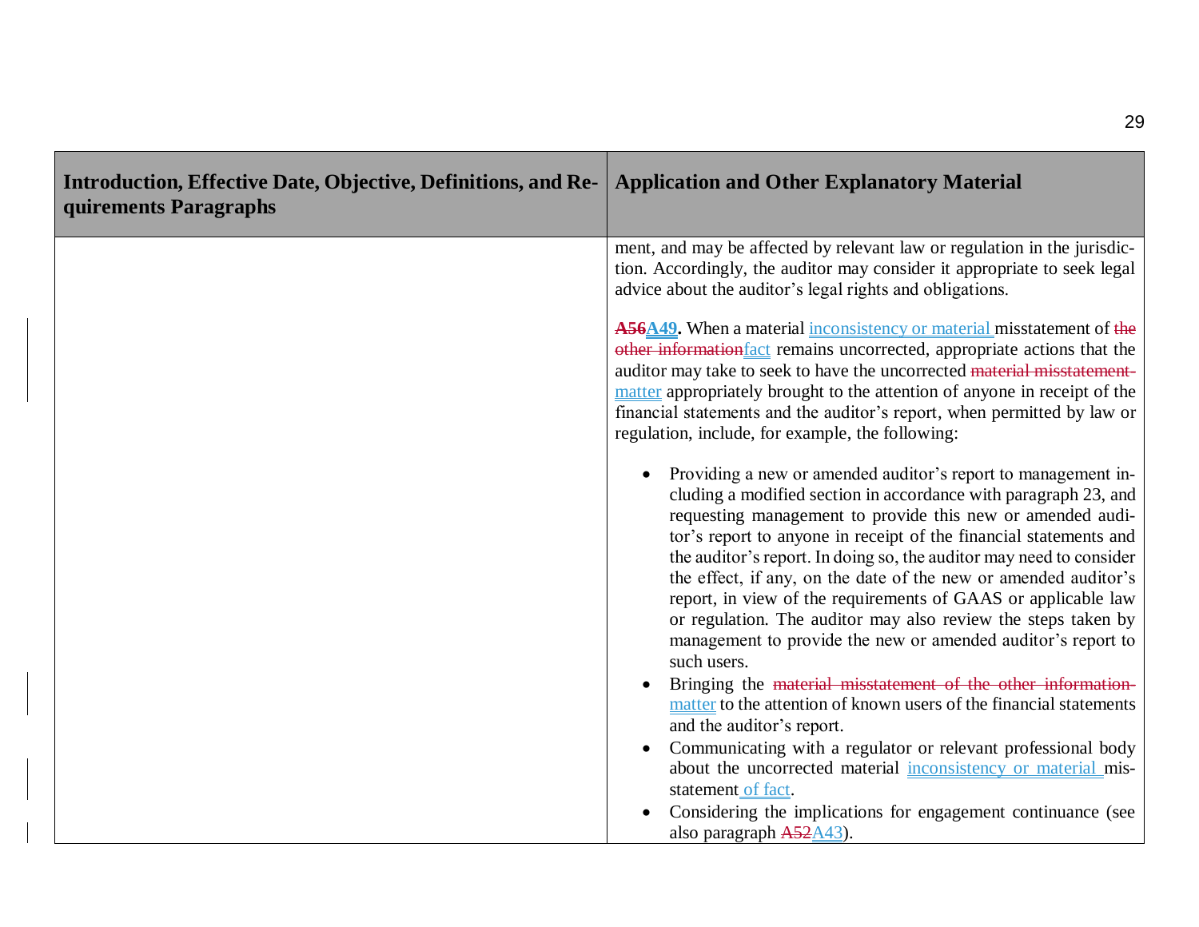| Introduction, Effective Date, Objective, Definitions, and Requirements Paragraphs | Application and Other Explanatory Material |
|---|---|
| | ment, and may be affected by relevant law or regulation in the jurisdiction. Accordingly, the auditor may consider it appropriate to seek legal advice about the auditor's legal rights and obligations.<br><br>~~**A56**~~**A49.** When a material inconsistency or material misstatement of ~~the other information~~fact remains uncorrected, appropriate actions that the auditor may take to seek to have the uncorrected ~~material misstatement~~ matter appropriately brought to the attention of anyone in receipt of the financial statements and the auditor's report, when permitted by law or regulation, include, for example, the following:<br><br>• Providing a new or amended auditor's report to management including a modified section in accordance with paragraph 23, and requesting management to provide this new or amended auditor's report to anyone in receipt of the financial statements and the auditor's report. In doing so, the auditor may need to consider the effect, if any, on the date of the new or amended auditor's report, in view of the requirements of GAAS or applicable law or regulation. The auditor may also review the steps taken by management to provide the new or amended auditor's report to such users.<br>• Bringing the ~~material misstatement of the other information~~ matter to the attention of known users of the financial statements and the auditor's report.<br>• Communicating with a regulator or relevant professional body about the uncorrected material inconsistency or material misstatement of fact.<br>• Considering the implications for engagement continuance (see also paragraph ~~A52~~A43). |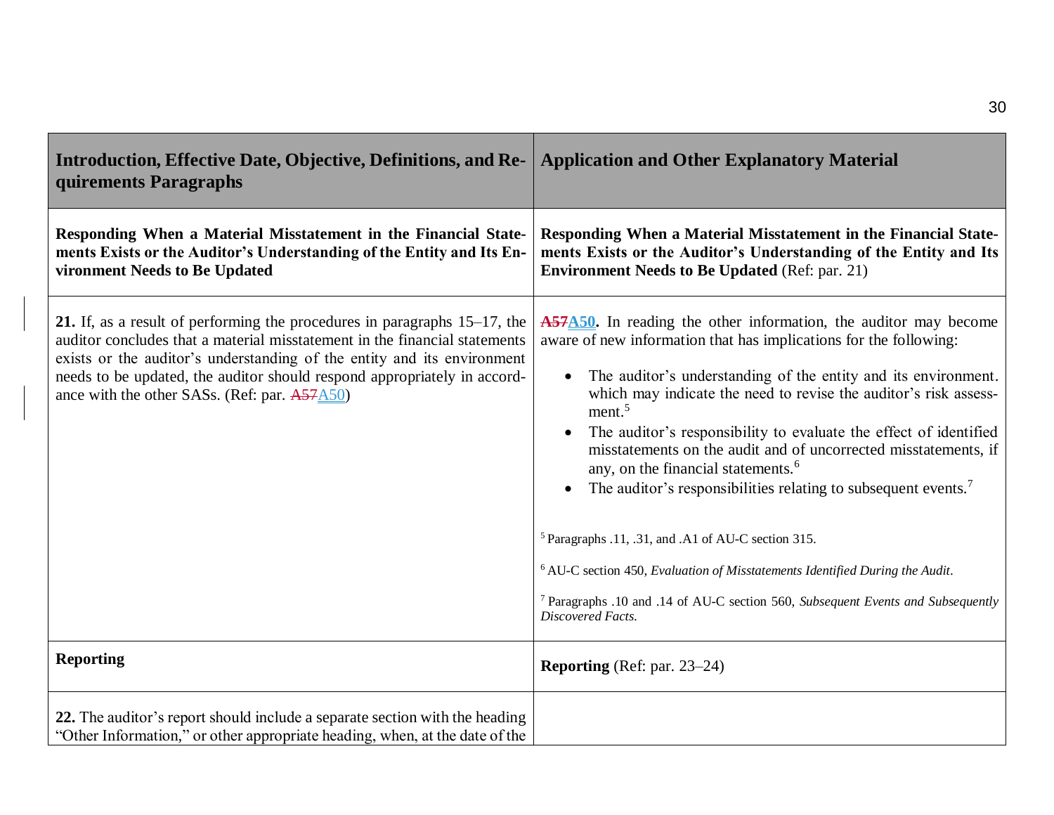| Introduction, Effective Date, Objective, Definitions, and Requirements Paragraphs | Application and Other Explanatory Material |
|---|---|
| **Responding When a Material Misstatement in the Financial Statements Exists or the Auditor's Understanding of the Entity and Its Environment Needs to Be Updated** | **Responding When a Material Misstatement in the Financial Statements Exists or the Auditor's Understanding of the Entity and Its Environment Needs to Be Updated** (Ref: par. 21) |
| **21.** If, as a result of performing the procedures in paragraphs 15–17, the auditor concludes that a material misstatement in the financial statements exists or the auditor's understanding of the entity and its environment needs to be updated, the auditor should respond appropriately in accordance with the other SASs. (Ref: par. ~~A57~~A50) | **~~A57~~A50.** In reading the other information, the auditor may become aware of new information that has implications for the following:<br><br>• The auditor's understanding of the entity and its environment. which may indicate the need to revise the auditor's risk assessment.[5]<br>• The auditor's responsibility to evaluate the effect of identified misstatements on the audit and of uncorrected misstatements, if any, on the financial statements.[6]<br>• The auditor's responsibilities relating to subsequent events.[7]<br><br>[5] Paragraphs .11, .31, and .A1 of AU-C section 315.<br><br>[6] AU-C section 450, *Evaluation of Misstatements Identified During the Audit*.<br><br>[7] Paragraphs .10 and .14 of AU-C section 560, *Subsequent Events and Subsequently Discovered Facts*. |
| **Reporting** | **Reporting** (Ref: par. 23–24) |
| **22.** The auditor's report should include a separate section with the heading "Other Information," or other appropriate heading, when, at the date of the | |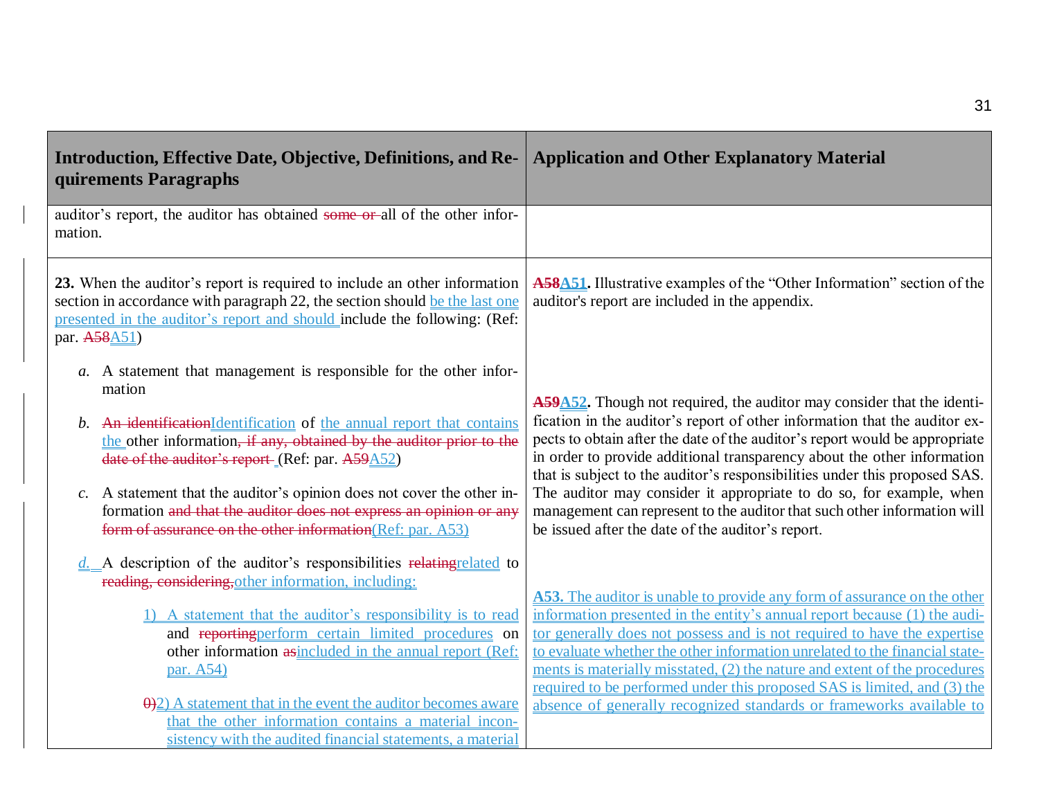| Introduction, Effective Date, Objective, Definitions, and Requirements Paragraphs | Application and Other Explanatory Material |
|---|---|
| auditor's report, the auditor has obtained ~~some or~~ all of the other information. | |
| **23.** When the auditor's report is required to include an other information section in accordance with paragraph 22, the section should be the last one presented in the auditor's report and should include the following: (Ref: par. ~~A58~~A51)<br><br>*a.* A statement that management is responsible for the other information<br><br>*b.* ~~An identification~~Identification of the annual report that contains the other information~~, if any, obtained by the auditor prior to the date of the auditor's report~~ (Ref: par. ~~A59~~A52)<br><br>*c.* A statement that the auditor's opinion does not cover the other information ~~and that the auditor does not express an opinion or any form of assurance on the other information~~(Ref: par. A53)<br><br>*d.* A description of the auditor's responsibilities ~~relating~~related to ~~reading, considering,~~other information, including:<br><br>1) A statement that the auditor's responsibility is to read and ~~reporting~~perform certain limited procedures on other information ~~as~~included in the annual report (Ref: par. A54)<br><br>~~0)~~2) A statement that in the event the auditor becomes aware that the other information contains a material inconsistency with the audited financial statements, a material | **~~A58~~A51.** Illustrative examples of the "Other Information" section of the auditor's report are included in the appendix.<br><br>**~~A59~~A52.** Though not required, the auditor may consider that the identification in the auditor's report of other information that the auditor expects to obtain after the date of the auditor's report would be appropriate in order to provide additional transparency about the other information that is subject to the auditor's responsibilities under this proposed SAS. The auditor may consider it appropriate to do so, for example, when management can represent to the auditor that such other information will be issued after the date of the auditor's report.<br><br>**A53.** The auditor is unable to provide any form of assurance on the other information presented in the entity's annual report because (1) the auditor generally does not possess and is not required to have the expertise to evaluate whether the other information unrelated to the financial statements is materially misstated, (2) the nature and extent of the procedures required to be performed under this proposed SAS is limited, and (3) the absence of generally recognized standards or frameworks available to |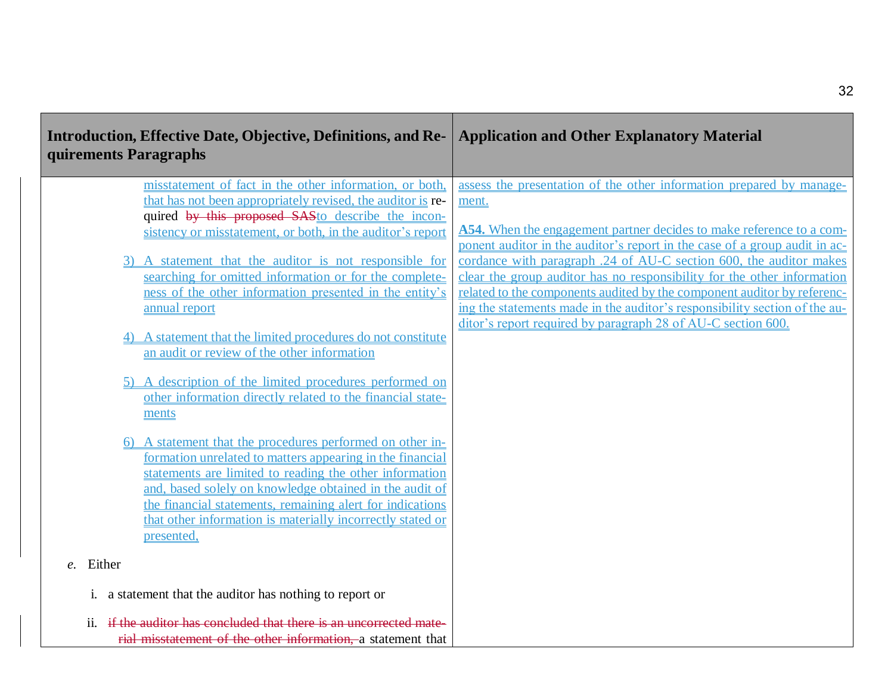| Introduction, Effective Date, Objective, Definitions, and Requirements Paragraphs | Application and Other Explanatory Material |
|---|---|
| misstatement of fact in the other information, or both, that has not been appropriately revised, the auditor is required ~~by this proposed SAS~~to describe the inconsistency or misstatement, or both, in the auditor's report<br><br>3) A statement that the auditor is not responsible for searching for omitted information or for the completeness of the other information presented in the entity's annual report<br><br>4) A statement that the limited procedures do not constitute an audit or review of the other information<br><br>5) A description of the limited procedures performed on other information directly related to the financial statements<br><br>6) A statement that the procedures performed on other information unrelated to matters appearing in the financial statements are limited to reading the other information and, based solely on knowledge obtained in the audit of the financial statements, remaining alert for indications that other information is materially incorrectly stated or presented,<br><br>*e.* Either<br><br>i. a statement that the auditor has nothing to report or<br><br>ii. ~~if the auditor has concluded that there is an uncorrected material misstatement of the other information,~~ a statement that | assess the presentation of the other information prepared by management.<br><br>**A54.** When the engagement partner decides to make reference to a component auditor in the auditor's report in the case of a group audit in accordance with paragraph .24 of AU-C section 600, the auditor makes clear the group auditor has no responsibility for the other information related to the components audited by the component auditor by referencing the statements made in the auditor's responsibility section of the auditor's report required by paragraph 28 of AU-C section 600. |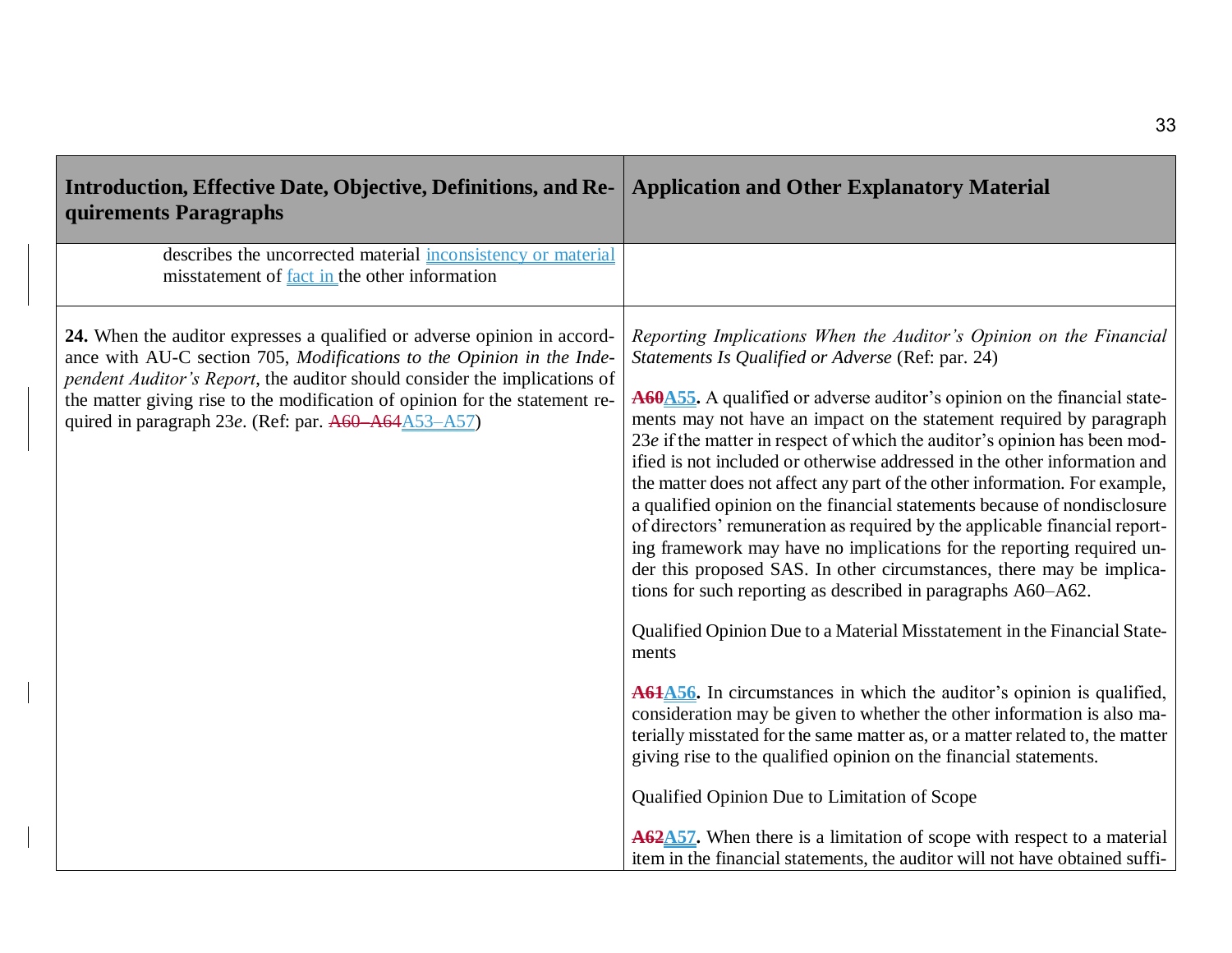| Introduction, Effective Date, Objective, Definitions, and Requirements Paragraphs | Application and Other Explanatory Material |
|---|---|
| describes the uncorrected material inconsistency or material misstatement of fact in the other information | |
| **24.** When the auditor expresses a qualified or adverse opinion in accordance with AU-C section 705, *Modifications to the Opinion in the Independent Auditor's Report*, the auditor should consider the implications of the matter giving rise to the modification of opinion for the statement required in paragraph 23*e*. (Ref: par. ~~A60–A64~~A53–A57) | *Reporting Implications When the Auditor's Opinion on the Financial Statements Is Qualified or Adverse* (Ref: par. 24)<br><br>**~~A60~~A55.** A qualified or adverse auditor's opinion on the financial statements may not have an impact on the statement required by paragraph 23*e* if the matter in respect of which the auditor's opinion has been modified is not included or otherwise addressed in the other information and the matter does not affect any part of the other information. For example, a qualified opinion on the financial statements because of nondisclosure of directors' remuneration as required by the applicable financial reporting framework may have no implications for the reporting required under this proposed SAS. In other circumstances, there may be implications for such reporting as described in paragraphs A60–A62.<br><br>Qualified Opinion Due to a Material Misstatement in the Financial Statements<br><br>**~~A61~~A56.** In circumstances in which the auditor's opinion is qualified, consideration may be given to whether the other information is also materially misstated for the same matter as, or a matter related to, the matter giving rise to the qualified opinion on the financial statements.<br><br>Qualified Opinion Due to Limitation of Scope<br><br>**~~A62~~A57.** When there is a limitation of scope with respect to a material item in the financial statements, the auditor will not have obtained suffi- |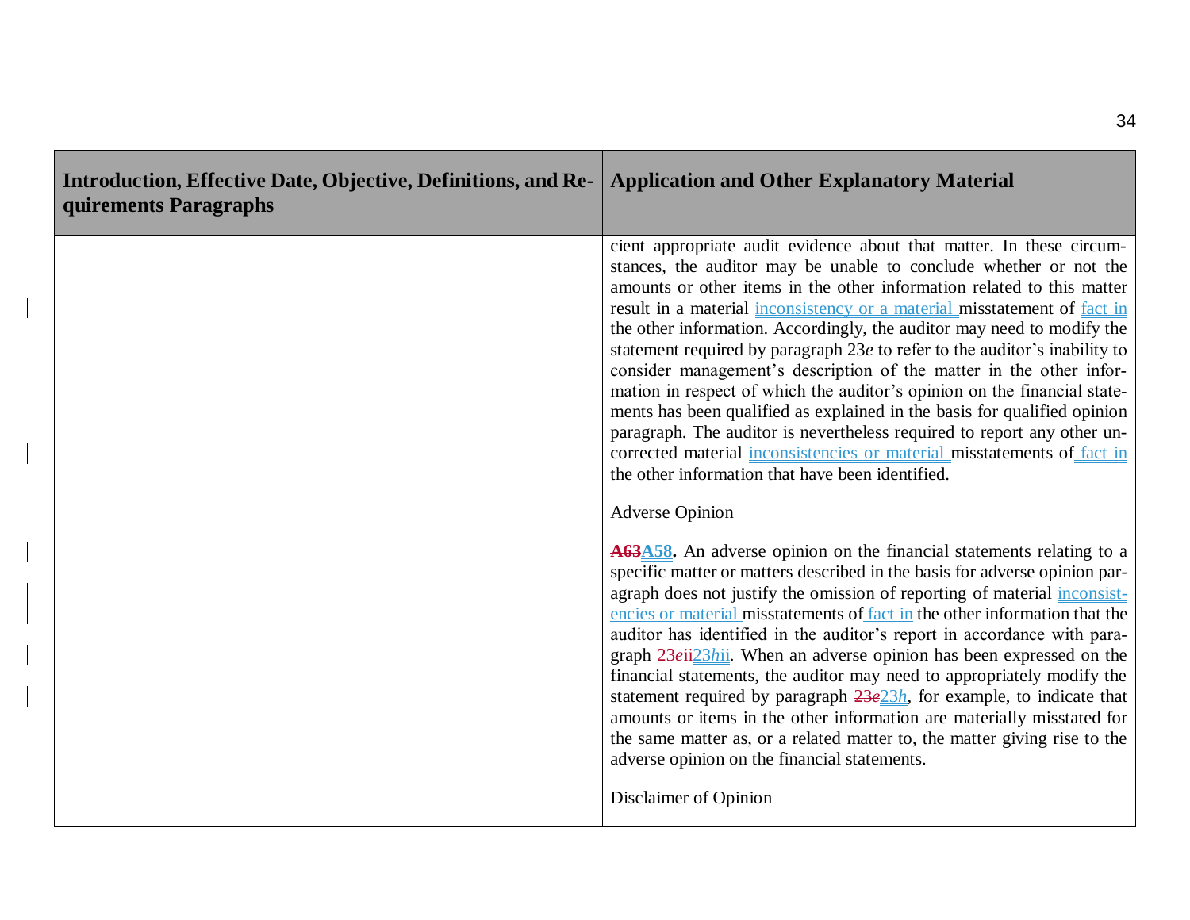| Introduction, Effective Date, Objective, Definitions, and Requirements Paragraphs | Application and Other Explanatory Material |
|---|---|
| | cient appropriate audit evidence about that matter. In these circumstances, the auditor may be unable to conclude whether or not the amounts or other items in the other information related to this matter result in a material inconsistency or a material misstatement of fact in the other information. Accordingly, the auditor may need to modify the statement required by paragraph 23*e* to refer to the auditor's inability to consider management's description of the matter in the other information in respect of which the auditor's opinion on the financial statements has been qualified as explained in the basis for qualified opinion paragraph. The auditor is nevertheless required to report any other uncorrected material inconsistencies or material misstatements of fact in the other information that have been identified.<br><br>Adverse Opinion<br><br>~~**A63**~~**A58**. An adverse opinion on the financial statements relating to a specific matter or matters described in the basis for adverse opinion paragraph does not justify the omission of reporting of material inconsistencies or material misstatements of fact in the other information that the auditor has identified in the auditor's report in accordance with paragraph ~~23*e*ii~~23*h*ii. When an adverse opinion has been expressed on the financial statements, the auditor may need to appropriately modify the statement required by paragraph ~~23*e*~~23*h*, for example, to indicate that amounts or items in the other information are materially misstated for the same matter as, or a related matter to, the matter giving rise to the adverse opinion on the financial statements.<br><br>Disclaimer of Opinion |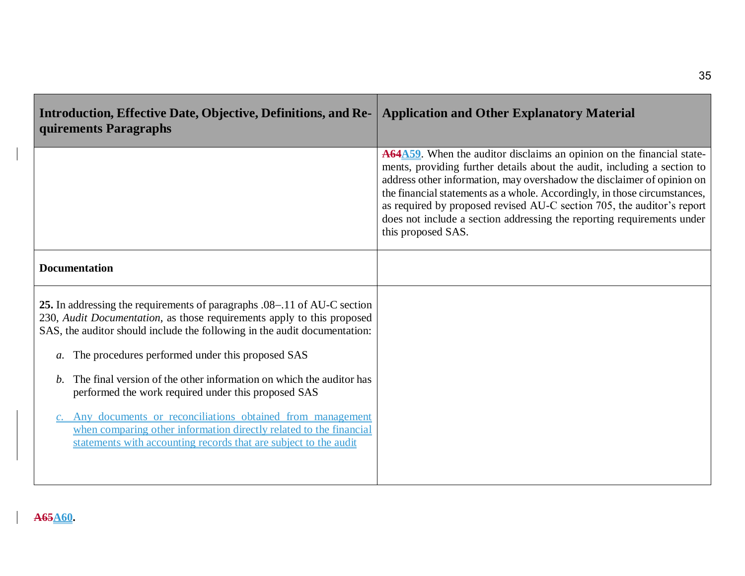| Introduction, Effective Date, Objective, Definitions, and Requirements Paragraphs | Application and Other Explanatory Material |
|---|---|
| | ~~A64~~A59. When the auditor disclaims an opinion on the financial statements, providing further details about the audit, including a section to address other information, may overshadow the disclaimer of opinion on the financial statements as a whole. Accordingly, in those circumstances, as required by proposed revised AU-C section 705, the auditor's report does not include a section addressing the reporting requirements under this proposed SAS. |
| **Documentation** | |
| **25.** In addressing the requirements of paragraphs .08–.11 of AU-C section 230, *Audit Documentation*, as those requirements apply to this proposed SAS, the auditor should include the following in the audit documentation:<br><br>*a.* The procedures performed under this proposed SAS<br><br>*b.* The final version of the other information on which the auditor has performed the work required under this proposed SAS<br><br>*c.* Any documents or reconciliations obtained from management when comparing other information directly related to the financial statements with accounting records that are subject to the audit | |

**~~A65~~A60.**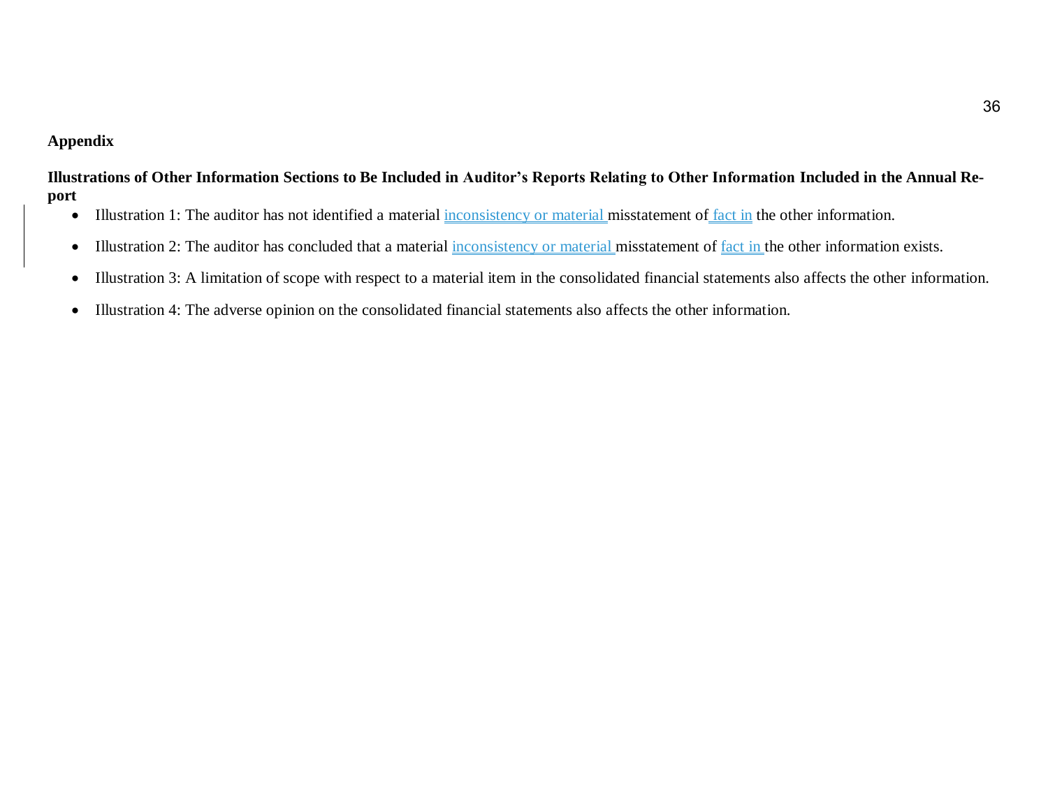**Appendix**

**Illustrations of Other Information Sections to Be Included in Auditor's Reports Relating to Other Information Included in the Annual Report**

- Illustration 1: The auditor has not identified a material inconsistency or material misstatement of fact in the other information.
- Illustration 2: The auditor has concluded that a material inconsistency or material misstatement of fact in the other information exists.
- Illustration 3: A limitation of scope with respect to a material item in the consolidated financial statements also affects the other information.
- Illustration 4: The adverse opinion on the consolidated financial statements also affects the other information.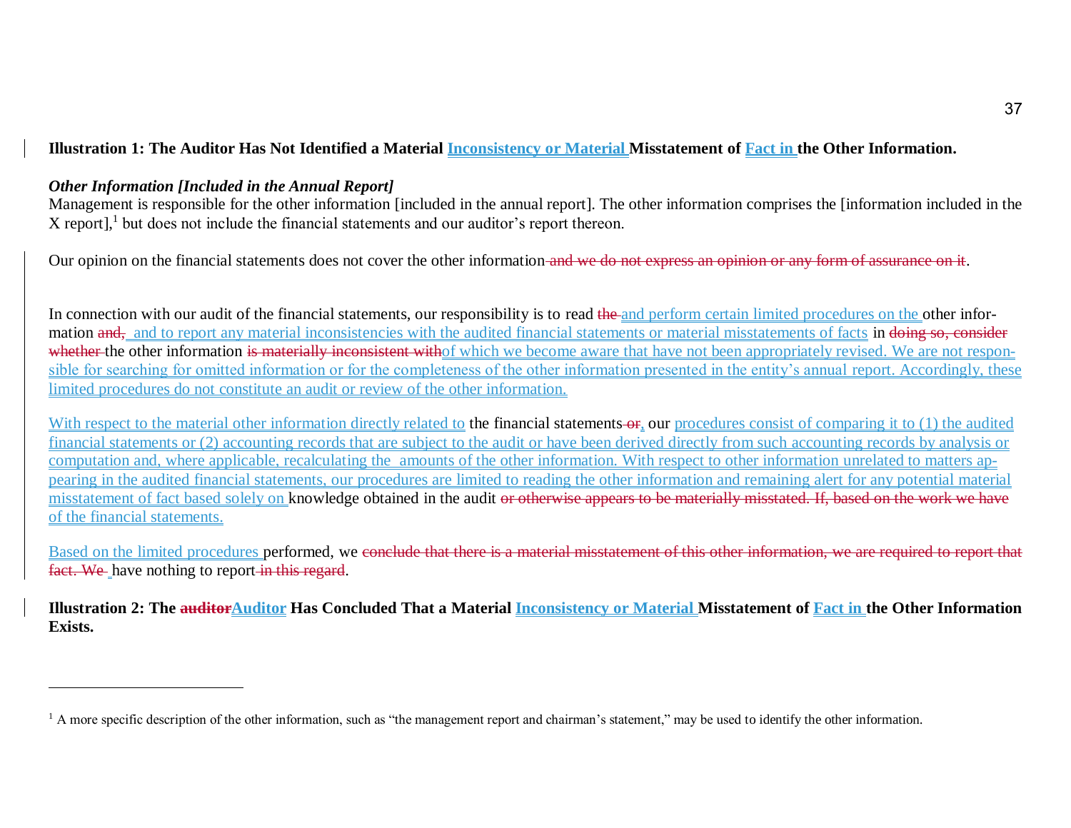**Illustration 1: The Auditor Has Not Identified a Material Inconsistency or Material Misstatement of Fact in the Other Information.**

***Other Information [Included in the Annual Report]***

Management is responsible for the other information [included in the annual report]. The other information comprises the [information included in the X report],[1] but does not include the financial statements and our auditor's report thereon.

Our opinion on the financial statements does not cover the other information~~ and we do not express an opinion or any form of assurance on it~~.

In connection with our audit of the financial statements, our responsibility is to read ~~the ~~and perform certain limited procedures on the other information ~~and,~~ and to report any material inconsistencies with the audited financial statements or material misstatements of facts in ~~doing so, consider whether ~~the other information ~~is materially inconsistent with~~of which we become aware that have not been appropriately revised. We are not responsible for searching for omitted information or for the completeness of the other information presented in the entity's annual report. Accordingly, these limited procedures do not constitute an audit or review of the other information.

With respect to the material other information directly related to the financial statements~~ or~~, our procedures consist of comparing it to (1) the audited financial statements or (2) accounting records that are subject to the audit or have been derived directly from such accounting records by analysis or computation and, where applicable, recalculating the amounts of the other information. With respect to other information unrelated to matters appearing in the audited financial statements, our procedures are limited to reading the other information and remaining alert for any potential material misstatement of fact based solely on knowledge obtained in the audit ~~or otherwise appears to be materially misstated. If, based on the work we have~~ of the financial statements.

Based on the limited procedures performed, we ~~conclude that there is a material misstatement of this other information, we are required to report that fact. We~~ have nothing to report~~ in this regard~~.

**Illustration 2: The ~~auditor~~Auditor Has Concluded That a Material Inconsistency or Material Misstatement of Fact in the Other Information Exists.**

---

[1] A more specific description of the other information, such as "the management report and chairman's statement," may be used to identify the other information.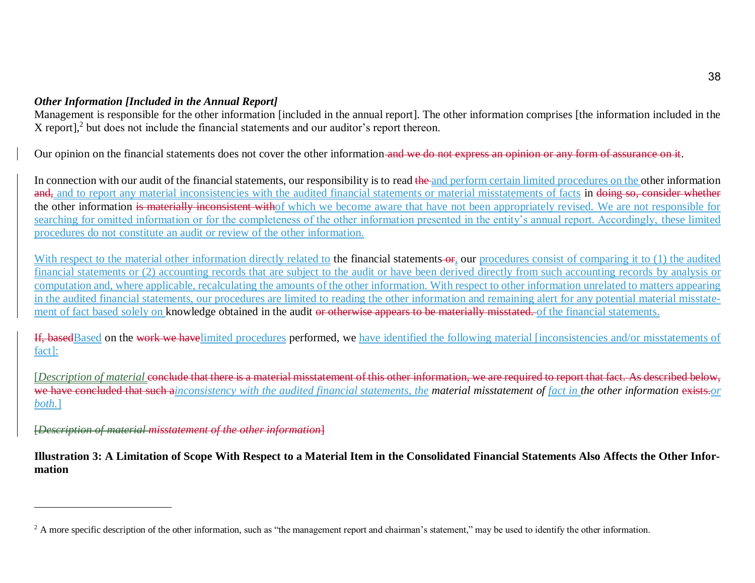***Other Information [Included in the Annual Report]***

Management is responsible for the other information [included in the annual report]. The other information comprises [the information included in the X report],[2] but does not include the financial statements and our auditor's report thereon.

Our opinion on the financial statements does not cover the other information~~ and we do not express an opinion or any form of assurance on it~~.

In connection with our audit of the financial statements, our responsibility is to read ~~the~~ <ins>and perform certain limited procedures on the</ins> other information ~~and,~~<ins> and to report any material inconsistencies with the audited financial statements or material misstatements of facts</ins> in ~~doing so, consider whether~~ the other information ~~is materially inconsistent with~~<ins>of which we become aware that have not been appropriately revised. We are not responsible for searching for omitted information or for the completeness of the other information presented in the entity's annual report. Accordingly, these limited procedures do not constitute an audit or review of the other information.</ins>

<ins>With respect to the material other information directly related to</ins> the financial statements~~ or~~<ins>,</ins> our <ins>procedures consist of comparing it to (1) the audited financial statements or (2) accounting records that are subject to the audit or have been derived directly from such accounting records by analysis or computation and, where applicable, recalculating the amounts of the other information. With respect to other information unrelated to matters appearing in the audited financial statements, our procedures are limited to reading the other information and remaining alert for any potential material misstatement of fact based solely on</ins> knowledge obtained in the audit ~~or otherwise appears to be materially misstated.~~ <ins>of the financial statements.</ins>

~~If, based~~<ins>Based</ins> on the ~~work we have~~<ins>limited procedures</ins> performed, we <ins>have identified the following material [inconsistencies and/or misstatements of fact]:</ins>

[<ins>*Description of material*</ins> ~~conclude that there is a material misstatement of this other information, we are required to report that fact. As described below, we have concluded that such a~~<ins>*inconsistency with the audited financial statements, the*</ins> *material misstatement of* <ins>*fact in*</ins> *the other information* ~~exists.~~<ins>*or both.*</ins>]

~~[*Description of material misstatement of the other information*]~~

**Illustration 3: A Limitation of Scope With Respect to a Material Item in the Consolidated Financial Statements Also Affects the Other Information**

---

[2] A more specific description of the other information, such as "the management report and chairman's statement," may be used to identify the other information.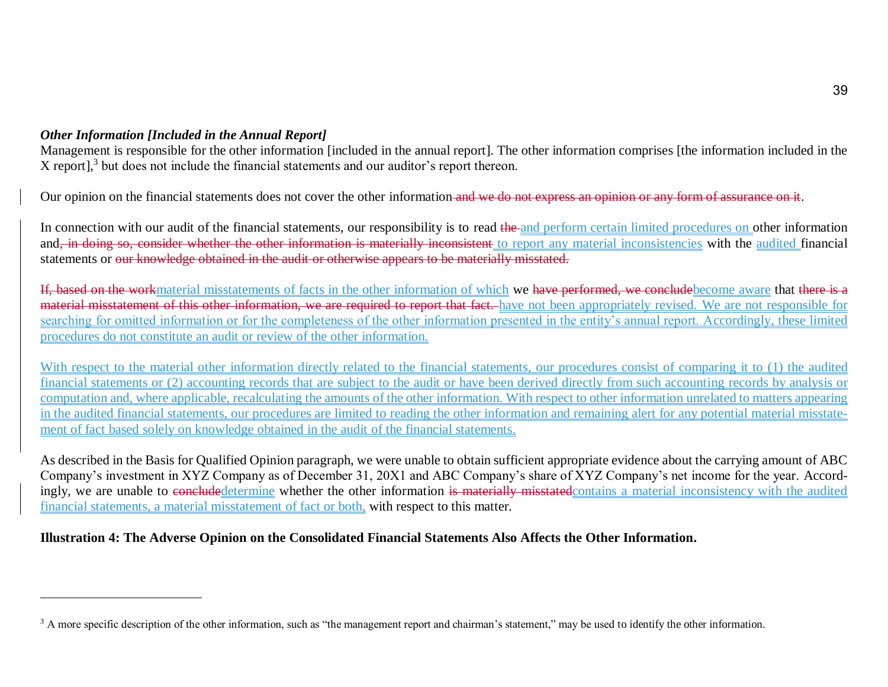### *Other Information [Included in the Annual Report]*

Management is responsible for the other information [included in the annual report]. The other information comprises [the information included in the X report],[3] but does not include the financial statements and our auditor's report thereon.

Our opinion on the financial statements does not cover the other information~~ and we do not express an opinion or any form of assurance on it~~.

In connection with our audit of the financial statements, our responsibility is to read ~~the~~ and perform certain limited procedures on other information and~~, in doing so, consider whether the other information is materially inconsistent~~ to report any material inconsistencies with the audited financial statements or ~~our knowledge obtained in the audit or otherwise appears to be materially misstated.~~

~~If, based on the work~~material misstatements of facts in the other information of which we ~~have performed, we conclude~~become aware that ~~there is a material misstatement of this other information, we are required to report that fact.~~ have not been appropriately revised. We are not responsible for searching for omitted information or for the completeness of the other information presented in the entity's annual report. Accordingly, these limited procedures do not constitute an audit or review of the other information.

With respect to the material other information directly related to the financial statements, our procedures consist of comparing it to (1) the audited financial statements or (2) accounting records that are subject to the audit or have been derived directly from such accounting records by analysis or computation and, where applicable, recalculating the amounts of the other information. With respect to other information unrelated to matters appearing in the audited financial statements, our procedures are limited to reading the other information and remaining alert for any potential material misstatement of fact based solely on knowledge obtained in the audit of the financial statements.

As described in the Basis for Qualified Opinion paragraph, we were unable to obtain sufficient appropriate evidence about the carrying amount of ABC Company's investment in XYZ Company as of December 31, 20X1 and ABC Company's share of XYZ Company's net income for the year. Accordingly, we are unable to ~~conclude~~determine whether the other information ~~is materially misstated~~contains a material inconsistency with the audited financial statements, a material misstatement of fact or both, with respect to this matter.

**Illustration 4: The Adverse Opinion on the Consolidated Financial Statements Also Affects the Other Information.**

---

[3] A more specific description of the other information, such as "the management report and chairman's statement," may be used to identify the other information.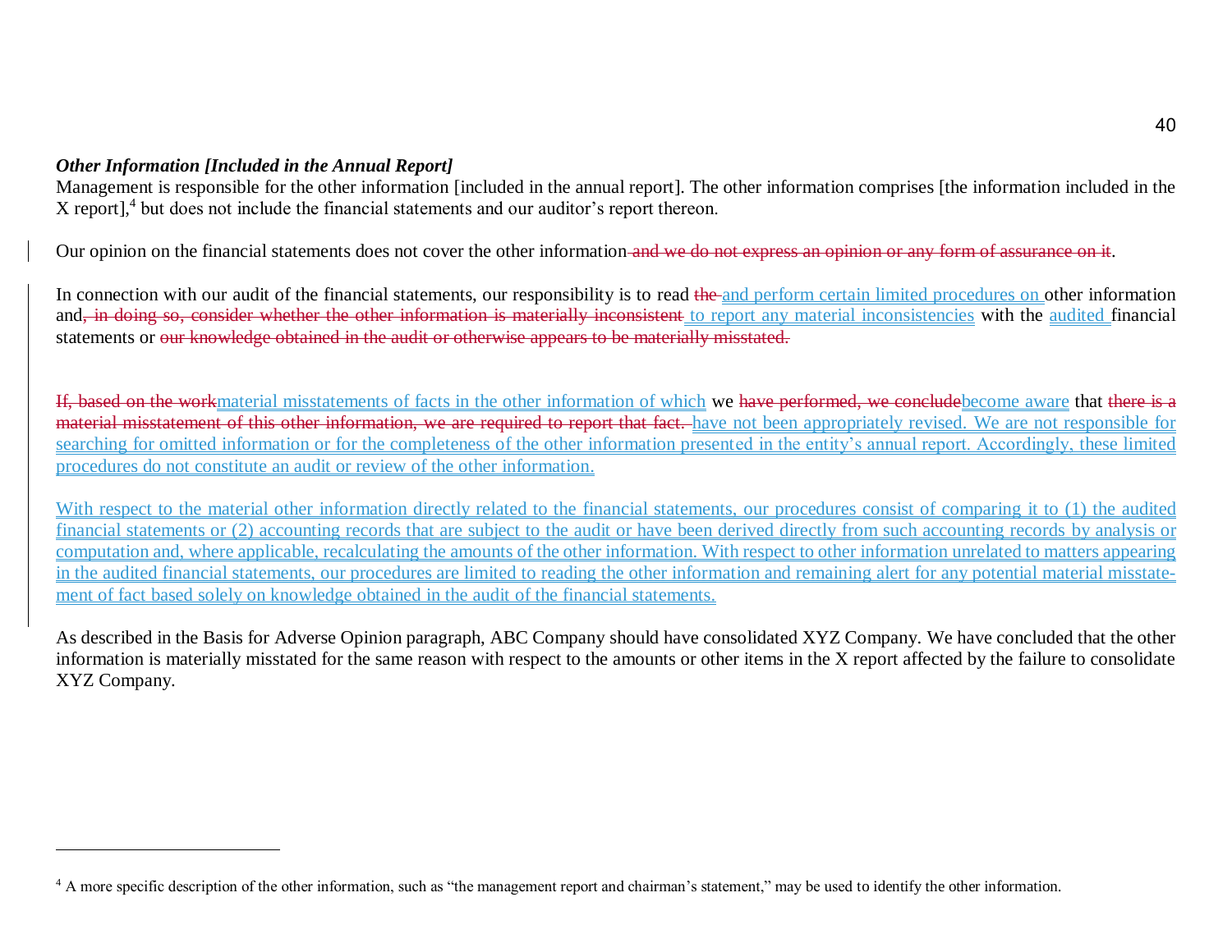***Other Information [Included in the Annual Report]***

Management is responsible for the other information [included in the annual report]. The other information comprises [the information included in the X report],[4] but does not include the financial statements and our auditor's report thereon.

Our opinion on the financial statements does not cover the other information~~ and we do not express an opinion or any form of assurance on it~~.

In connection with our audit of the financial statements, our responsibility is to read ~~the~~ and perform certain limited procedures on other information and~~, in doing so, consider whether the other information is materially inconsistent~~ to report any material inconsistencies with the audited financial statements or ~~our knowledge obtained in the audit or otherwise appears to be materially misstated.~~

~~If, based on the work~~material misstatements of facts in the other information of which we ~~have performed, we conclude~~become aware that ~~there is a material misstatement of this other information, we are required to report that fact.~~ have not been appropriately revised. We are not responsible for searching for omitted information or for the completeness of the other information presented in the entity's annual report. Accordingly, these limited procedures do not constitute an audit or review of the other information.

With respect to the material other information directly related to the financial statements, our procedures consist of comparing it to (1) the audited financial statements or (2) accounting records that are subject to the audit or have been derived directly from such accounting records by analysis or computation and, where applicable, recalculating the amounts of the other information. With respect to other information unrelated to matters appearing in the audited financial statements, our procedures are limited to reading the other information and remaining alert for any potential material misstatement of fact based solely on knowledge obtained in the audit of the financial statements.

As described in the Basis for Adverse Opinion paragraph, ABC Company should have consolidated XYZ Company. We have concluded that the other information is materially misstated for the same reason with respect to the amounts or other items in the X report affected by the failure to consolidate XYZ Company.

---

[4] A more specific description of the other information, such as "the management report and chairman's statement," may be used to identify the other information.